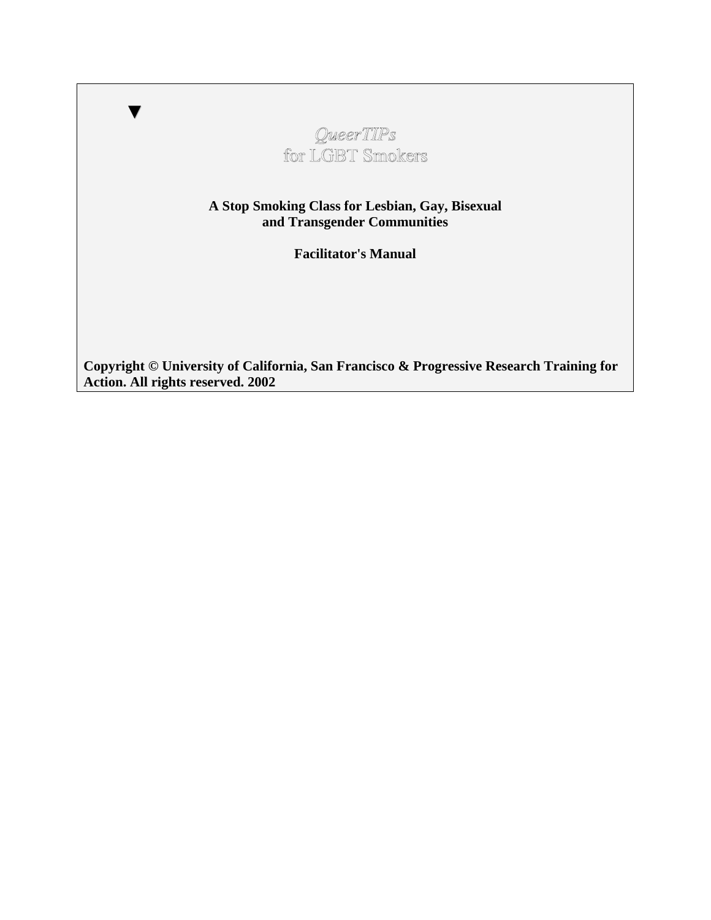▼

# *QueerTIPs*
# for LGBT Smokers

**A Stop Smoking Class for Lesbian, Gay, Bisexual and Transgender Communities**

**Facilitator's Manual**

**Copyright © University of California, San Francisco & Progressive Research Training for Action. All rights reserved. 2002**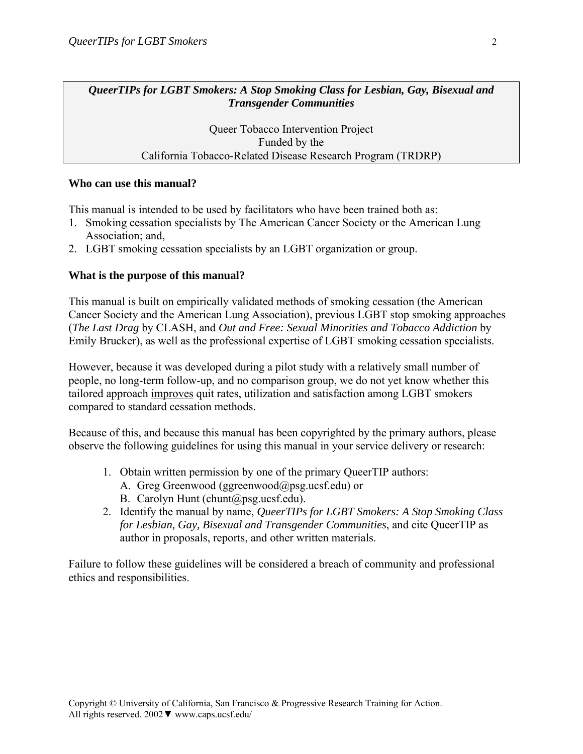***QueerTIPs for LGBT Smokers: A Stop Smoking Class for Lesbian, Gay, Bisexual and Transgender Communities***

Queer Tobacco Intervention Project
Funded by the
California Tobacco-Related Disease Research Program (TRDRP)

**Who can use this manual?**

This manual is intended to be used by facilitators who have been trained both as:

1. Smoking cessation specialists by The American Cancer Society or the American Lung Association; and,
2. LGBT smoking cessation specialists by an LGBT organization or group.

**What is the purpose of this manual?**

This manual is built on empirically validated methods of smoking cessation (the American Cancer Society and the American Lung Association), previous LGBT stop smoking approaches (*The Last Drag* by CLASH, and *Out and Free: Sexual Minorities and Tobacco Addiction* by Emily Brucker), as well as the professional expertise of LGBT smoking cessation specialists.

However, because it was developed during a pilot study with a relatively small number of people, no long-term follow-up, and no comparison group, we do not yet know whether this tailored approach <u>improves</u> quit rates, utilization and satisfaction among LGBT smokers compared to standard cessation methods.

Because of this, and because this manual has been copyrighted by the primary authors, please observe the following guidelines for using this manual in your service delivery or research:

1. Obtain written permission by one of the primary QueerTIP authors:
   A. Greg Greenwood (ggreenwood@psg.ucsf.edu) or
   B. Carolyn Hunt (chunt@psg.ucsf.edu).
2. Identify the manual by name, *QueerTIPs for LGBT Smokers: A Stop Smoking Class for Lesbian, Gay, Bisexual and Transgender Communities*, and cite QueerTIP as author in proposals, reports, and other written materials.

Failure to follow these guidelines will be considered a breach of community and professional ethics and responsibilities.

Copyright © University of California, San Francisco & Progressive Research Training for Action. All rights reserved. 2002▼ www.caps.ucsf.edu/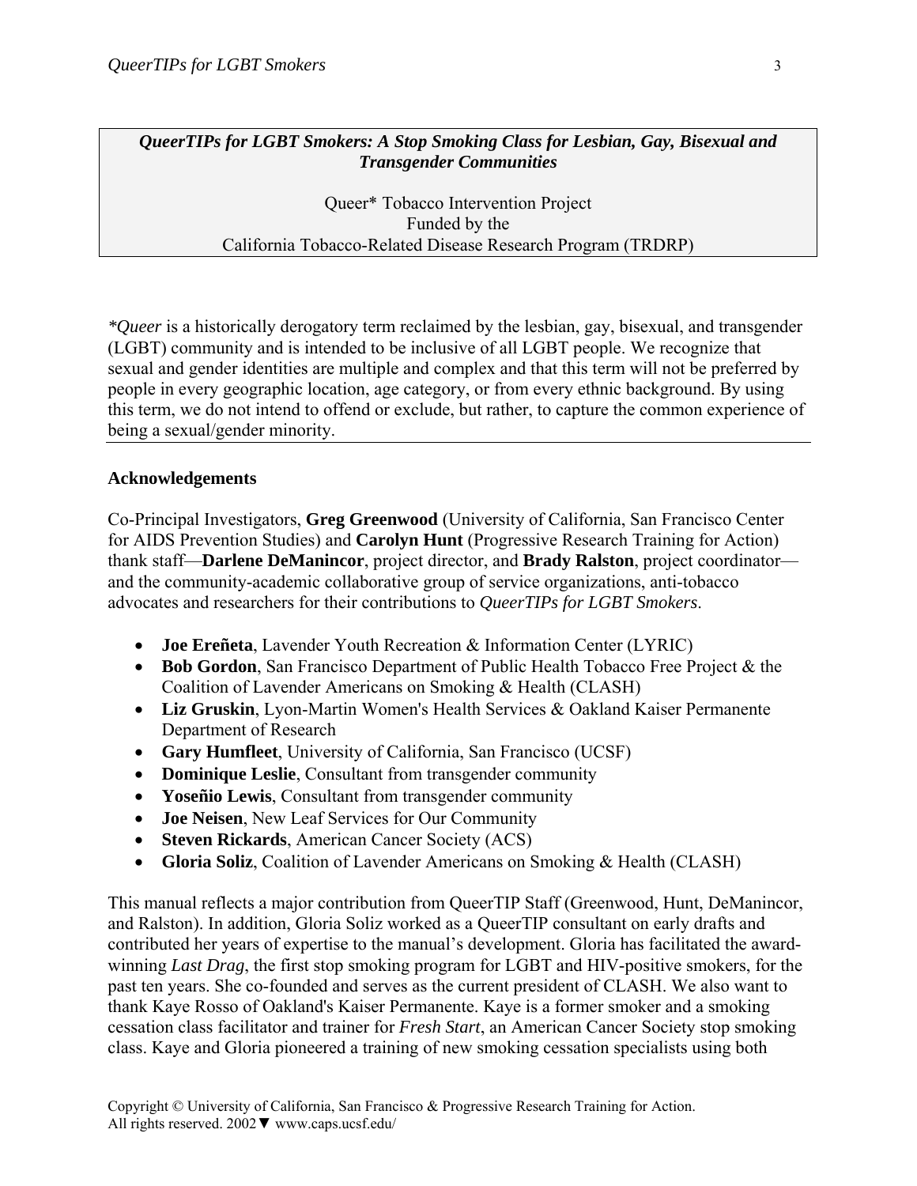***QueerTIPs for LGBT Smokers: A Stop Smoking Class for Lesbian, Gay, Bisexual and Transgender Communities***

Queer* Tobacco Intervention Project
Funded by the
California Tobacco-Related Disease Research Program (TRDRP)

**Queer* is a historically derogatory term reclaimed by the lesbian, gay, bisexual, and transgender (LGBT) community and is intended to be inclusive of all LGBT people. We recognize that sexual and gender identities are multiple and complex and that this term will not be preferred by people in every geographic location, age category, or from every ethnic background. By using this term, we do not intend to offend or exclude, but rather, to capture the common experience of being a sexual/gender minority.

**Acknowledgements**

Co-Principal Investigators, **Greg Greenwood** (University of California, San Francisco Center for AIDS Prevention Studies) and **Carolyn Hunt** (Progressive Research Training for Action) thank staff—**Darlene DeManincor**, project director, and **Brady Ralston**, project coordinator—and the community-academic collaborative group of service organizations, anti-tobacco advocates and researchers for their contributions to *QueerTIPs for LGBT Smokers*.

- **Joe Ereñeta**, Lavender Youth Recreation & Information Center (LYRIC)
- **Bob Gordon**, San Francisco Department of Public Health Tobacco Free Project & the Coalition of Lavender Americans on Smoking & Health (CLASH)
- **Liz Gruskin**, Lyon-Martin Women's Health Services & Oakland Kaiser Permanente Department of Research
- **Gary Humfleet**, University of California, San Francisco (UCSF)
- **Dominique Leslie**, Consultant from transgender community
- **Yoseñio Lewis**, Consultant from transgender community
- **Joe Neisen**, New Leaf Services for Our Community
- **Steven Rickards**, American Cancer Society (ACS)
- **Gloria Soliz**, Coalition of Lavender Americans on Smoking & Health (CLASH)

This manual reflects a major contribution from QueerTIP Staff (Greenwood, Hunt, DeManincor, and Ralston). In addition, Gloria Soliz worked as a QueerTIP consultant on early drafts and contributed her years of expertise to the manual's development. Gloria has facilitated the award-winning *Last Drag*, the first stop smoking program for LGBT and HIV-positive smokers, for the past ten years. She co-founded and serves as the current president of CLASH. We also want to thank Kaye Rosso of Oakland's Kaiser Permanente. Kaye is a former smoker and a smoking cessation class facilitator and trainer for *Fresh Start*, an American Cancer Society stop smoking class. Kaye and Gloria pioneered a training of new smoking cessation specialists using both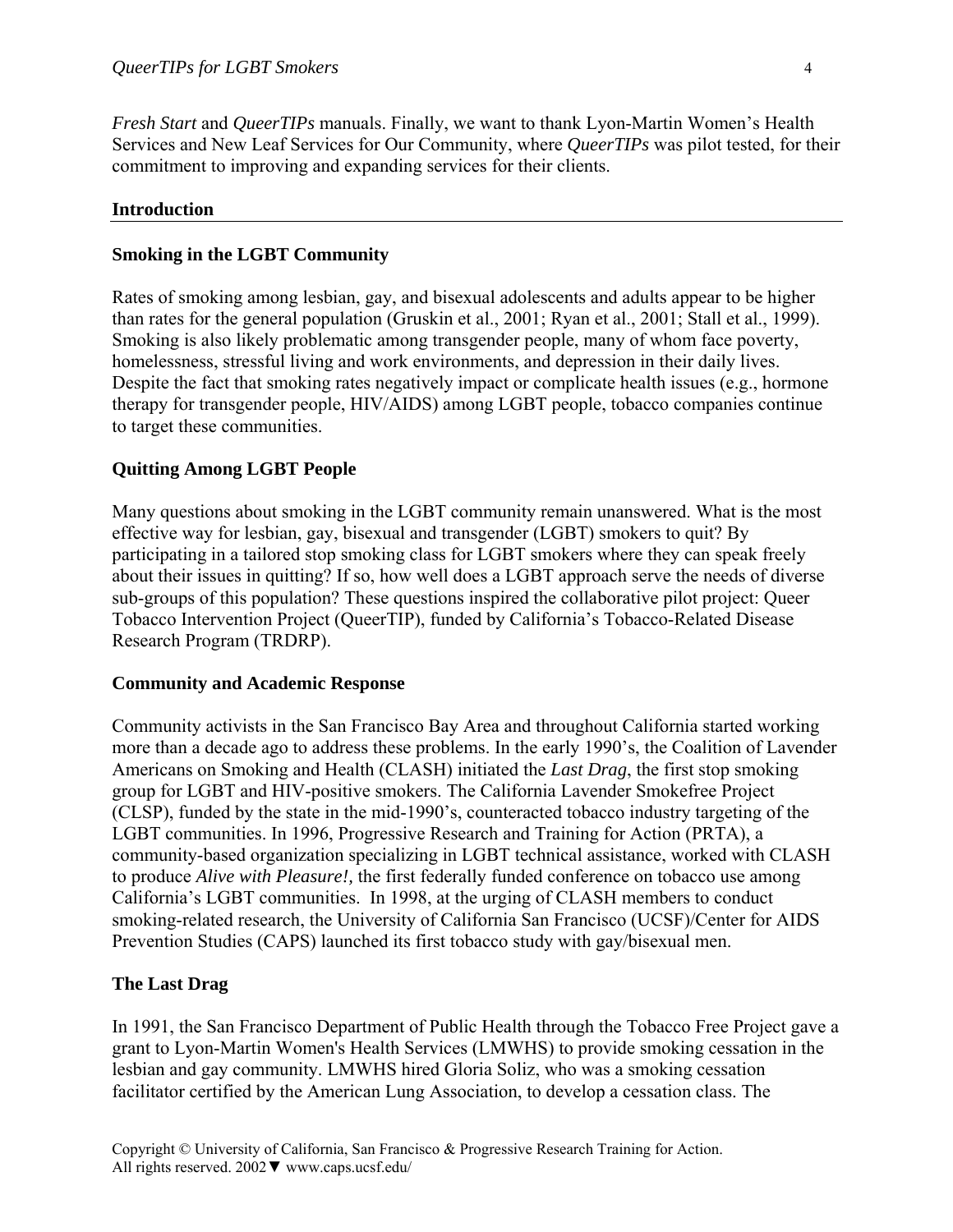*Fresh Start* and *QueerTIPs* manuals. Finally, we want to thank Lyon-Martin Women's Health Services and New Leaf Services for Our Community, where *QueerTIPs* was pilot tested, for their commitment to improving and expanding services for their clients.

## Introduction

### Smoking in the LGBT Community

Rates of smoking among lesbian, gay, and bisexual adolescents and adults appear to be higher than rates for the general population (Gruskin et al., 2001; Ryan et al., 2001; Stall et al., 1999). Smoking is also likely problematic among transgender people, many of whom face poverty, homelessness, stressful living and work environments, and depression in their daily lives. Despite the fact that smoking rates negatively impact or complicate health issues (e.g., hormone therapy for transgender people, HIV/AIDS) among LGBT people, tobacco companies continue to target these communities.

### Quitting Among LGBT People

Many questions about smoking in the LGBT community remain unanswered. What is the most effective way for lesbian, gay, bisexual and transgender (LGBT) smokers to quit? By participating in a tailored stop smoking class for LGBT smokers where they can speak freely about their issues in quitting? If so, how well does a LGBT approach serve the needs of diverse sub-groups of this population? These questions inspired the collaborative pilot project: Queer Tobacco Intervention Project (QueerTIP), funded by California's Tobacco-Related Disease Research Program (TRDRP).

### Community and Academic Response

Community activists in the San Francisco Bay Area and throughout California started working more than a decade ago to address these problems. In the early 1990's, the Coalition of Lavender Americans on Smoking and Health (CLASH) initiated the *Last Drag*, the first stop smoking group for LGBT and HIV-positive smokers. The California Lavender Smokefree Project (CLSP), funded by the state in the mid-1990's, counteracted tobacco industry targeting of the LGBT communities. In 1996, Progressive Research and Training for Action (PRTA), a community-based organization specializing in LGBT technical assistance, worked with CLASH to produce *Alive with Pleasure!,* the first federally funded conference on tobacco use among California's LGBT communities. In 1998, at the urging of CLASH members to conduct smoking-related research, the University of California San Francisco (UCSF)/Center for AIDS Prevention Studies (CAPS) launched its first tobacco study with gay/bisexual men.

### The Last Drag

In 1991, the San Francisco Department of Public Health through the Tobacco Free Project gave a grant to Lyon-Martin Women's Health Services (LMWHS) to provide smoking cessation in the lesbian and gay community. LMWHS hired Gloria Soliz, who was a smoking cessation facilitator certified by the American Lung Association, to develop a cessation class. The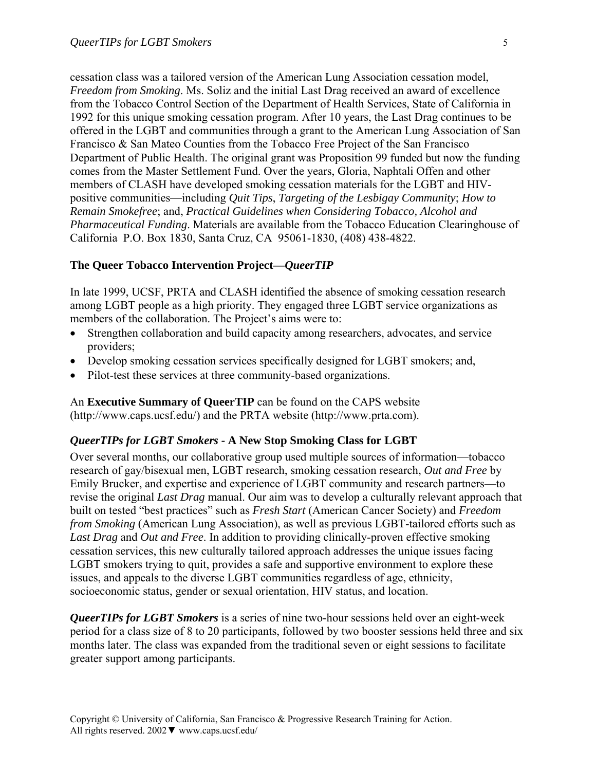cessation class was a tailored version of the American Lung Association cessation model, *Freedom from Smoking*. Ms. Soliz and the initial Last Drag received an award of excellence from the Tobacco Control Section of the Department of Health Services, State of California in 1992 for this unique smoking cessation program. After 10 years, the Last Drag continues to be offered in the LGBT and communities through a grant to the American Lung Association of San Francisco & San Mateo Counties from the Tobacco Free Project of the San Francisco Department of Public Health. The original grant was Proposition 99 funded but now the funding comes from the Master Settlement Fund. Over the years, Gloria, Naphtali Offen and other members of CLASH have developed smoking cessation materials for the LGBT and HIV-positive communities—including *Quit Tips*, *Targeting of the Lesbigay Community*; *How to Remain Smokefree*; and, *Practical Guidelines when Considering Tobacco, Alcohol and Pharmaceutical Funding*. Materials are available from the Tobacco Education Clearinghouse of California P.O. Box 1830, Santa Cruz, CA 95061-1830, (408) 438-4822.

### The Queer Tobacco Intervention Project—*QueerTIP*

In late 1999, UCSF, PRTA and CLASH identified the absence of smoking cessation research among LGBT people as a high priority. They engaged three LGBT service organizations as members of the collaboration. The Project's aims were to:

- Strengthen collaboration and build capacity among researchers, advocates, and service providers;
- Develop smoking cessation services specifically designed for LGBT smokers; and,
- Pilot-test these services at three community-based organizations.

An **Executive Summary of QueerTIP** can be found on the CAPS website (http://www.caps.ucsf.edu/) and the PRTA website (http://www.prta.com).

### *QueerTIPs for LGBT Smokers* - A New Stop Smoking Class for LGBT

Over several months, our collaborative group used multiple sources of information—tobacco research of gay/bisexual men, LGBT research, smoking cessation research, *Out and Free* by Emily Brucker, and expertise and experience of LGBT community and research partners—to revise the original *Last Drag* manual. Our aim was to develop a culturally relevant approach that built on tested "best practices" such as *Fresh Start* (American Cancer Society) and *Freedom from Smoking* (American Lung Association), as well as previous LGBT-tailored efforts such as *Last Drag* and *Out and Free*. In addition to providing clinically-proven effective smoking cessation services, this new culturally tailored approach addresses the unique issues facing LGBT smokers trying to quit, provides a safe and supportive environment to explore these issues, and appeals to the diverse LGBT communities regardless of age, ethnicity, socioeconomic status, gender or sexual orientation, HIV status, and location.

***QueerTIPs for LGBT Smokers*** is a series of nine two-hour sessions held over an eight-week period for a class size of 8 to 20 participants, followed by two booster sessions held three and six months later. The class was expanded from the traditional seven or eight sessions to facilitate greater support among participants.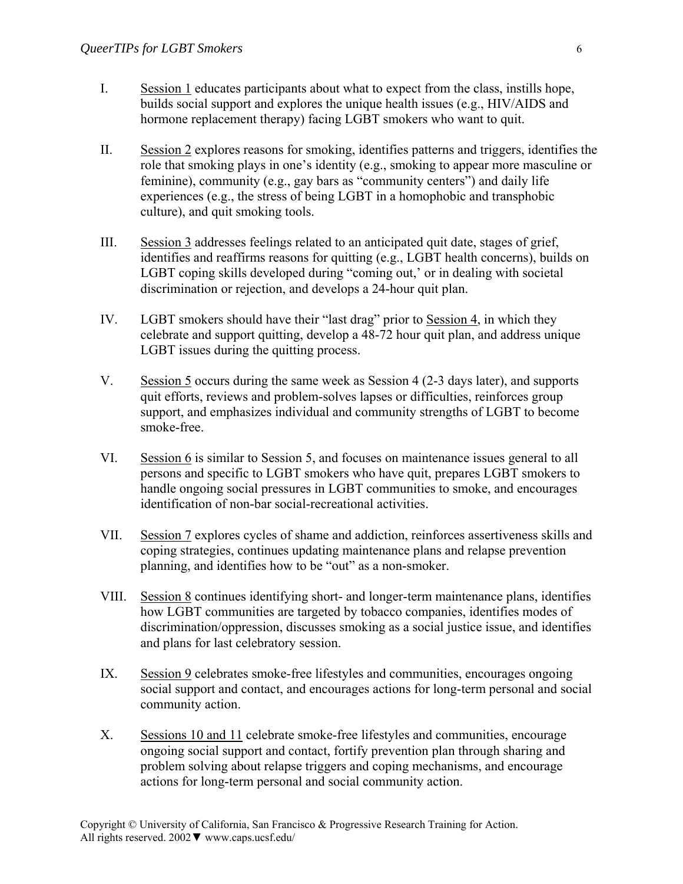I. <u>Session 1</u> educates participants about what to expect from the class, instills hope, builds social support and explores the unique health issues (e.g., HIV/AIDS and hormone replacement therapy) facing LGBT smokers who want to quit.

II. <u>Session 2</u> explores reasons for smoking, identifies patterns and triggers, identifies the role that smoking plays in one's identity (e.g., smoking to appear more masculine or feminine), community (e.g., gay bars as "community centers") and daily life experiences (e.g., the stress of being LGBT in a homophobic and transphobic culture), and quit smoking tools.

III. <u>Session 3</u> addresses feelings related to an anticipated quit date, stages of grief, identifies and reaffirms reasons for quitting (e.g., LGBT health concerns), builds on LGBT coping skills developed during "coming out,' or in dealing with societal discrimination or rejection, and develops a 24-hour quit plan.

IV. LGBT smokers should have their "last drag" prior to <u>Session 4</u>, in which they celebrate and support quitting, develop a 48-72 hour quit plan, and address unique LGBT issues during the quitting process.

V. <u>Session 5</u> occurs during the same week as Session 4 (2-3 days later), and supports quit efforts, reviews and problem-solves lapses or difficulties, reinforces group support, and emphasizes individual and community strengths of LGBT to become smoke-free.

VI. <u>Session 6</u> is similar to Session 5, and focuses on maintenance issues general to all persons and specific to LGBT smokers who have quit, prepares LGBT smokers to handle ongoing social pressures in LGBT communities to smoke, and encourages identification of non-bar social-recreational activities.

VII. <u>Session 7</u> explores cycles of shame and addiction, reinforces assertiveness skills and coping strategies, continues updating maintenance plans and relapse prevention planning, and identifies how to be "out" as a non-smoker.

VIII. <u>Session 8</u> continues identifying short- and longer-term maintenance plans, identifies how LGBT communities are targeted by tobacco companies, identifies modes of discrimination/oppression, discusses smoking as a social justice issue, and identifies and plans for last celebratory session.

IX. <u>Session 9</u> celebrates smoke-free lifestyles and communities, encourages ongoing social support and contact, and encourages actions for long-term personal and social community action.

X. <u>Sessions 10 and 11</u> celebrate smoke-free lifestyles and communities, encourage ongoing social support and contact, fortify prevention plan through sharing and problem solving about relapse triggers and coping mechanisms, and encourage actions for long-term personal and social community action.

Copyright © University of California, San Francisco & Progressive Research Training for Action. All rights reserved. 2002▼ www.caps.ucsf.edu/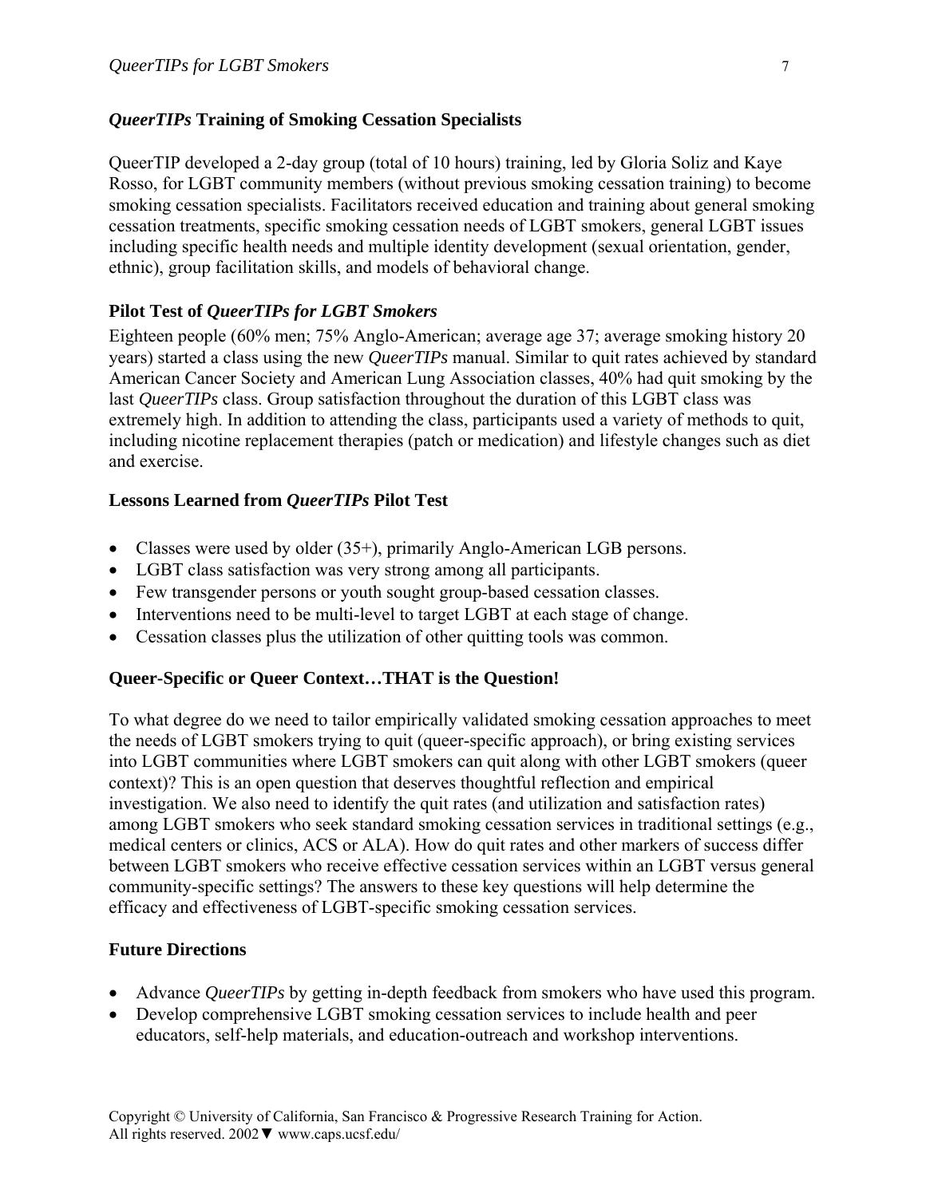### *QueerTIPs* Training of Smoking Cessation Specialists

QueerTIP developed a 2-day group (total of 10 hours) training, led by Gloria Soliz and Kaye Rosso, for LGBT community members (without previous smoking cessation training) to become smoking cessation specialists. Facilitators received education and training about general smoking cessation treatments, specific smoking cessation needs of LGBT smokers, general LGBT issues including specific health needs and multiple identity development (sexual orientation, gender, ethnic), group facilitation skills, and models of behavioral change.

### Pilot Test of *QueerTIPs for LGBT Smokers*

Eighteen people (60% men; 75% Anglo-American; average age 37; average smoking history 20 years) started a class using the new *QueerTIPs* manual. Similar to quit rates achieved by standard American Cancer Society and American Lung Association classes, 40% had quit smoking by the last *QueerTIPs* class. Group satisfaction throughout the duration of this LGBT class was extremely high. In addition to attending the class, participants used a variety of methods to quit, including nicotine replacement therapies (patch or medication) and lifestyle changes such as diet and exercise.

### Lessons Learned from *QueerTIPs* Pilot Test

- Classes were used by older (35+), primarily Anglo-American LGB persons.
- LGBT class satisfaction was very strong among all participants.
- Few transgender persons or youth sought group-based cessation classes.
- Interventions need to be multi-level to target LGBT at each stage of change.
- Cessation classes plus the utilization of other quitting tools was common.

### Queer-Specific or Queer Context…THAT is the Question!

To what degree do we need to tailor empirically validated smoking cessation approaches to meet the needs of LGBT smokers trying to quit (queer-specific approach), or bring existing services into LGBT communities where LGBT smokers can quit along with other LGBT smokers (queer context)? This is an open question that deserves thoughtful reflection and empirical investigation. We also need to identify the quit rates (and utilization and satisfaction rates) among LGBT smokers who seek standard smoking cessation services in traditional settings (e.g., medical centers or clinics, ACS or ALA). How do quit rates and other markers of success differ between LGBT smokers who receive effective cessation services within an LGBT versus general community-specific settings? The answers to these key questions will help determine the efficacy and effectiveness of LGBT-specific smoking cessation services.

### Future Directions

- Advance *QueerTIPs* by getting in-depth feedback from smokers who have used this program.
- Develop comprehensive LGBT smoking cessation services to include health and peer educators, self-help materials, and education-outreach and workshop interventions.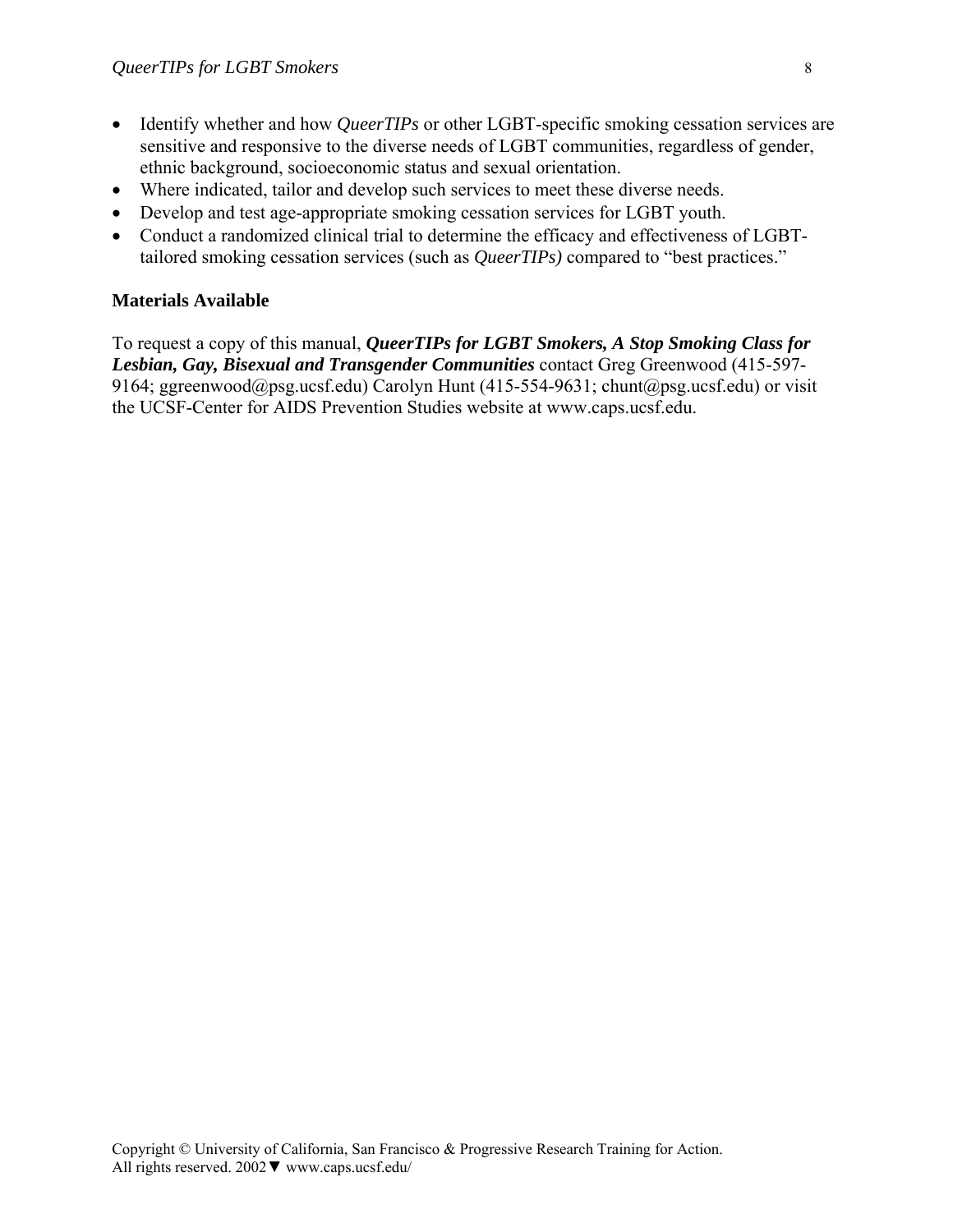- Identify whether and how *QueerTIPs* or other LGBT-specific smoking cessation services are sensitive and responsive to the diverse needs of LGBT communities, regardless of gender, ethnic background, socioeconomic status and sexual orientation.
- Where indicated, tailor and develop such services to meet these diverse needs.
- Develop and test age-appropriate smoking cessation services for LGBT youth.
- Conduct a randomized clinical trial to determine the efficacy and effectiveness of LGBT-tailored smoking cessation services (such as *QueerTIPs)* compared to "best practices."

**Materials Available**

To request a copy of this manual, ***QueerTIPs for LGBT Smokers, A Stop Smoking Class for Lesbian, Gay, Bisexual and Transgender Communities*** contact Greg Greenwood (415-597-9164; ggreenwood@psg.ucsf.edu) Carolyn Hunt (415-554-9631; chunt@psg.ucsf.edu) or visit the UCSF-Center for AIDS Prevention Studies website at www.caps.ucsf.edu.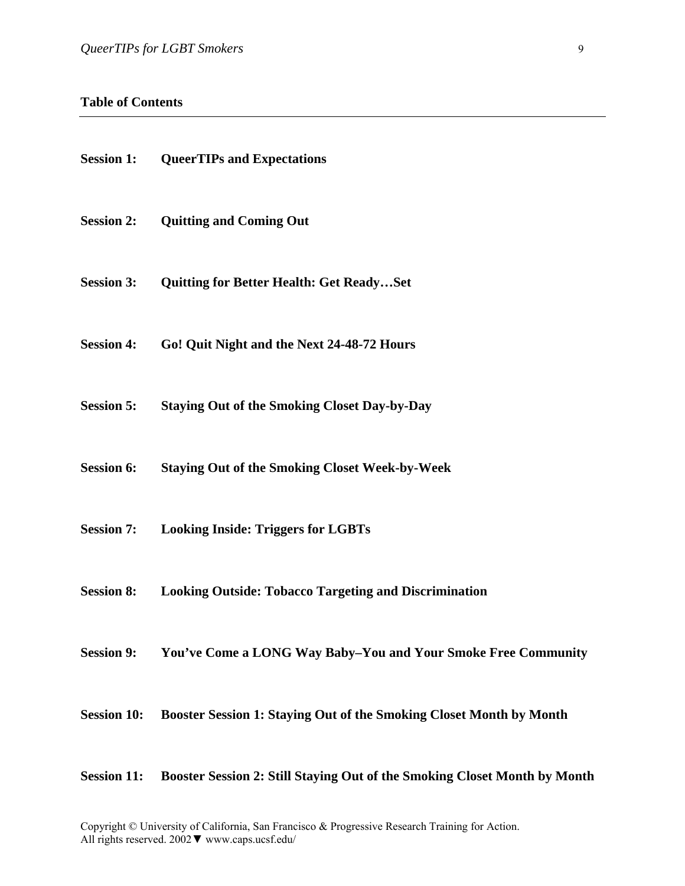## Table of Contents

**Session 1:** **QueerTIPs and Expectations**

**Session 2:** **Quitting and Coming Out**

**Session 3:** **Quitting for Better Health: Get Ready…Set**

**Session 4:** **Go! Quit Night and the Next 24-48-72 Hours**

**Session 5:** **Staying Out of the Smoking Closet Day-by-Day**

**Session 6:** **Staying Out of the Smoking Closet Week-by-Week**

**Session 7:** **Looking Inside: Triggers for LGBTs**

**Session 8:** **Looking Outside: Tobacco Targeting and Discrimination**

**Session 9:** **You've Come a LONG Way Baby–You and Your Smoke Free Community**

**Session 10:** **Booster Session 1: Staying Out of the Smoking Closet Month by Month**

**Session 11:** **Booster Session 2: Still Staying Out of the Smoking Closet Month by Month**

Copyright © University of California, San Francisco & Progressive Research Training for Action.
All rights reserved. 2002▼ www.caps.ucsf.edu/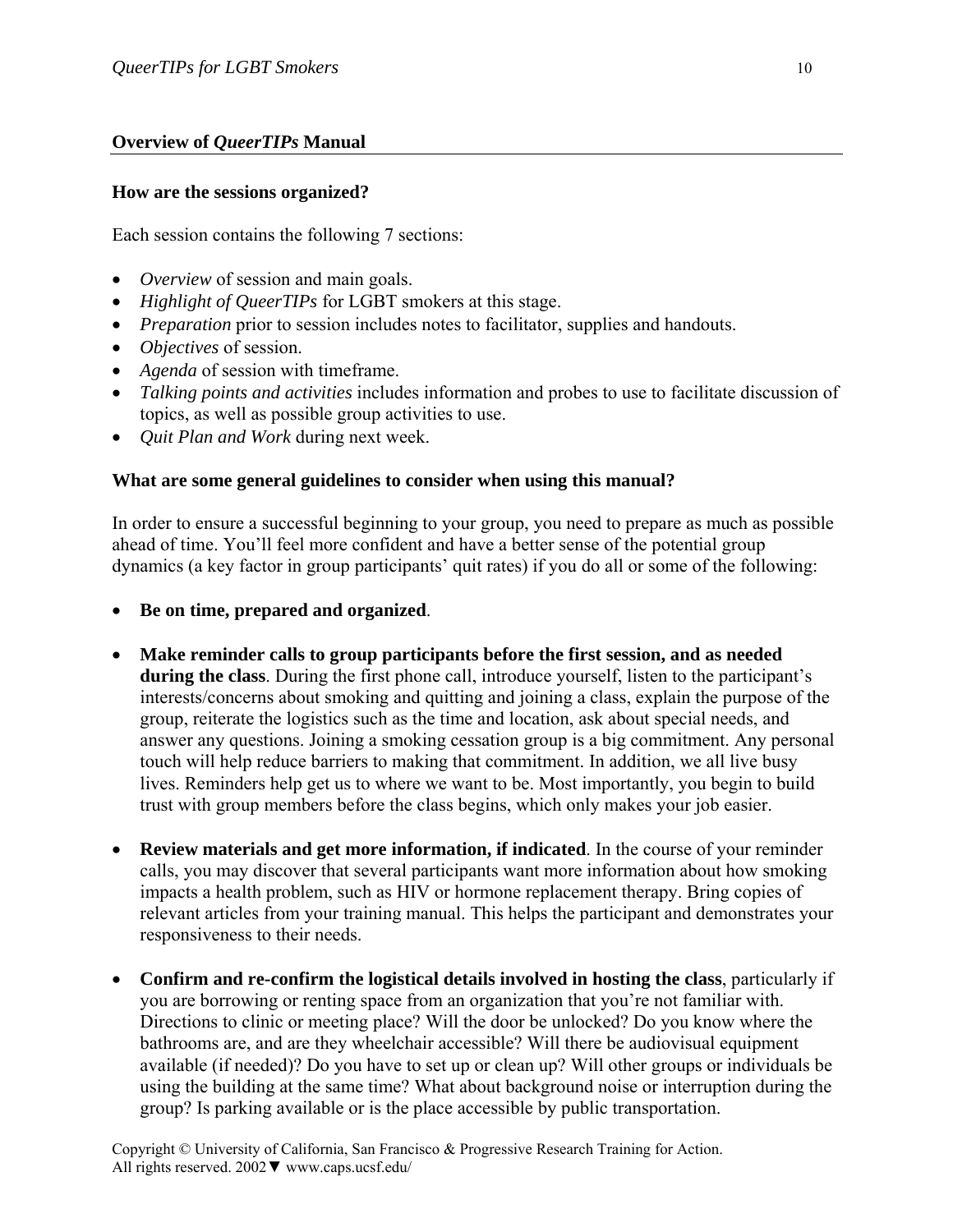## Overview of *QueerTIPs* Manual

### How are the sessions organized?

Each session contains the following 7 sections:

- *Overview* of session and main goals.
- *Highlight of QueerTIPs* for LGBT smokers at this stage.
- *Preparation* prior to session includes notes to facilitator, supplies and handouts.
- *Objectives* of session.
- *Agenda* of session with timeframe.
- *Talking points and activities* includes information and probes to use to facilitate discussion of topics, as well as possible group activities to use.
- *Quit Plan and Work* during next week.

### What are some general guidelines to consider when using this manual?

In order to ensure a successful beginning to your group, you need to prepare as much as possible ahead of time. You'll feel more confident and have a better sense of the potential group dynamics (a key factor in group participants' quit rates) if you do all or some of the following:

- **Be on time, prepared and organized**.

- **Make reminder calls to group participants before the first session, and as needed during the class**. During the first phone call, introduce yourself, listen to the participant's interests/concerns about smoking and quitting and joining a class, explain the purpose of the group, reiterate the logistics such as the time and location, ask about special needs, and answer any questions. Joining a smoking cessation group is a big commitment. Any personal touch will help reduce barriers to making that commitment. In addition, we all live busy lives. Reminders help get us to where we want to be. Most importantly, you begin to build trust with group members before the class begins, which only makes your job easier.

- **Review materials and get more information, if indicated**. In the course of your reminder calls, you may discover that several participants want more information about how smoking impacts a health problem, such as HIV or hormone replacement therapy. Bring copies of relevant articles from your training manual. This helps the participant and demonstrates your responsiveness to their needs.

- **Confirm and re-confirm the logistical details involved in hosting the class**, particularly if you are borrowing or renting space from an organization that you're not familiar with. Directions to clinic or meeting place? Will the door be unlocked? Do you know where the bathrooms are, and are they wheelchair accessible? Will there be audiovisual equipment available (if needed)? Do you have to set up or clean up? Will other groups or individuals be using the building at the same time? What about background noise or interruption during the group? Is parking available or is the place accessible by public transportation.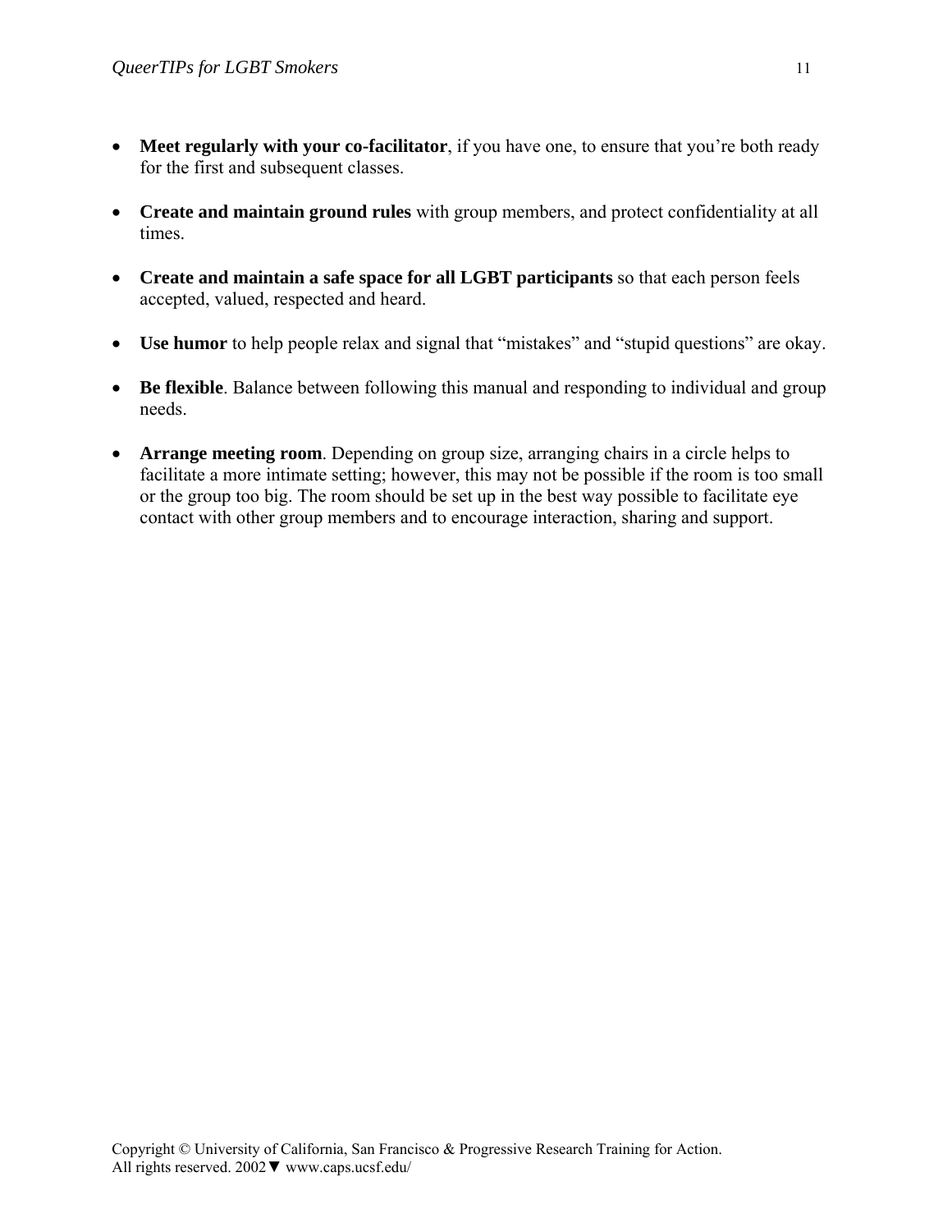- **Meet regularly with your co-facilitator**, if you have one, to ensure that you're both ready for the first and subsequent classes.

- **Create and maintain ground rules** with group members, and protect confidentiality at all times.

- **Create and maintain a safe space for all LGBT participants** so that each person feels accepted, valued, respected and heard.

- **Use humor** to help people relax and signal that "mistakes" and "stupid questions" are okay.

- **Be flexible**. Balance between following this manual and responding to individual and group needs.

- **Arrange meeting room**. Depending on group size, arranging chairs in a circle helps to facilitate a more intimate setting; however, this may not be possible if the room is too small or the group too big. The room should be set up in the best way possible to facilitate eye contact with other group members and to encourage interaction, sharing and support.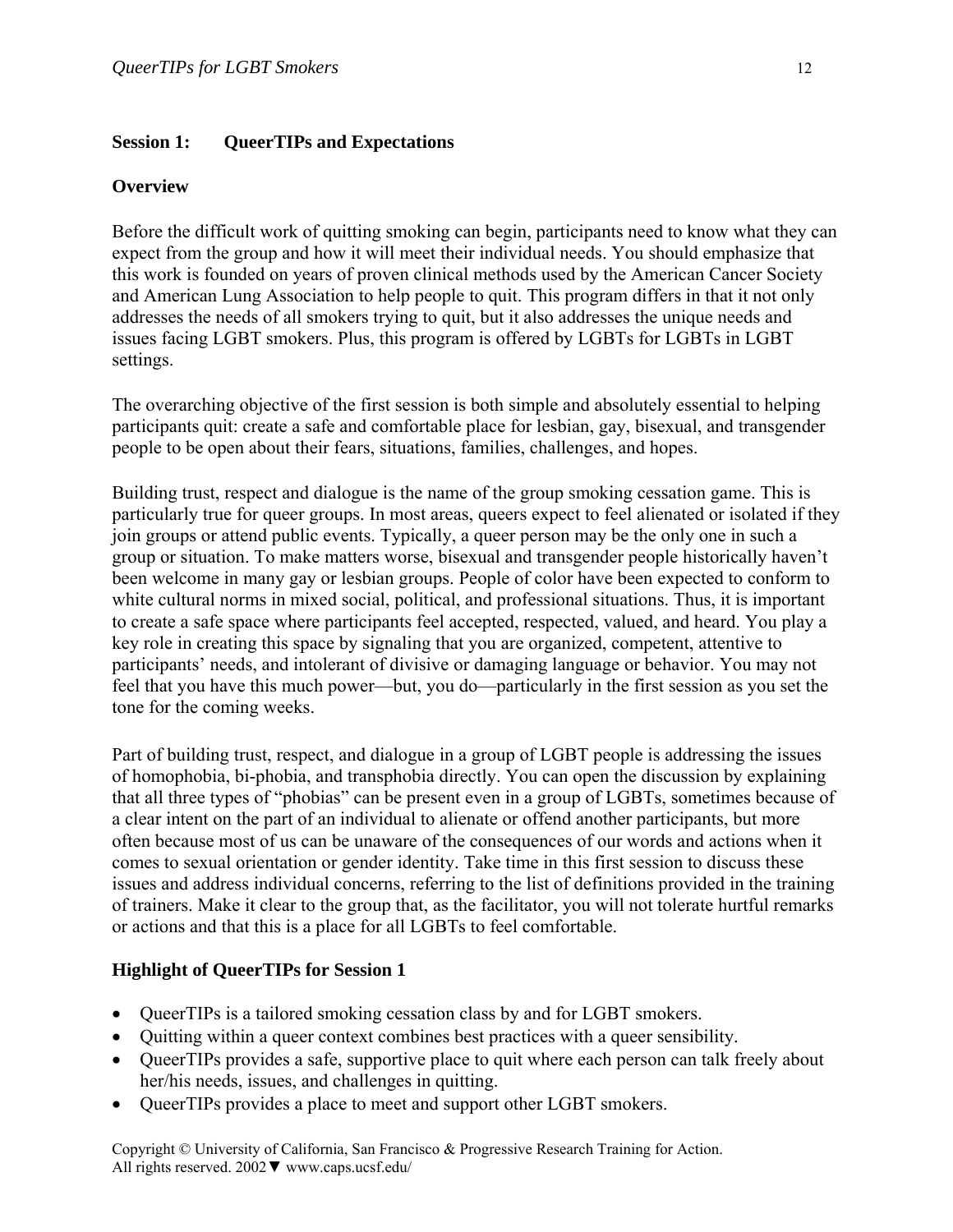## Session 1: QueerTIPs and Expectations

### Overview

Before the difficult work of quitting smoking can begin, participants need to know what they can expect from the group and how it will meet their individual needs. You should emphasize that this work is founded on years of proven clinical methods used by the American Cancer Society and American Lung Association to help people to quit. This program differs in that it not only addresses the needs of all smokers trying to quit, but it also addresses the unique needs and issues facing LGBT smokers. Plus, this program is offered by LGBTs for LGBTs in LGBT settings.

The overarching objective of the first session is both simple and absolutely essential to helping participants quit: create a safe and comfortable place for lesbian, gay, bisexual, and transgender people to be open about their fears, situations, families, challenges, and hopes.

Building trust, respect and dialogue is the name of the group smoking cessation game. This is particularly true for queer groups. In most areas, queers expect to feel alienated or isolated if they join groups or attend public events. Typically, a queer person may be the only one in such a group or situation. To make matters worse, bisexual and transgender people historically haven't been welcome in many gay or lesbian groups. People of color have been expected to conform to white cultural norms in mixed social, political, and professional situations. Thus, it is important to create a safe space where participants feel accepted, respected, valued, and heard. You play a key role in creating this space by signaling that you are organized, competent, attentive to participants' needs, and intolerant of divisive or damaging language or behavior. You may not feel that you have this much power—but, you do—particularly in the first session as you set the tone for the coming weeks.

Part of building trust, respect, and dialogue in a group of LGBT people is addressing the issues of homophobia, bi-phobia, and transphobia directly. You can open the discussion by explaining that all three types of "phobias" can be present even in a group of LGBTs, sometimes because of a clear intent on the part of an individual to alienate or offend another participants, but more often because most of us can be unaware of the consequences of our words and actions when it comes to sexual orientation or gender identity. Take time in this first session to discuss these issues and address individual concerns, referring to the list of definitions provided in the training of trainers. Make it clear to the group that, as the facilitator, you will not tolerate hurtful remarks or actions and that this is a place for all LGBTs to feel comfortable.

### Highlight of QueerTIPs for Session 1

- QueerTIPs is a tailored smoking cessation class by and for LGBT smokers.
- Quitting within a queer context combines best practices with a queer sensibility.
- QueerTIPs provides a safe, supportive place to quit where each person can talk freely about her/his needs, issues, and challenges in quitting.
- QueerTIPs provides a place to meet and support other LGBT smokers.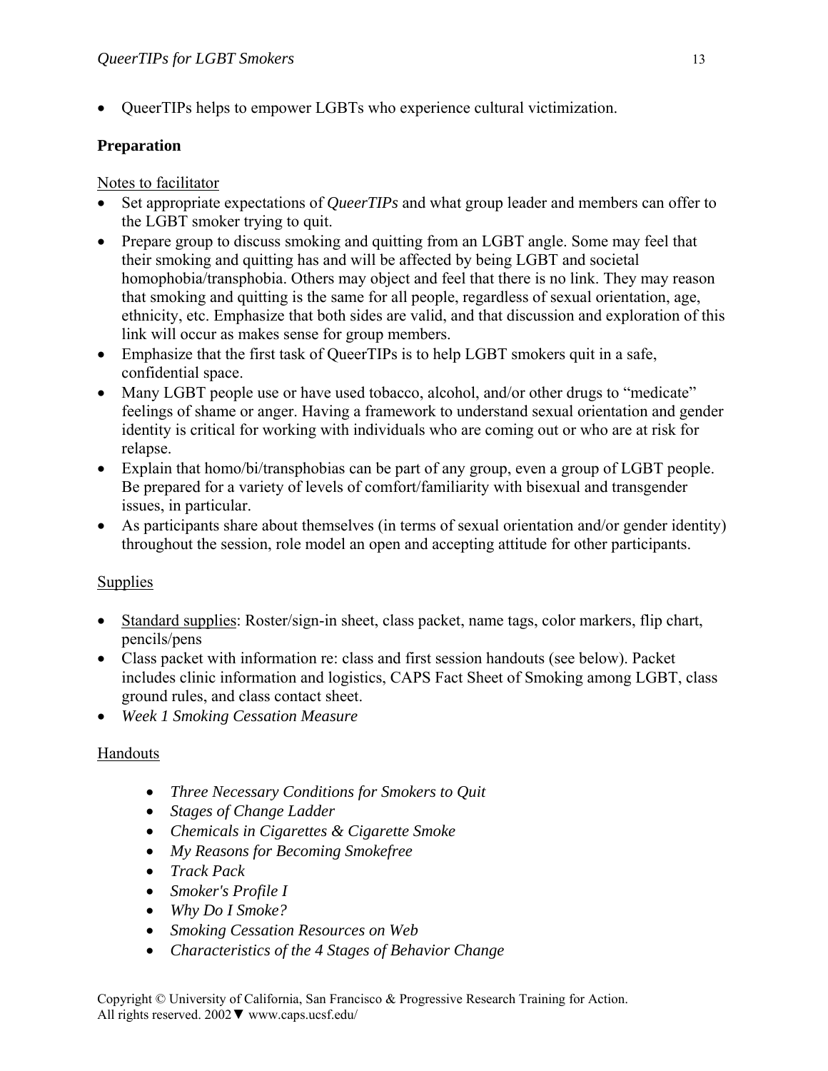- QueerTIPs helps to empower LGBTs who experience cultural victimization.

**Preparation**

Notes to facilitator

- Set appropriate expectations of *QueerTIPs* and what group leader and members can offer to the LGBT smoker trying to quit.
- Prepare group to discuss smoking and quitting from an LGBT angle. Some may feel that their smoking and quitting has and will be affected by being LGBT and societal homophobia/transphobia. Others may object and feel that there is no link. They may reason that smoking and quitting is the same for all people, regardless of sexual orientation, age, ethnicity, etc. Emphasize that both sides are valid, and that discussion and exploration of this link will occur as makes sense for group members.
- Emphasize that the first task of QueerTIPs is to help LGBT smokers quit in a safe, confidential space.
- Many LGBT people use or have used tobacco, alcohol, and/or other drugs to "medicate" feelings of shame or anger. Having a framework to understand sexual orientation and gender identity is critical for working with individuals who are coming out or who are at risk for relapse.
- Explain that homo/bi/transphobias can be part of any group, even a group of LGBT people. Be prepared for a variety of levels of comfort/familiarity with bisexual and transgender issues, in particular.
- As participants share about themselves (in terms of sexual orientation and/or gender identity) throughout the session, role model an open and accepting attitude for other participants.

Supplies

- Standard supplies: Roster/sign-in sheet, class packet, name tags, color markers, flip chart, pencils/pens
- Class packet with information re: class and first session handouts (see below). Packet includes clinic information and logistics, CAPS Fact Sheet of Smoking among LGBT, class ground rules, and class contact sheet.
- *Week 1 Smoking Cessation Measure*

Handouts

- *Three Necessary Conditions for Smokers to Quit*
- *Stages of Change Ladder*
- *Chemicals in Cigarettes & Cigarette Smoke*
- *My Reasons for Becoming Smokefree*
- *Track Pack*
- *Smoker's Profile I*
- *Why Do I Smoke?*
- *Smoking Cessation Resources on Web*
- *Characteristics of the 4 Stages of Behavior Change*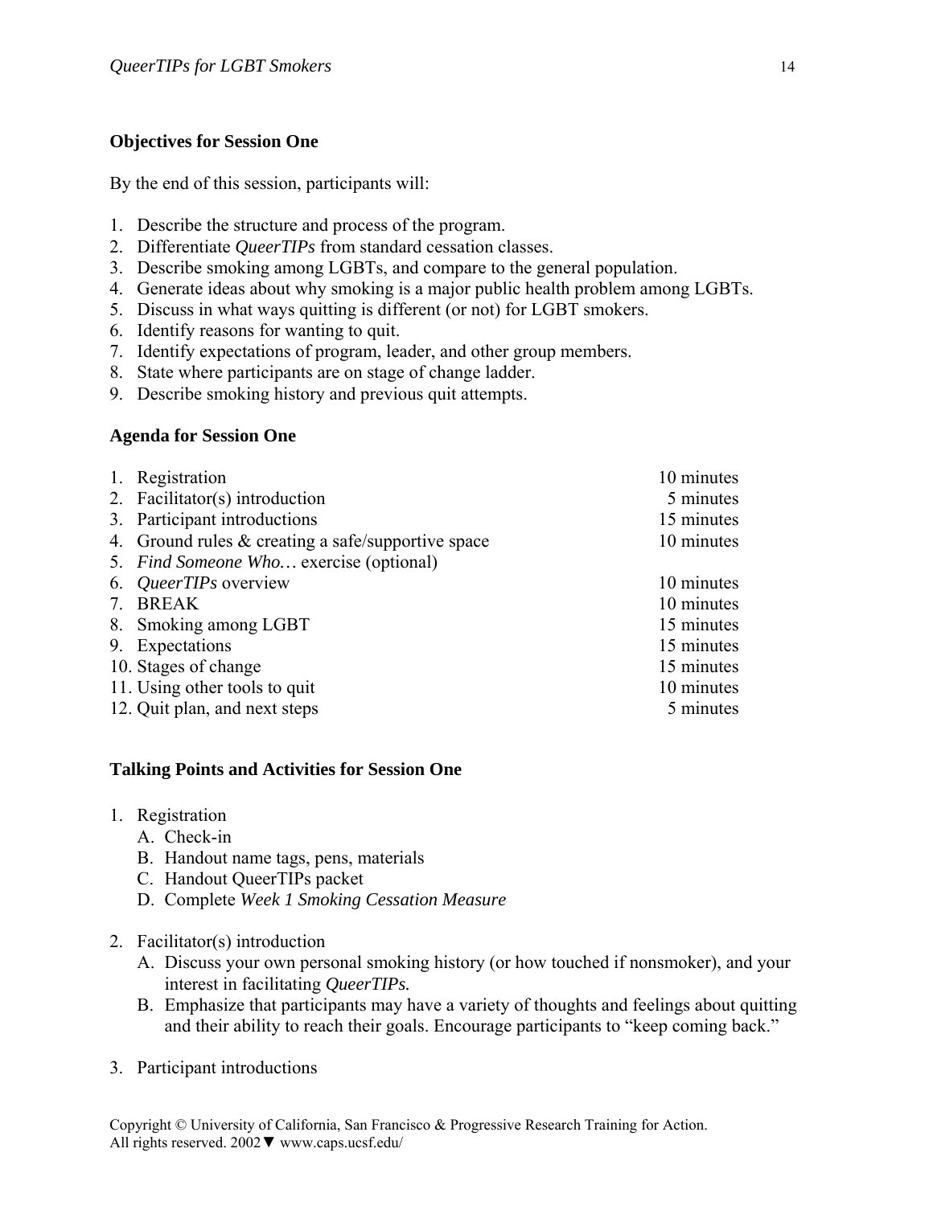**Objectives for Session One**

By the end of this session, participants will:

1. Describe the structure and process of the program.
2. Differentiate *QueerTIPs* from standard cessation classes.
3. Describe smoking among LGBTs, and compare to the general population.
4. Generate ideas about why smoking is a major public health problem among LGBTs.
5. Discuss in what ways quitting is different (or not) for LGBT smokers.
6. Identify reasons for wanting to quit.
7. Identify expectations of program, leader, and other group members.
8. State where participants are on stage of change ladder.
9. Describe smoking history and previous quit attempts.

**Agenda for Session One**

| | |
|---|---|
| 1. Registration | 10 minutes |
| 2. Facilitator(s) introduction | 5 minutes |
| 3. Participant introductions | 15 minutes |
| 4. Ground rules & creating a safe/supportive space | 10 minutes |
| 5. *Find Someone Who…* exercise (optional) | |
| 6. *QueerTIPs* overview | 10 minutes |
| 7. BREAK | 10 minutes |
| 8. Smoking among LGBT | 15 minutes |
| 9. Expectations | 15 minutes |
| 10. Stages of change | 15 minutes |
| 11. Using other tools to quit | 10 minutes |
| 12. Quit plan, and next steps | 5 minutes |

**Talking Points and Activities for Session One**

1. Registration
   A. Check-in
   B. Handout name tags, pens, materials
   C. Handout QueerTIPs packet
   D. Complete *Week 1 Smoking Cessation Measure*

2. Facilitator(s) introduction
   A. Discuss your own personal smoking history (or how touched if nonsmoker), and your interest in facilitating *QueerTIPs.*
   B. Emphasize that participants may have a variety of thoughts and feelings about quitting and their ability to reach their goals. Encourage participants to "keep coming back."

3. Participant introductions

Copyright © University of California, San Francisco & Progressive Research Training for Action. All rights reserved. 2002▼ www.caps.ucsf.edu/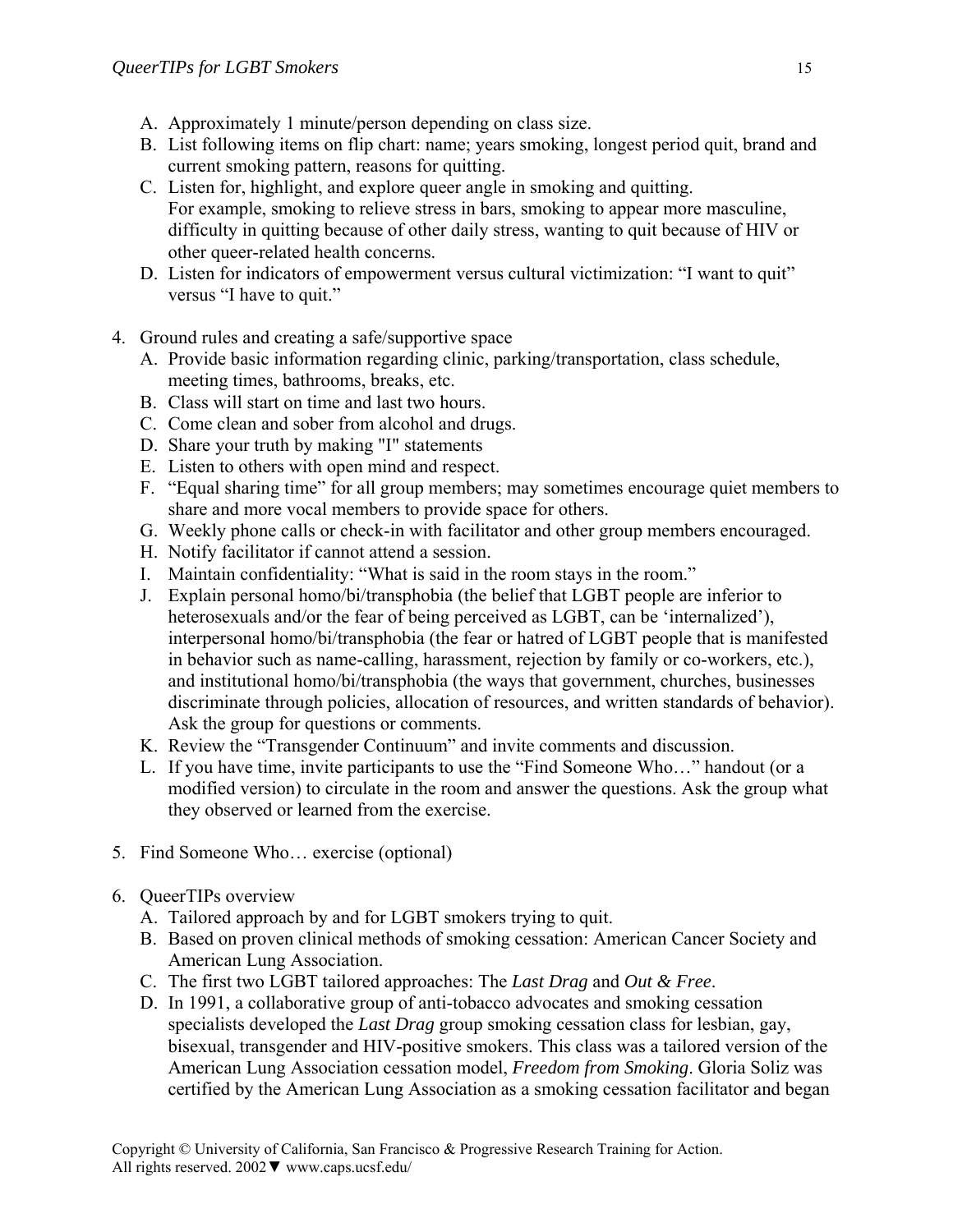A. Approximately 1 minute/person depending on class size.
B. List following items on flip chart: name; years smoking, longest period quit, brand and current smoking pattern, reasons for quitting.
C. Listen for, highlight, and explore queer angle in smoking and quitting.
   For example, smoking to relieve stress in bars, smoking to appear more masculine, difficulty in quitting because of other daily stress, wanting to quit because of HIV or other queer-related health concerns.
D. Listen for indicators of empowerment versus cultural victimization: "I want to quit" versus "I have to quit."

4. Ground rules and creating a safe/supportive space
   A. Provide basic information regarding clinic, parking/transportation, class schedule, meeting times, bathrooms, breaks, etc.
   B. Class will start on time and last two hours.
   C. Come clean and sober from alcohol and drugs.
   D. Share your truth by making "I" statements
   E. Listen to others with open mind and respect.
   F. "Equal sharing time" for all group members; may sometimes encourage quiet members to share and more vocal members to provide space for others.
   G. Weekly phone calls or check-in with facilitator and other group members encouraged.
   H. Notify facilitator if cannot attend a session.
   I. Maintain confidentiality: "What is said in the room stays in the room."
   J. Explain personal homo/bi/transphobia (the belief that LGBT people are inferior to heterosexuals and/or the fear of being perceived as LGBT, can be 'internalized'), interpersonal homo/bi/transphobia (the fear or hatred of LGBT people that is manifested in behavior such as name-calling, harassment, rejection by family or co-workers, etc.), and institutional homo/bi/transphobia (the ways that government, churches, businesses discriminate through policies, allocation of resources, and written standards of behavior). Ask the group for questions or comments.
   K. Review the "Transgender Continuum" and invite comments and discussion.
   L. If you have time, invite participants to use the "Find Someone Who…" handout (or a modified version) to circulate in the room and answer the questions. Ask the group what they observed or learned from the exercise.

5. Find Someone Who… exercise (optional)

6. QueerTIPs overview
   A. Tailored approach by and for LGBT smokers trying to quit.
   B. Based on proven clinical methods of smoking cessation: American Cancer Society and American Lung Association.
   C. The first two LGBT tailored approaches: The *Last Drag* and *Out & Free*.
   D. In 1991, a collaborative group of anti-tobacco advocates and smoking cessation specialists developed the *Last Drag* group smoking cessation class for lesbian, gay, bisexual, transgender and HIV-positive smokers. This class was a tailored version of the American Lung Association cessation model, *Freedom from Smoking*. Gloria Soliz was certified by the American Lung Association as a smoking cessation facilitator and began

Copyright © University of California, San Francisco & Progressive Research Training for Action. All rights reserved. 2002▼ www.caps.ucsf.edu/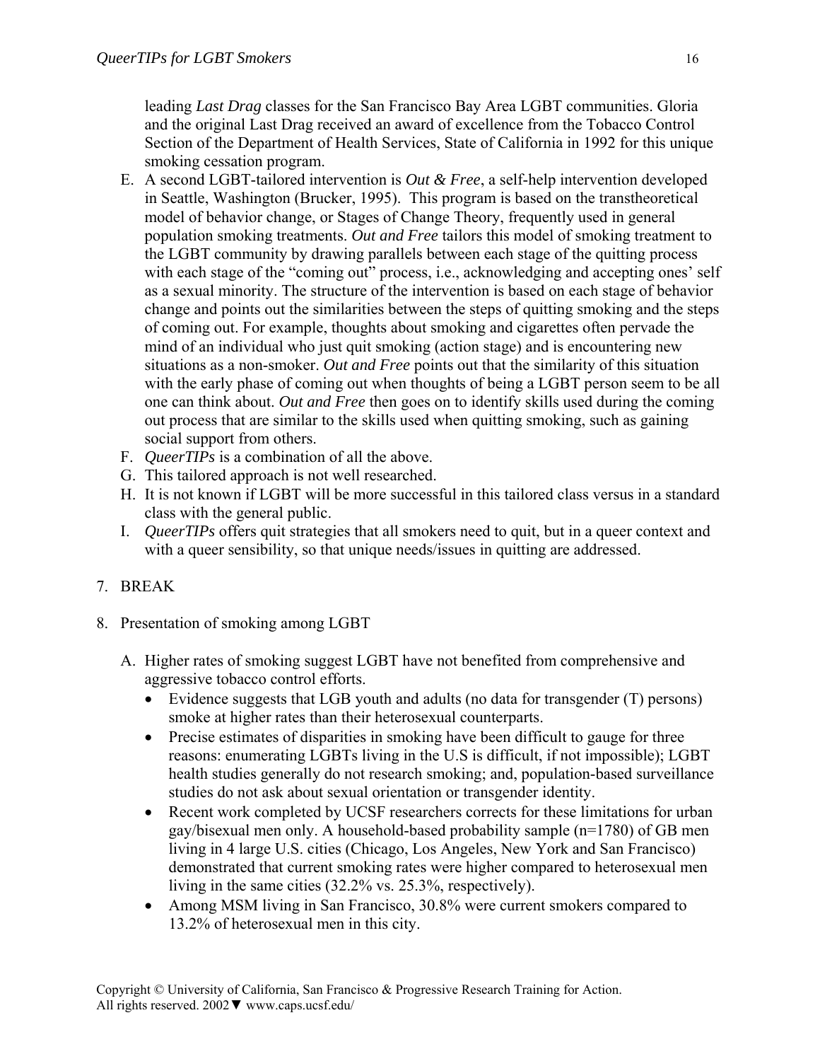leading *Last Drag* classes for the San Francisco Bay Area LGBT communities. Gloria and the original Last Drag received an award of excellence from the Tobacco Control Section of the Department of Health Services, State of California in 1992 for this unique smoking cessation program.

E. A second LGBT-tailored intervention is *Out & Free*, a self-help intervention developed in Seattle, Washington (Brucker, 1995). This program is based on the transtheoretical model of behavior change, or Stages of Change Theory, frequently used in general population smoking treatments. *Out and Free* tailors this model of smoking treatment to the LGBT community by drawing parallels between each stage of the quitting process with each stage of the "coming out" process, i.e., acknowledging and accepting ones' self as a sexual minority. The structure of the intervention is based on each stage of behavior change and points out the similarities between the steps of quitting smoking and the steps of coming out. For example, thoughts about smoking and cigarettes often pervade the mind of an individual who just quit smoking (action stage) and is encountering new situations as a non-smoker. *Out and Free* points out that the similarity of this situation with the early phase of coming out when thoughts of being a LGBT person seem to be all one can think about. *Out and Free* then goes on to identify skills used during the coming out process that are similar to the skills used when quitting smoking, such as gaining social support from others.

F. *QueerTIPs* is a combination of all the above.

G. This tailored approach is not well researched.

H. It is not known if LGBT will be more successful in this tailored class versus in a standard class with the general public.

I. *QueerTIPs* offers quit strategies that all smokers need to quit, but in a queer context and with a queer sensibility, so that unique needs/issues in quitting are addressed.

7. BREAK

8. Presentation of smoking among LGBT

   A. Higher rates of smoking suggest LGBT have not benefited from comprehensive and aggressive tobacco control efforts.
      - Evidence suggests that LGB youth and adults (no data for transgender (T) persons) smoke at higher rates than their heterosexual counterparts.
      - Precise estimates of disparities in smoking have been difficult to gauge for three reasons: enumerating LGBTs living in the U.S is difficult, if not impossible); LGBT health studies generally do not research smoking; and, population-based surveillance studies do not ask about sexual orientation or transgender identity.
      - Recent work completed by UCSF researchers corrects for these limitations for urban gay/bisexual men only. A household-based probability sample (n=1780) of GB men living in 4 large U.S. cities (Chicago, Los Angeles, New York and San Francisco) demonstrated that current smoking rates were higher compared to heterosexual men living in the same cities (32.2% vs. 25.3%, respectively).
      - Among MSM living in San Francisco, 30.8% were current smokers compared to 13.2% of heterosexual men in this city.

Copyright © University of California, San Francisco & Progressive Research Training for Action.
All rights reserved. 2002 ▼ www.caps.ucsf.edu/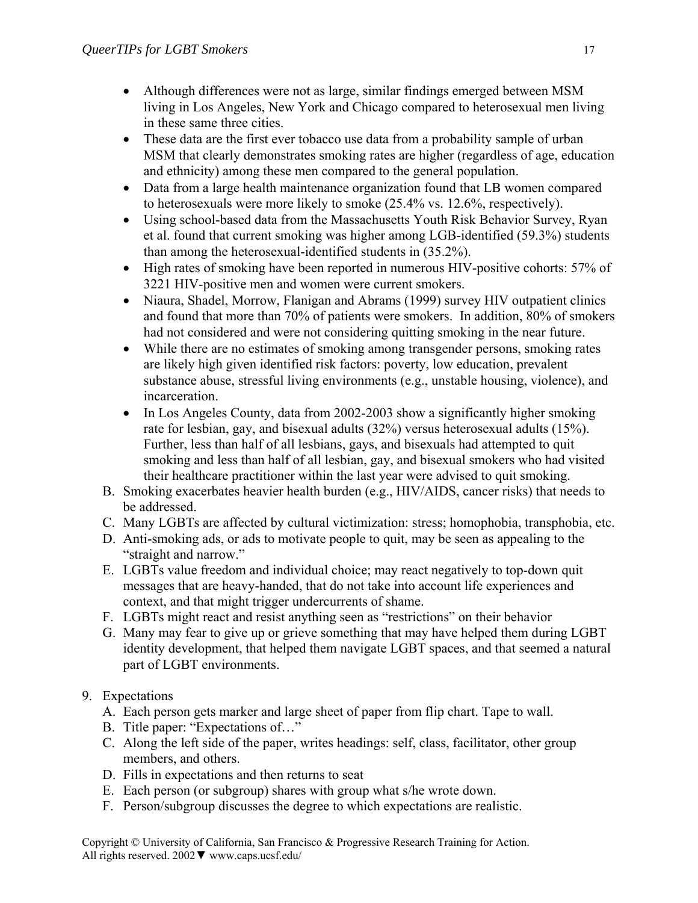- Although differences were not as large, similar findings emerged between MSM living in Los Angeles, New York and Chicago compared to heterosexual men living in these same three cities.
- These data are the first ever tobacco use data from a probability sample of urban MSM that clearly demonstrates smoking rates are higher (regardless of age, education and ethnicity) among these men compared to the general population.
- Data from a large health maintenance organization found that LB women compared to heterosexuals were more likely to smoke (25.4% vs. 12.6%, respectively).
- Using school-based data from the Massachusetts Youth Risk Behavior Survey, Ryan et al. found that current smoking was higher among LGB-identified (59.3%) students than among the heterosexual-identified students in (35.2%).
- High rates of smoking have been reported in numerous HIV-positive cohorts: 57% of 3221 HIV-positive men and women were current smokers.
- Niaura, Shadel, Morrow, Flanigan and Abrams (1999) survey HIV outpatient clinics and found that more than 70% of patients were smokers. In addition, 80% of smokers had not considered and were not considering quitting smoking in the near future.
- While there are no estimates of smoking among transgender persons, smoking rates are likely high given identified risk factors: poverty, low education, prevalent substance abuse, stressful living environments (e.g., unstable housing, violence), and incarceration.
- In Los Angeles County, data from 2002-2003 show a significantly higher smoking rate for lesbian, gay, and bisexual adults (32%) versus heterosexual adults (15%). Further, less than half of all lesbians, gays, and bisexuals had attempted to quit smoking and less than half of all lesbian, gay, and bisexual smokers who had visited their healthcare practitioner within the last year were advised to quit smoking.

B. Smoking exacerbates heavier health burden (e.g., HIV/AIDS, cancer risks) that needs to be addressed.
C. Many LGBTs are affected by cultural victimization: stress; homophobia, transphobia, etc.
D. Anti-smoking ads, or ads to motivate people to quit, may be seen as appealing to the "straight and narrow."
E. LGBTs value freedom and individual choice; may react negatively to top-down quit messages that are heavy-handed, that do not take into account life experiences and context, and that might trigger undercurrents of shame.
F. LGBTs might react and resist anything seen as "restrictions" on their behavior
G. Many may fear to give up or grieve something that may have helped them during LGBT identity development, that helped them navigate LGBT spaces, and that seemed a natural part of LGBT environments.

9. Expectations

A. Each person gets marker and large sheet of paper from flip chart. Tape to wall.
B. Title paper: "Expectations of…"
C. Along the left side of the paper, writes headings: self, class, facilitator, other group members, and others.
D. Fills in expectations and then returns to seat
E. Each person (or subgroup) shares with group what s/he wrote down.
F. Person/subgroup discusses the degree to which expectations are realistic.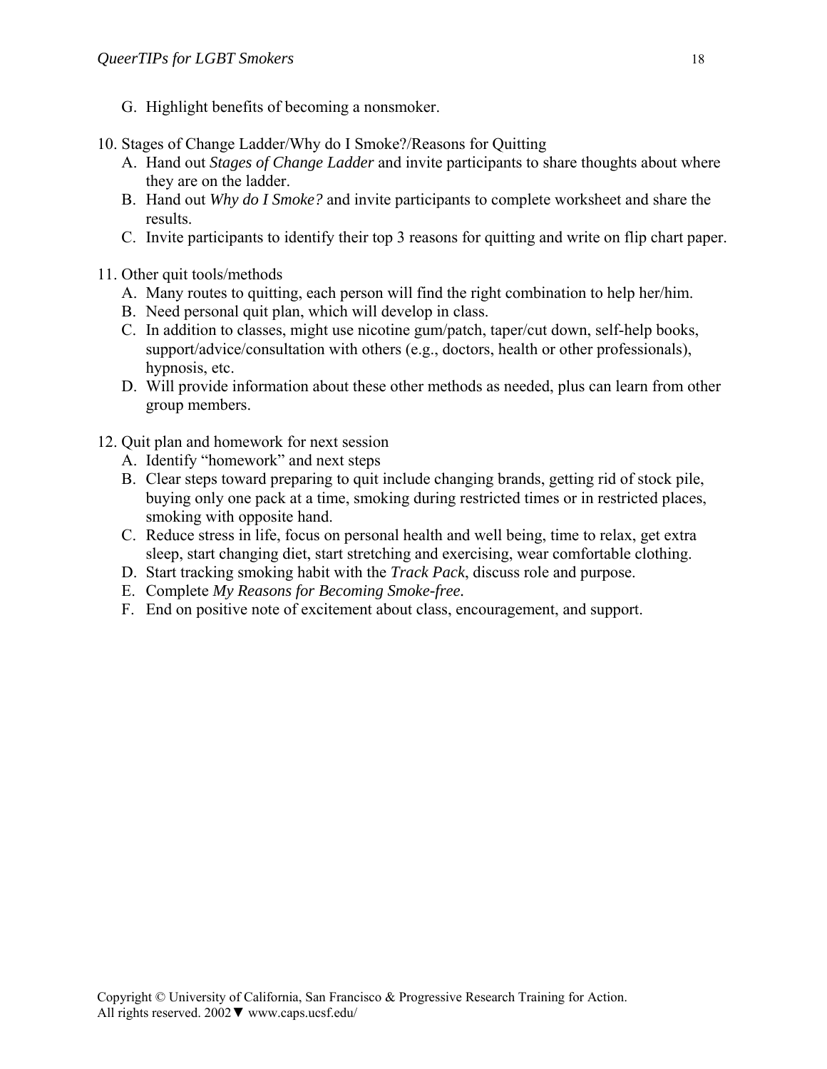G. Highlight benefits of becoming a nonsmoker.

10. Stages of Change Ladder/Why do I Smoke?/Reasons for Quitting
    A. Hand out *Stages of Change Ladder* and invite participants to share thoughts about where they are on the ladder.
    B. Hand out *Why do I Smoke?* and invite participants to complete worksheet and share the results.
    C. Invite participants to identify their top 3 reasons for quitting and write on flip chart paper.

11. Other quit tools/methods
    A. Many routes to quitting, each person will find the right combination to help her/him.
    B. Need personal quit plan, which will develop in class.
    C. In addition to classes, might use nicotine gum/patch, taper/cut down, self-help books, support/advice/consultation with others (e.g., doctors, health or other professionals), hypnosis, etc.
    D. Will provide information about these other methods as needed, plus can learn from other group members.

12. Quit plan and homework for next session
    A. Identify "homework" and next steps
    B. Clear steps toward preparing to quit include changing brands, getting rid of stock pile, buying only one pack at a time, smoking during restricted times or in restricted places, smoking with opposite hand.
    C. Reduce stress in life, focus on personal health and well being, time to relax, get extra sleep, start changing diet, start stretching and exercising, wear comfortable clothing.
    D. Start tracking smoking habit with the *Track Pack*, discuss role and purpose.
    E. Complete *My Reasons for Becoming Smoke-free.*
    F. End on positive note of excitement about class, encouragement, and support.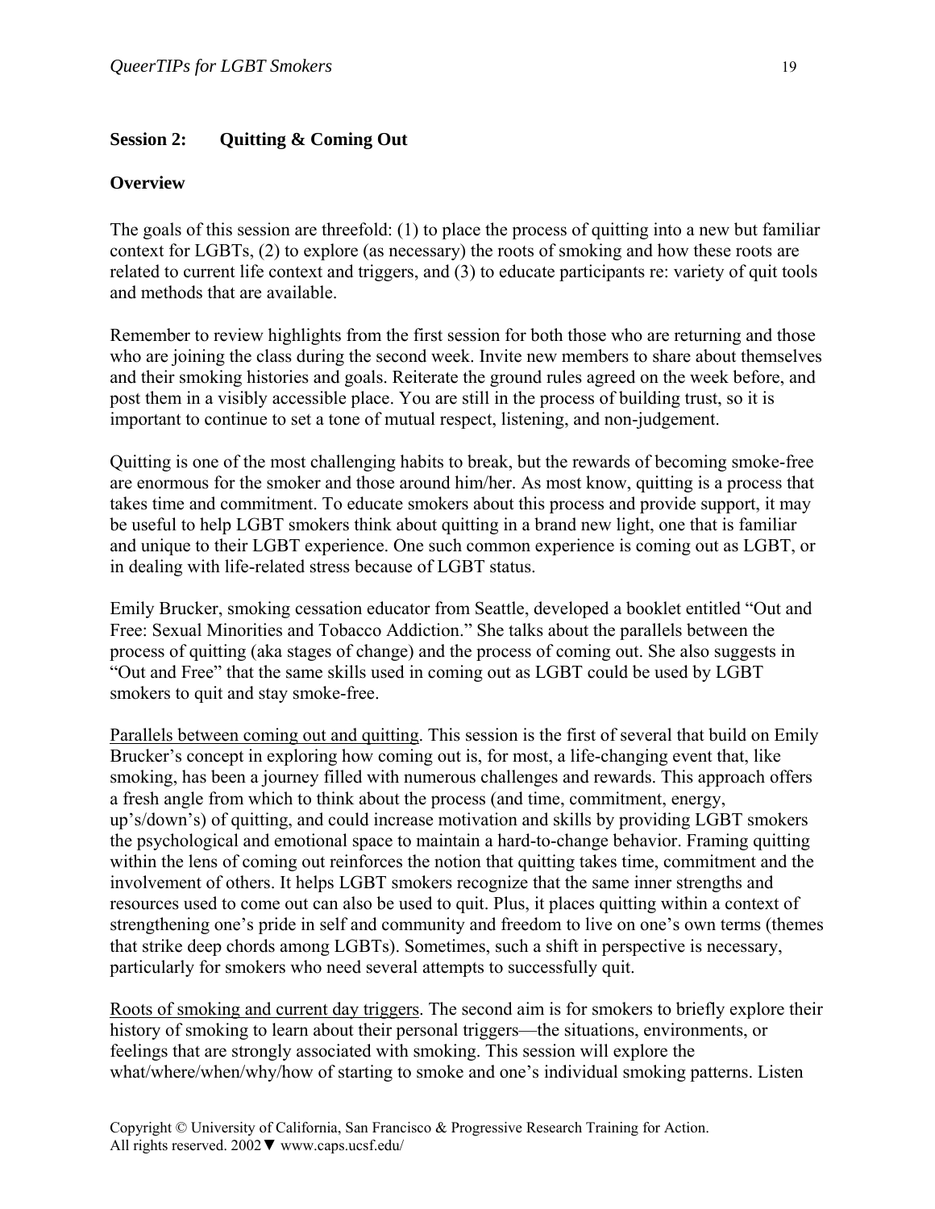**Session 2: Quitting & Coming Out**

**Overview**

The goals of this session are threefold: (1) to place the process of quitting into a new but familiar context for LGBTs, (2) to explore (as necessary) the roots of smoking and how these roots are related to current life context and triggers, and (3) to educate participants re: variety of quit tools and methods that are available.

Remember to review highlights from the first session for both those who are returning and those who are joining the class during the second week. Invite new members to share about themselves and their smoking histories and goals. Reiterate the ground rules agreed on the week before, and post them in a visibly accessible place. You are still in the process of building trust, so it is important to continue to set a tone of mutual respect, listening, and non-judgement.

Quitting is one of the most challenging habits to break, but the rewards of becoming smoke-free are enormous for the smoker and those around him/her. As most know, quitting is a process that takes time and commitment. To educate smokers about this process and provide support, it may be useful to help LGBT smokers think about quitting in a brand new light, one that is familiar and unique to their LGBT experience. One such common experience is coming out as LGBT, or in dealing with life-related stress because of LGBT status.

Emily Brucker, smoking cessation educator from Seattle, developed a booklet entitled "Out and Free: Sexual Minorities and Tobacco Addiction." She talks about the parallels between the process of quitting (aka stages of change) and the process of coming out. She also suggests in "Out and Free" that the same skills used in coming out as LGBT could be used by LGBT smokers to quit and stay smoke-free.

Parallels between coming out and quitting. This session is the first of several that build on Emily Brucker's concept in exploring how coming out is, for most, a life-changing event that, like smoking, has been a journey filled with numerous challenges and rewards. This approach offers a fresh angle from which to think about the process (and time, commitment, energy, up's/down's) of quitting, and could increase motivation and skills by providing LGBT smokers the psychological and emotional space to maintain a hard-to-change behavior. Framing quitting within the lens of coming out reinforces the notion that quitting takes time, commitment and the involvement of others. It helps LGBT smokers recognize that the same inner strengths and resources used to come out can also be used to quit. Plus, it places quitting within a context of strengthening one's pride in self and community and freedom to live on one's own terms (themes that strike deep chords among LGBTs). Sometimes, such a shift in perspective is necessary, particularly for smokers who need several attempts to successfully quit.

Roots of smoking and current day triggers. The second aim is for smokers to briefly explore their history of smoking to learn about their personal triggers—the situations, environments, or feelings that are strongly associated with smoking. This session will explore the what/where/when/why/how of starting to smoke and one's individual smoking patterns. Listen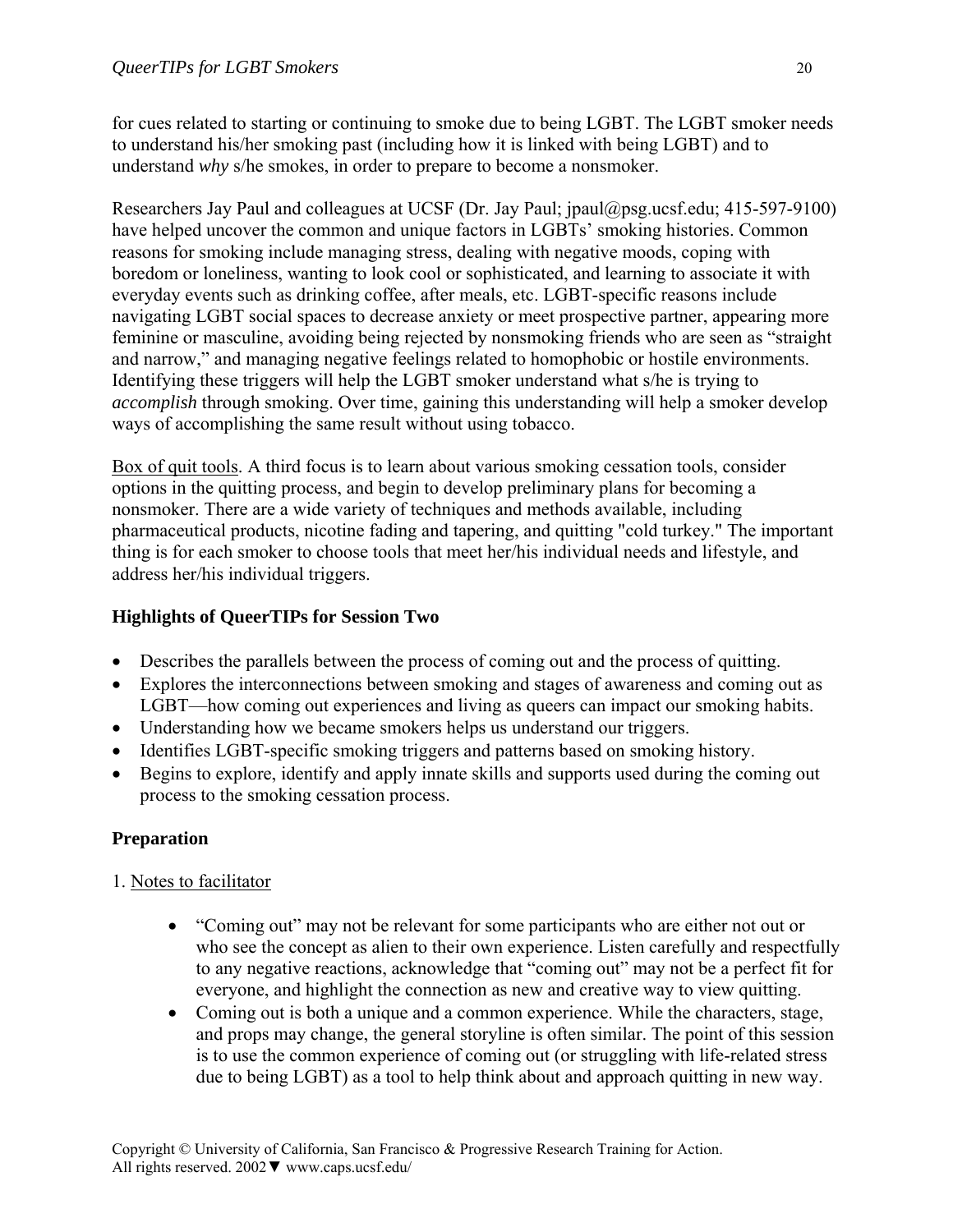for cues related to starting or continuing to smoke due to being LGBT. The LGBT smoker needs to understand his/her smoking past (including how it is linked with being LGBT) and to understand *why* s/he smokes, in order to prepare to become a nonsmoker.

Researchers Jay Paul and colleagues at UCSF (Dr. Jay Paul; jpaul@psg.ucsf.edu; 415-597-9100) have helped uncover the common and unique factors in LGBTs' smoking histories. Common reasons for smoking include managing stress, dealing with negative moods, coping with boredom or loneliness, wanting to look cool or sophisticated, and learning to associate it with everyday events such as drinking coffee, after meals, etc. LGBT-specific reasons include navigating LGBT social spaces to decrease anxiety or meet prospective partner, appearing more feminine or masculine, avoiding being rejected by nonsmoking friends who are seen as "straight and narrow," and managing negative feelings related to homophobic or hostile environments. Identifying these triggers will help the LGBT smoker understand what s/he is trying to *accomplish* through smoking. Over time, gaining this understanding will help a smoker develop ways of accomplishing the same result without using tobacco.

<u>Box of quit tools</u>. A third focus is to learn about various smoking cessation tools, consider options in the quitting process, and begin to develop preliminary plans for becoming a nonsmoker. There are a wide variety of techniques and methods available, including pharmaceutical products, nicotine fading and tapering, and quitting "cold turkey." The important thing is for each smoker to choose tools that meet her/his individual needs and lifestyle, and address her/his individual triggers.

**Highlights of QueerTIPs for Session Two**

- Describes the parallels between the process of coming out and the process of quitting.
- Explores the interconnections between smoking and stages of awareness and coming out as LGBT—how coming out experiences and living as queers can impact our smoking habits.
- Understanding how we became smokers helps us understand our triggers.
- Identifies LGBT-specific smoking triggers and patterns based on smoking history.
- Begins to explore, identify and apply innate skills and supports used during the coming out process to the smoking cessation process.

**Preparation**

1. <u>Notes to facilitator</u>

    - "Coming out" may not be relevant for some participants who are either not out or who see the concept as alien to their own experience. Listen carefully and respectfully to any negative reactions, acknowledge that "coming out" may not be a perfect fit for everyone, and highlight the connection as new and creative way to view quitting.
    - Coming out is both a unique and a common experience. While the characters, stage, and props may change, the general storyline is often similar. The point of this session is to use the common experience of coming out (or struggling with life-related stress due to being LGBT) as a tool to help think about and approach quitting in new way.

Copyright © University of California, San Francisco & Progressive Research Training for Action. All rights reserved. 2002 ▼ www.caps.ucsf.edu/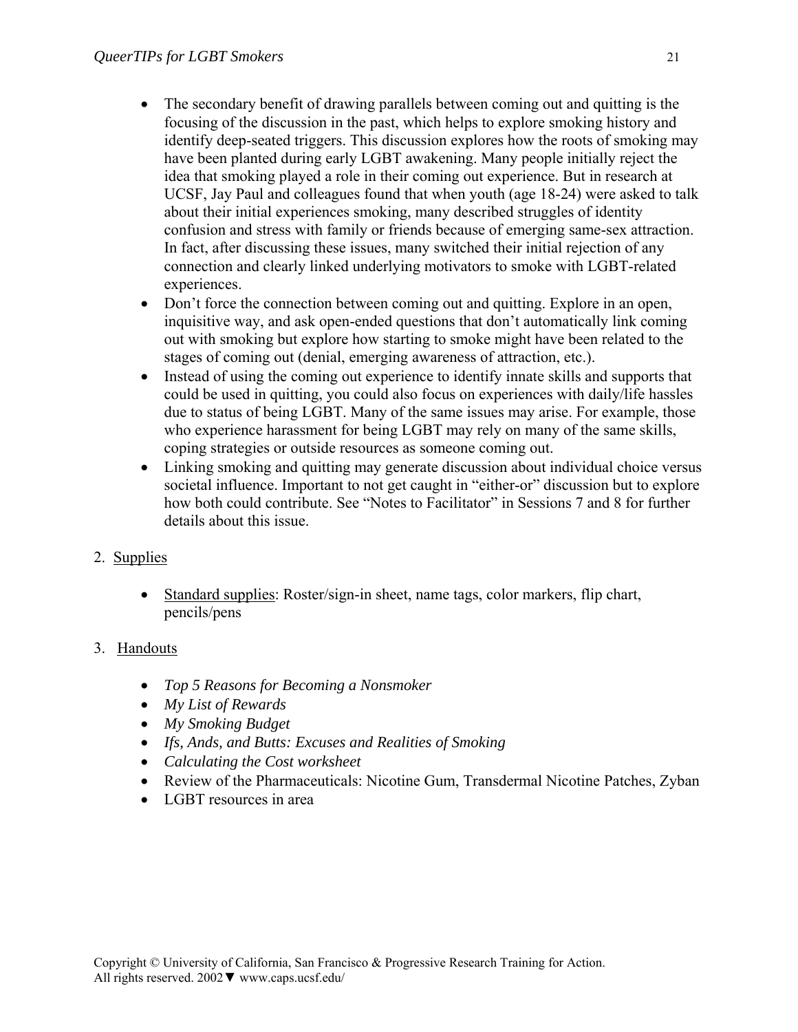- The secondary benefit of drawing parallels between coming out and quitting is the focusing of the discussion in the past, which helps to explore smoking history and identify deep-seated triggers. This discussion explores how the roots of smoking may have been planted during early LGBT awakening. Many people initially reject the idea that smoking played a role in their coming out experience. But in research at UCSF, Jay Paul and colleagues found that when youth (age 18-24) were asked to talk about their initial experiences smoking, many described struggles of identity confusion and stress with family or friends because of emerging same-sex attraction. In fact, after discussing these issues, many switched their initial rejection of any connection and clearly linked underlying motivators to smoke with LGBT-related experiences.
- Don't force the connection between coming out and quitting. Explore in an open, inquisitive way, and ask open-ended questions that don't automatically link coming out with smoking but explore how starting to smoke might have been related to the stages of coming out (denial, emerging awareness of attraction, etc.).
- Instead of using the coming out experience to identify innate skills and supports that could be used in quitting, you could also focus on experiences with daily/life hassles due to status of being LGBT. Many of the same issues may arise. For example, those who experience harassment for being LGBT may rely on many of the same skills, coping strategies or outside resources as someone coming out.
- Linking smoking and quitting may generate discussion about individual choice versus societal influence. Important to not get caught in "either-or" discussion but to explore how both could contribute. See "Notes to Facilitator" in Sessions 7 and 8 for further details about this issue.

2. Supplies

   - Standard supplies: Roster/sign-in sheet, name tags, color markers, flip chart, pencils/pens

3. Handouts

   - *Top 5 Reasons for Becoming a Nonsmoker*
   - *My List of Rewards*
   - *My Smoking Budget*
   - *Ifs, Ands, and Butts: Excuses and Realities of Smoking*
   - *Calculating the Cost worksheet*
   - Review of the Pharmaceuticals: Nicotine Gum, Transdermal Nicotine Patches, Zyban
   - LGBT resources in area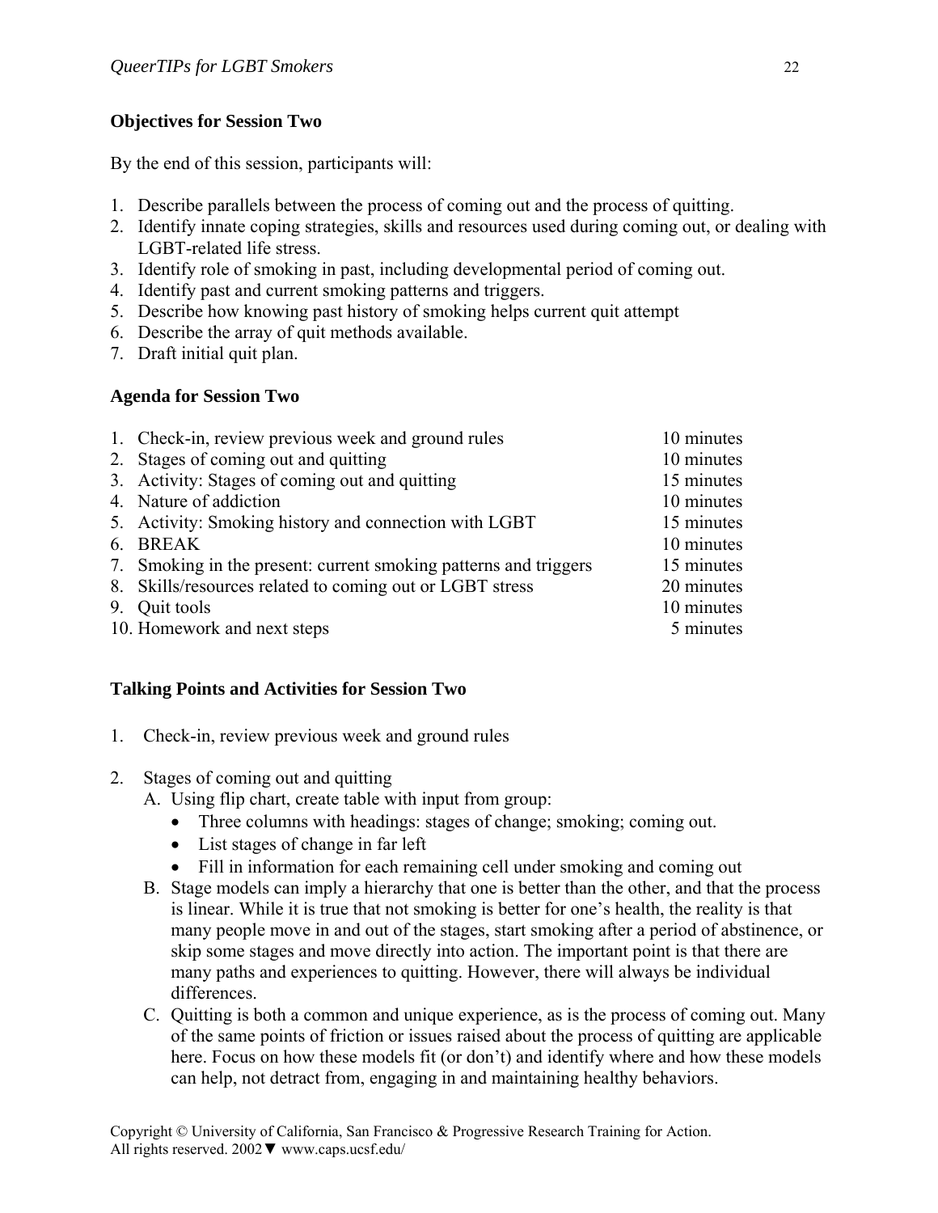**Objectives for Session Two**

By the end of this session, participants will:

1. Describe parallels between the process of coming out and the process of quitting.
2. Identify innate coping strategies, skills and resources used during coming out, or dealing with LGBT-related life stress.
3. Identify role of smoking in past, including developmental period of coming out.
4. Identify past and current smoking patterns and triggers.
5. Describe how knowing past history of smoking helps current quit attempt
6. Describe the array of quit methods available.
7. Draft initial quit plan.

**Agenda for Session Two**

| | |
|---|---|
| 1. Check-in, review previous week and ground rules | 10 minutes |
| 2. Stages of coming out and quitting | 10 minutes |
| 3. Activity: Stages of coming out and quitting | 15 minutes |
| 4. Nature of addiction | 10 minutes |
| 5. Activity: Smoking history and connection with LGBT | 15 minutes |
| 6. BREAK | 10 minutes |
| 7. Smoking in the present: current smoking patterns and triggers | 15 minutes |
| 8. Skills/resources related to coming out or LGBT stress | 20 minutes |
| 9. Quit tools | 10 minutes |
| 10. Homework and next steps | 5 minutes |

**Talking Points and Activities for Session Two**

1. Check-in, review previous week and ground rules

2. Stages of coming out and quitting
   A. Using flip chart, create table with input from group:
      - Three columns with headings: stages of change; smoking; coming out.
      - List stages of change in far left
      - Fill in information for each remaining cell under smoking and coming out
   B. Stage models can imply a hierarchy that one is better than the other, and that the process is linear. While it is true that not smoking is better for one's health, the reality is that many people move in and out of the stages, start smoking after a period of abstinence, or skip some stages and move directly into action. The important point is that there are many paths and experiences to quitting. However, there will always be individual differences.
   C. Quitting is both a common and unique experience, as is the process of coming out. Many of the same points of friction or issues raised about the process of quitting are applicable here. Focus on how these models fit (or don't) and identify where and how these models can help, not detract from, engaging in and maintaining healthy behaviors.

Copyright © University of California, San Francisco & Progressive Research Training for Action. All rights reserved. 2002▼ www.caps.ucsf.edu/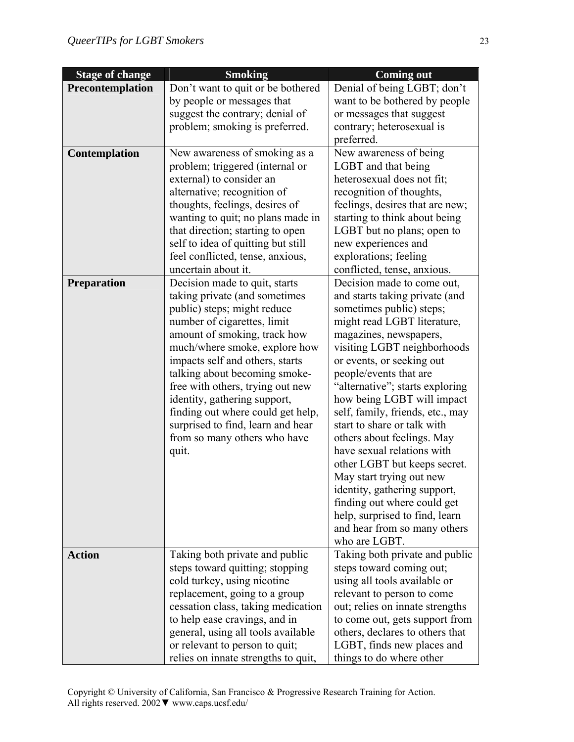| Stage of change | Smoking | Coming out |
|---|---|---|
| **Precontemplation** | Don't want to quit or be bothered by people or messages that suggest the contrary; denial of problem; smoking is preferred. | Denial of being LGBT; don't want to be bothered by people or messages that suggest contrary; heterosexual is preferred. |
| **Contemplation** | New awareness of smoking as a problem; triggered (internal or external) to consider an alternative; recognition of thoughts, feelings, desires of wanting to quit; no plans made in that direction; starting to open self to idea of quitting but still feel conflicted, tense, anxious, uncertain about it. | New awareness of being LGBT and that being heterosexual does not fit; recognition of thoughts, feelings, desires that are new; starting to think about being LGBT but no plans; open to new experiences and explorations; feeling conflicted, tense, anxious. |
| **Preparation** | Decision made to quit, starts taking private (and sometimes public) steps; might reduce number of cigarettes, limit amount of smoking, track how much/where smoke, explore how impacts self and others, starts talking about becoming smoke-free with others, trying out new identity, gathering support, finding out where could get help, surprised to find, learn and hear from so many others who have quit. | Decision made to come out, and starts taking private (and sometimes public) steps; might read LGBT literature, magazines, newspapers, visiting LGBT neighborhoods or events, or seeking out people/events that are "alternative"; starts exploring how being LGBT will impact self, family, friends, etc., may start to share or talk with others about feelings. May have sexual relations with other LGBT but keeps secret. May start trying out new identity, gathering support, finding out where could get help, surprised to find, learn and hear from so many others who are LGBT. |
| **Action** | Taking both private and public steps toward quitting; stopping cold turkey, using nicotine replacement, going to a group cessation class, taking medication to help ease cravings, and in general, using all tools available or relevant to person to quit; relies on innate strengths to quit, | Taking both private and public steps toward coming out; using all tools available or relevant to person to come out; relies on innate strengths to come out, gets support from others, declares to others that LGBT, finds new places and things to do where other |

Copyright © University of California, San Francisco & Progressive Research Training for Action. All rights reserved. 2002▼ www.caps.ucsf.edu/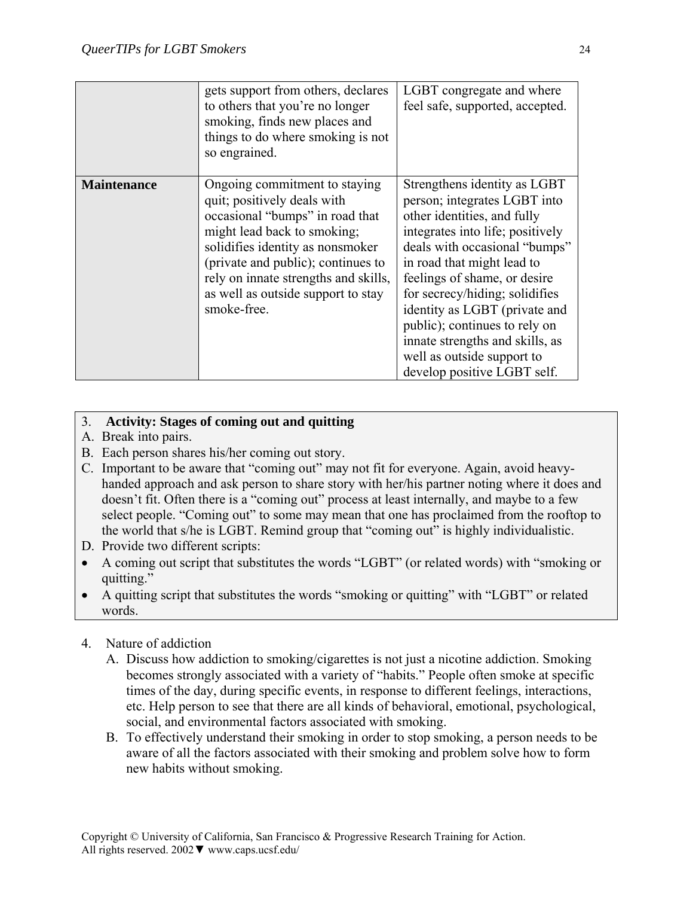| | | |
|---|---|---|
| | gets support from others, declares to others that you're no longer smoking, finds new places and things to do where smoking is not so engrained. | LGBT congregate and where feel safe, supported, accepted. |
| **Maintenance** | Ongoing commitment to staying quit; positively deals with occasional "bumps" in road that might lead back to smoking; solidifies identity as nonsmoker (private and public); continues to rely on innate strengths and skills, as well as outside support to stay smoke-free. | Strengthens identity as LGBT person; integrates LGBT into other identities, and fully integrates into life; positively deals with occasional "bumps" in road that might lead to feelings of shame, or desire for secrecy/hiding; solidifies identity as LGBT (private and public); continues to rely on innate strengths and skills, as well as outside support to develop positive LGBT self. |

3. **Activity: Stages of coming out and quitting**

A. Break into pairs.

B. Each person shares his/her coming out story.

C. Important to be aware that "coming out" may not fit for everyone. Again, avoid heavy-handed approach and ask person to share story with her/his partner noting where it does and doesn't fit. Often there is a "coming out" process at least internally, and maybe to a few select people. "Coming out" to some may mean that one has proclaimed from the rooftop to the world that s/he is LGBT. Remind group that "coming out" is highly individualistic.

D. Provide two different scripts:

- A coming out script that substitutes the words "LGBT" (or related words) with "smoking or quitting."
- A quitting script that substitutes the words "smoking or quitting" with "LGBT" or related words.

4. Nature of addiction

   A. Discuss how addiction to smoking/cigarettes is not just a nicotine addiction. Smoking becomes strongly associated with a variety of "habits." People often smoke at specific times of the day, during specific events, in response to different feelings, interactions, etc. Help person to see that there are all kinds of behavioral, emotional, psychological, social, and environmental factors associated with smoking.

   B. To effectively understand their smoking in order to stop smoking, a person needs to be aware of all the factors associated with their smoking and problem solve how to form new habits without smoking.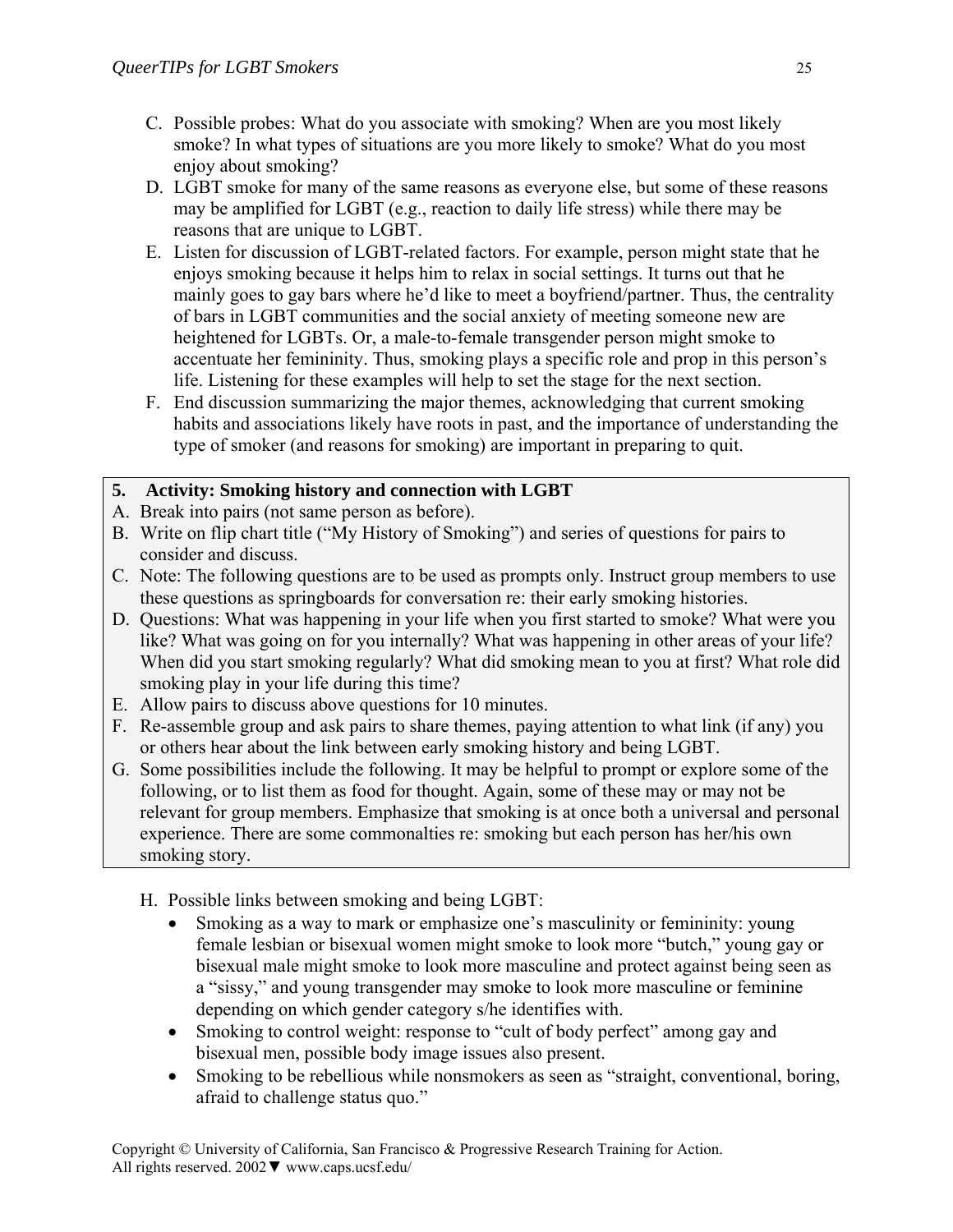C. Possible probes: What do you associate with smoking? When are you most likely smoke? In what types of situations are you more likely to smoke? What do you most enjoy about smoking?

D. LGBT smoke for many of the same reasons as everyone else, but some of these reasons may be amplified for LGBT (e.g., reaction to daily life stress) while there may be reasons that are unique to LGBT.

E. Listen for discussion of LGBT-related factors. For example, person might state that he enjoys smoking because it helps him to relax in social settings. It turns out that he mainly goes to gay bars where he'd like to meet a boyfriend/partner. Thus, the centrality of bars in LGBT communities and the social anxiety of meeting someone new are heightened for LGBTs. Or, a male-to-female transgender person might smoke to accentuate her femininity. Thus, smoking plays a specific role and prop in this person's life. Listening for these examples will help to set the stage for the next section.

F. End discussion summarizing the major themes, acknowledging that current smoking habits and associations likely have roots in past, and the importance of understanding the type of smoker (and reasons for smoking) are important in preparing to quit.

**5. Activity: Smoking history and connection with LGBT**

A. Break into pairs (not same person as before).

B. Write on flip chart title ("My History of Smoking") and series of questions for pairs to consider and discuss.

C. Note: The following questions are to be used as prompts only. Instruct group members to use these questions as springboards for conversation re: their early smoking histories.

D. Questions: What was happening in your life when you first started to smoke? What were you like? What was going on for you internally? What was happening in other areas of your life? When did you start smoking regularly? What did smoking mean to you at first? What role did smoking play in your life during this time?

E. Allow pairs to discuss above questions for 10 minutes.

F. Re-assemble group and ask pairs to share themes, paying attention to what link (if any) you or others hear about the link between early smoking history and being LGBT.

G. Some possibilities include the following. It may be helpful to prompt or explore some of the following, or to list them as food for thought. Again, some of these may or may not be relevant for group members. Emphasize that smoking is at once both a universal and personal experience. There are some commonalties re: smoking but each person has her/his own smoking story.

H. Possible links between smoking and being LGBT:

- Smoking as a way to mark or emphasize one's masculinity or femininity: young female lesbian or bisexual women might smoke to look more "butch," young gay or bisexual male might smoke to look more masculine and protect against being seen as a "sissy," and young transgender may smoke to look more masculine or feminine depending on which gender category s/he identifies with.
- Smoking to control weight: response to "cult of body perfect" among gay and bisexual men, possible body image issues also present.
- Smoking to be rebellious while nonsmokers as seen as "straight, conventional, boring, afraid to challenge status quo."

Copyright © University of California, San Francisco & Progressive Research Training for Action. All rights reserved. 2002 ▼ www.caps.ucsf.edu/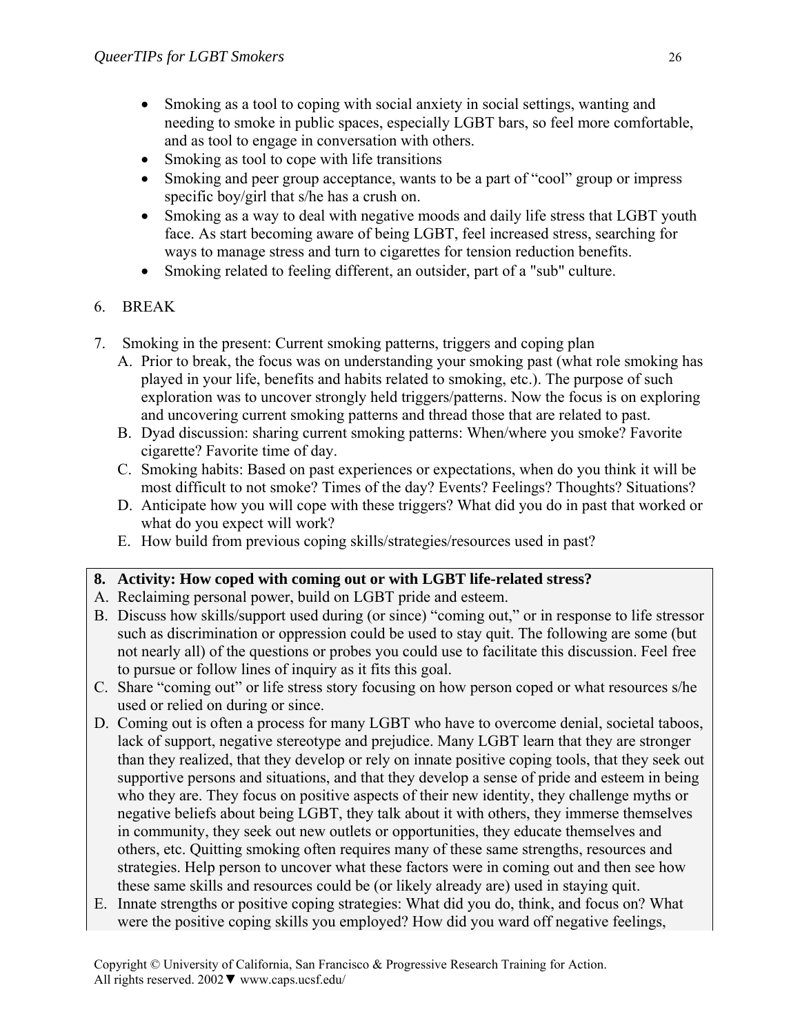- Smoking as a tool to coping with social anxiety in social settings, wanting and needing to smoke in public spaces, especially LGBT bars, so feel more comfortable, and as tool to engage in conversation with others.
- Smoking as tool to cope with life transitions
- Smoking and peer group acceptance, wants to be a part of "cool" group or impress specific boy/girl that s/he has a crush on.
- Smoking as a way to deal with negative moods and daily life stress that LGBT youth face. As start becoming aware of being LGBT, feel increased stress, searching for ways to manage stress and turn to cigarettes for tension reduction benefits.
- Smoking related to feeling different, an outsider, part of a "sub" culture.

6. BREAK

7. Smoking in the present: Current smoking patterns, triggers and coping plan
   A. Prior to break, the focus was on understanding your smoking past (what role smoking has played in your life, benefits and habits related to smoking, etc.). The purpose of such exploration was to uncover strongly held triggers/patterns. Now the focus is on exploring and uncovering current smoking patterns and thread those that are related to past.
   B. Dyad discussion: sharing current smoking patterns: When/where you smoke? Favorite cigarette? Favorite time of day.
   C. Smoking habits: Based on past experiences or expectations, when do you think it will be most difficult to not smoke? Times of the day? Events? Feelings? Thoughts? Situations?
   D. Anticipate how you will cope with these triggers? What did you do in past that worked or what do you expect will work?
   E. How build from previous coping skills/strategies/resources used in past?

**8. Activity: How coped with coming out or with LGBT life-related stress?**

A. Reclaiming personal power, build on LGBT pride and esteem.

B. Discuss how skills/support used during (or since) "coming out," or in response to life stressor such as discrimination or oppression could be used to stay quit. The following are some (but not nearly all) of the questions or probes you could use to facilitate this discussion. Feel free to pursue or follow lines of inquiry as it fits this goal.

C. Share "coming out" or life stress story focusing on how person coped or what resources s/he used or relied on during or since.

D. Coming out is often a process for many LGBT who have to overcome denial, societal taboos, lack of support, negative stereotype and prejudice. Many LGBT learn that they are stronger than they realized, that they develop or rely on innate positive coping tools, that they seek out supportive persons and situations, and that they develop a sense of pride and esteem in being who they are. They focus on positive aspects of their new identity, they challenge myths or negative beliefs about being LGBT, they talk about it with others, they immerse themselves in community, they seek out new outlets or opportunities, they educate themselves and others, etc. Quitting smoking often requires many of these same strengths, resources and strategies. Help person to uncover what these factors were in coming out and then see how these same skills and resources could be (or likely already are) used in staying quit.

E. Innate strengths or positive coping strategies: What did you do, think, and focus on? What were the positive coping skills you employed? How did you ward off negative feelings,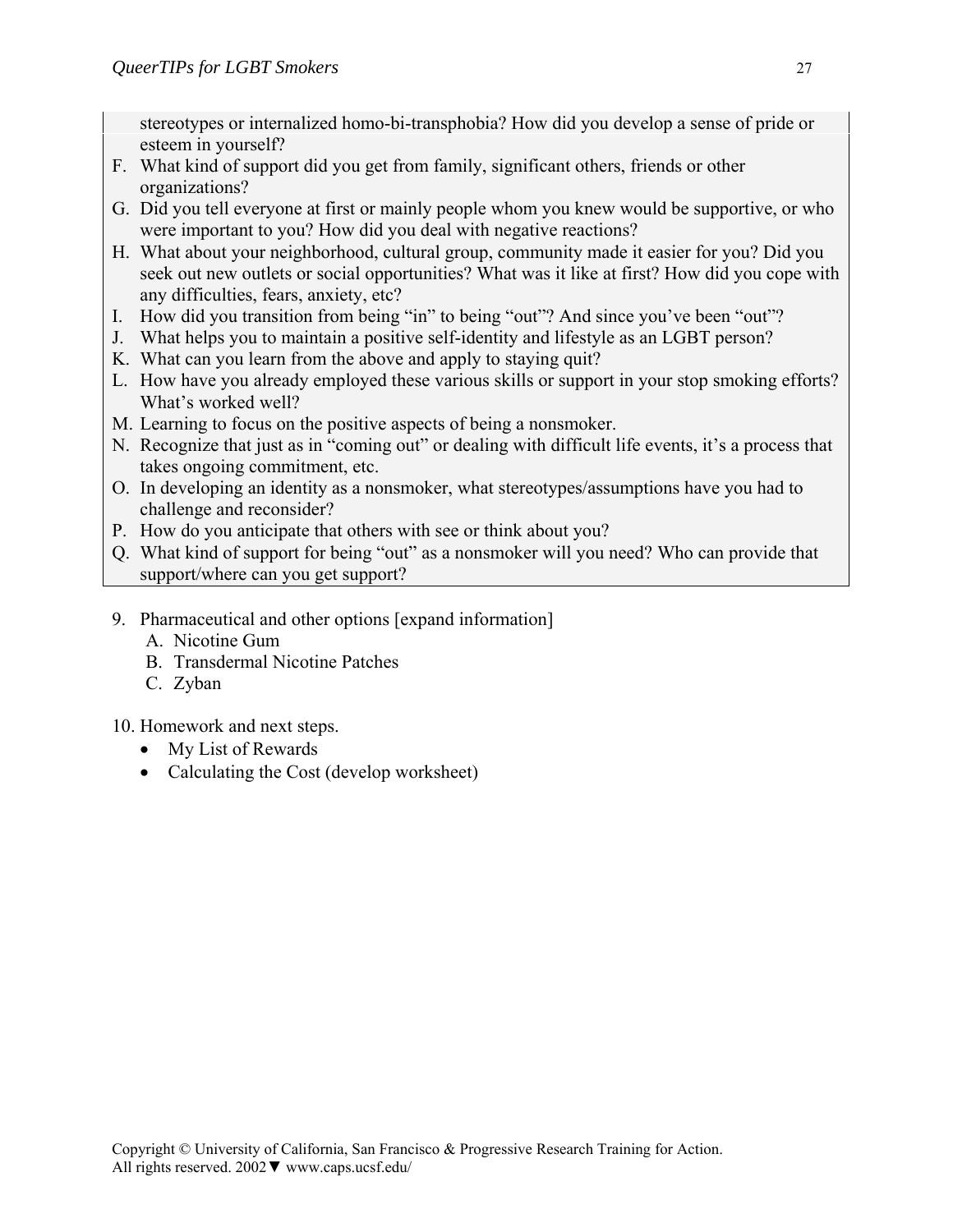stereotypes or internalized homo-bi-transphobia? How did you develop a sense of pride or esteem in yourself?

F. What kind of support did you get from family, significant others, friends or other organizations?
G. Did you tell everyone at first or mainly people whom you knew would be supportive, or who were important to you? How did you deal with negative reactions?
H. What about your neighborhood, cultural group, community made it easier for you? Did you seek out new outlets or social opportunities? What was it like at first? How did you cope with any difficulties, fears, anxiety, etc?
I. How did you transition from being "in" to being "out"? And since you've been "out"?
J. What helps you to maintain a positive self-identity and lifestyle as an LGBT person?
K. What can you learn from the above and apply to staying quit?
L. How have you already employed these various skills or support in your stop smoking efforts? What's worked well?
M. Learning to focus on the positive aspects of being a nonsmoker.
N. Recognize that just as in "coming out" or dealing with difficult life events, it's a process that takes ongoing commitment, etc.
O. In developing an identity as a nonsmoker, what stereotypes/assumptions have you had to challenge and reconsider?
P. How do you anticipate that others with see or think about you?
Q. What kind of support for being "out" as a nonsmoker will you need? Who can provide that support/where can you get support?

9. Pharmaceutical and other options [expand information]
   A. Nicotine Gum
   B. Transdermal Nicotine Patches
   C. Zyban

10. Homework and next steps.
    - My List of Rewards
    - Calculating the Cost (develop worksheet)

Copyright © University of California, San Francisco & Progressive Research Training for Action. All rights reserved. 2002▼ www.caps.ucsf.edu/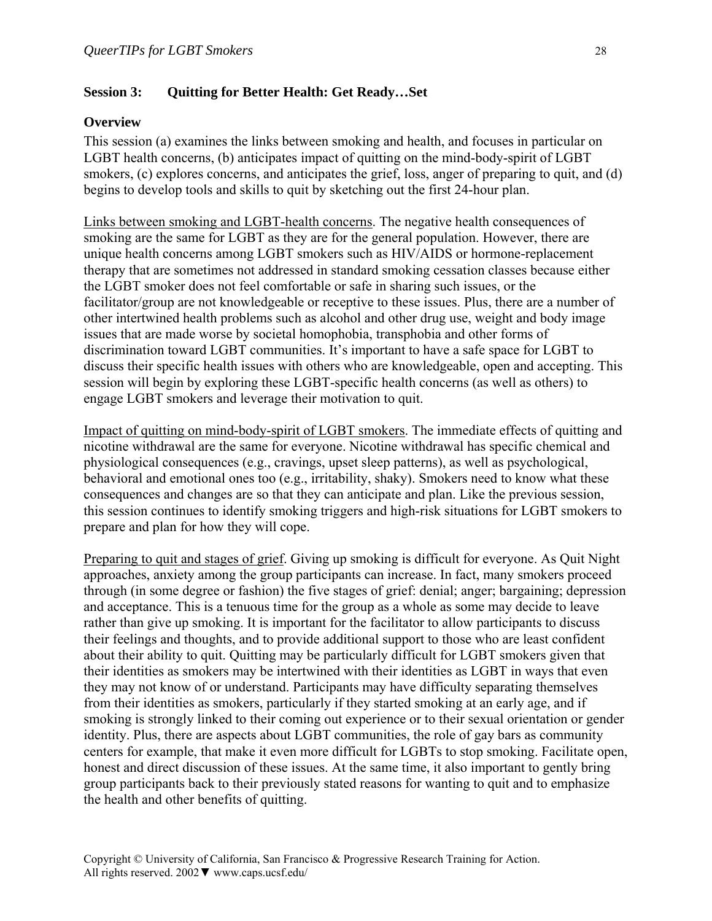**Session 3: Quitting for Better Health: Get Ready…Set**

**Overview**

This session (a) examines the links between smoking and health, and focuses in particular on LGBT health concerns, (b) anticipates impact of quitting on the mind-body-spirit of LGBT smokers, (c) explores concerns, and anticipates the grief, loss, anger of preparing to quit, and (d) begins to develop tools and skills to quit by sketching out the first 24-hour plan.

Links between smoking and LGBT-health concerns. The negative health consequences of smoking are the same for LGBT as they are for the general population. However, there are unique health concerns among LGBT smokers such as HIV/AIDS or hormone-replacement therapy that are sometimes not addressed in standard smoking cessation classes because either the LGBT smoker does not feel comfortable or safe in sharing such issues, or the facilitator/group are not knowledgeable or receptive to these issues. Plus, there are a number of other intertwined health problems such as alcohol and other drug use, weight and body image issues that are made worse by societal homophobia, transphobia and other forms of discrimination toward LGBT communities. It's important to have a safe space for LGBT to discuss their specific health issues with others who are knowledgeable, open and accepting. This session will begin by exploring these LGBT-specific health concerns (as well as others) to engage LGBT smokers and leverage their motivation to quit.

Impact of quitting on mind-body-spirit of LGBT smokers. The immediate effects of quitting and nicotine withdrawal are the same for everyone. Nicotine withdrawal has specific chemical and physiological consequences (e.g., cravings, upset sleep patterns), as well as psychological, behavioral and emotional ones too (e.g., irritability, shaky). Smokers need to know what these consequences and changes are so that they can anticipate and plan. Like the previous session, this session continues to identify smoking triggers and high-risk situations for LGBT smokers to prepare and plan for how they will cope.

Preparing to quit and stages of grief. Giving up smoking is difficult for everyone. As Quit Night approaches, anxiety among the group participants can increase. In fact, many smokers proceed through (in some degree or fashion) the five stages of grief: denial; anger; bargaining; depression and acceptance. This is a tenuous time for the group as a whole as some may decide to leave rather than give up smoking. It is important for the facilitator to allow participants to discuss their feelings and thoughts, and to provide additional support to those who are least confident about their ability to quit. Quitting may be particularly difficult for LGBT smokers given that their identities as smokers may be intertwined with their identities as LGBT in ways that even they may not know of or understand. Participants may have difficulty separating themselves from their identities as smokers, particularly if they started smoking at an early age, and if smoking is strongly linked to their coming out experience or to their sexual orientation or gender identity. Plus, there are aspects about LGBT communities, the role of gay bars as community centers for example, that make it even more difficult for LGBTs to stop smoking. Facilitate open, honest and direct discussion of these issues. At the same time, it also important to gently bring group participants back to their previously stated reasons for wanting to quit and to emphasize the health and other benefits of quitting.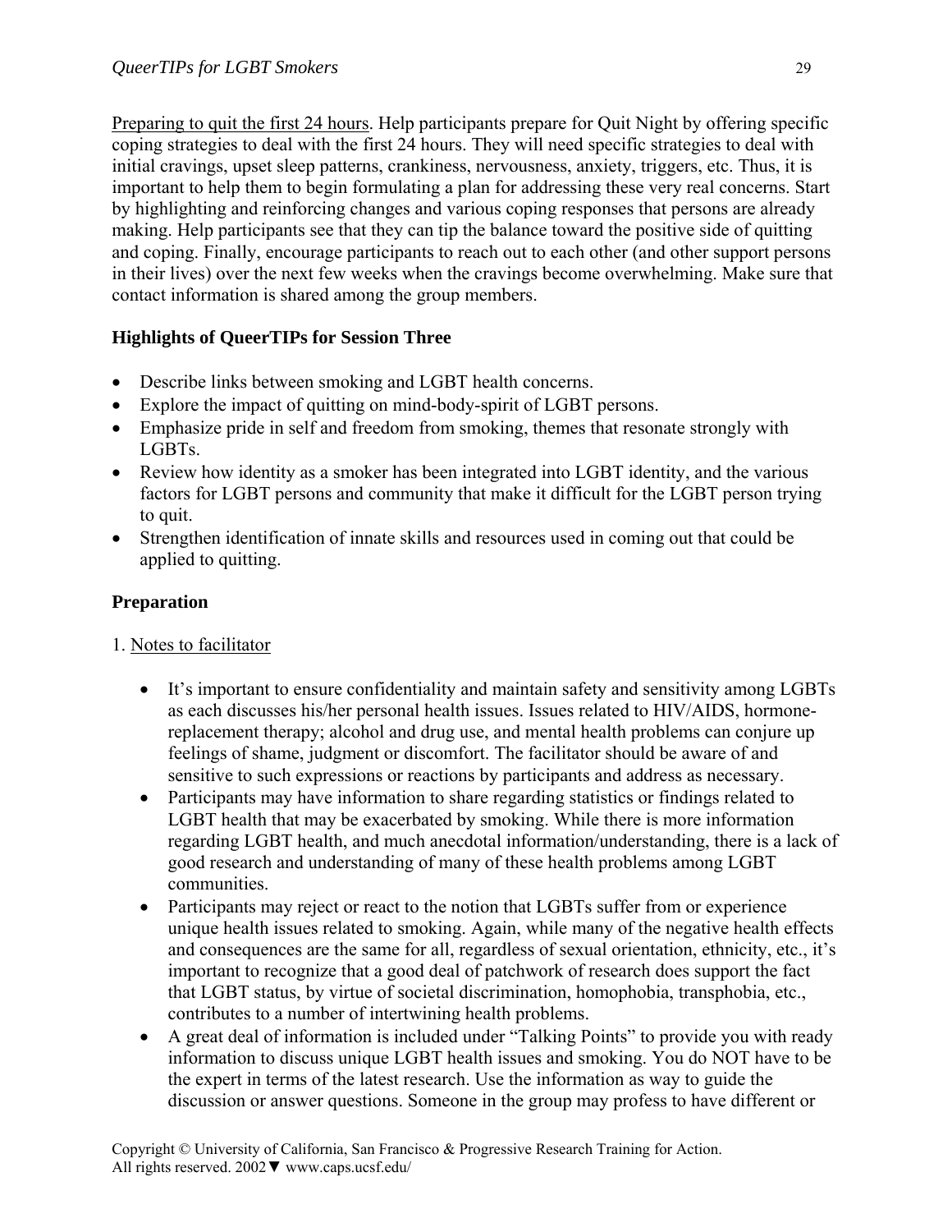Preparing to quit the first 24 hours. Help participants prepare for Quit Night by offering specific coping strategies to deal with the first 24 hours. They will need specific strategies to deal with initial cravings, upset sleep patterns, crankiness, nervousness, anxiety, triggers, etc. Thus, it is important to help them to begin formulating a plan for addressing these very real concerns. Start by highlighting and reinforcing changes and various coping responses that persons are already making. Help participants see that they can tip the balance toward the positive side of quitting and coping. Finally, encourage participants to reach out to each other (and other support persons in their lives) over the next few weeks when the cravings become overwhelming. Make sure that contact information is shared among the group members.

### Highlights of QueerTIPs for Session Three

- Describe links between smoking and LGBT health concerns.
- Explore the impact of quitting on mind-body-spirit of LGBT persons.
- Emphasize pride in self and freedom from smoking, themes that resonate strongly with LGBTs.
- Review how identity as a smoker has been integrated into LGBT identity, and the various factors for LGBT persons and community that make it difficult for the LGBT person trying to quit.
- Strengthen identification of innate skills and resources used in coming out that could be applied to quitting.

### Preparation

1. Notes to facilitator

- It's important to ensure confidentiality and maintain safety and sensitivity among LGBTs as each discusses his/her personal health issues. Issues related to HIV/AIDS, hormone-replacement therapy; alcohol and drug use, and mental health problems can conjure up feelings of shame, judgment or discomfort. The facilitator should be aware of and sensitive to such expressions or reactions by participants and address as necessary.
- Participants may have information to share regarding statistics or findings related to LGBT health that may be exacerbated by smoking. While there is more information regarding LGBT health, and much anecdotal information/understanding, there is a lack of good research and understanding of many of these health problems among LGBT communities.
- Participants may reject or react to the notion that LGBTs suffer from or experience unique health issues related to smoking. Again, while many of the negative health effects and consequences are the same for all, regardless of sexual orientation, ethnicity, etc., it's important to recognize that a good deal of patchwork of research does support the fact that LGBT status, by virtue of societal discrimination, homophobia, transphobia, etc., contributes to a number of intertwining health problems.
- A great deal of information is included under "Talking Points" to provide you with ready information to discuss unique LGBT health issues and smoking. You do NOT have to be the expert in terms of the latest research. Use the information as way to guide the discussion or answer questions. Someone in the group may profess to have different or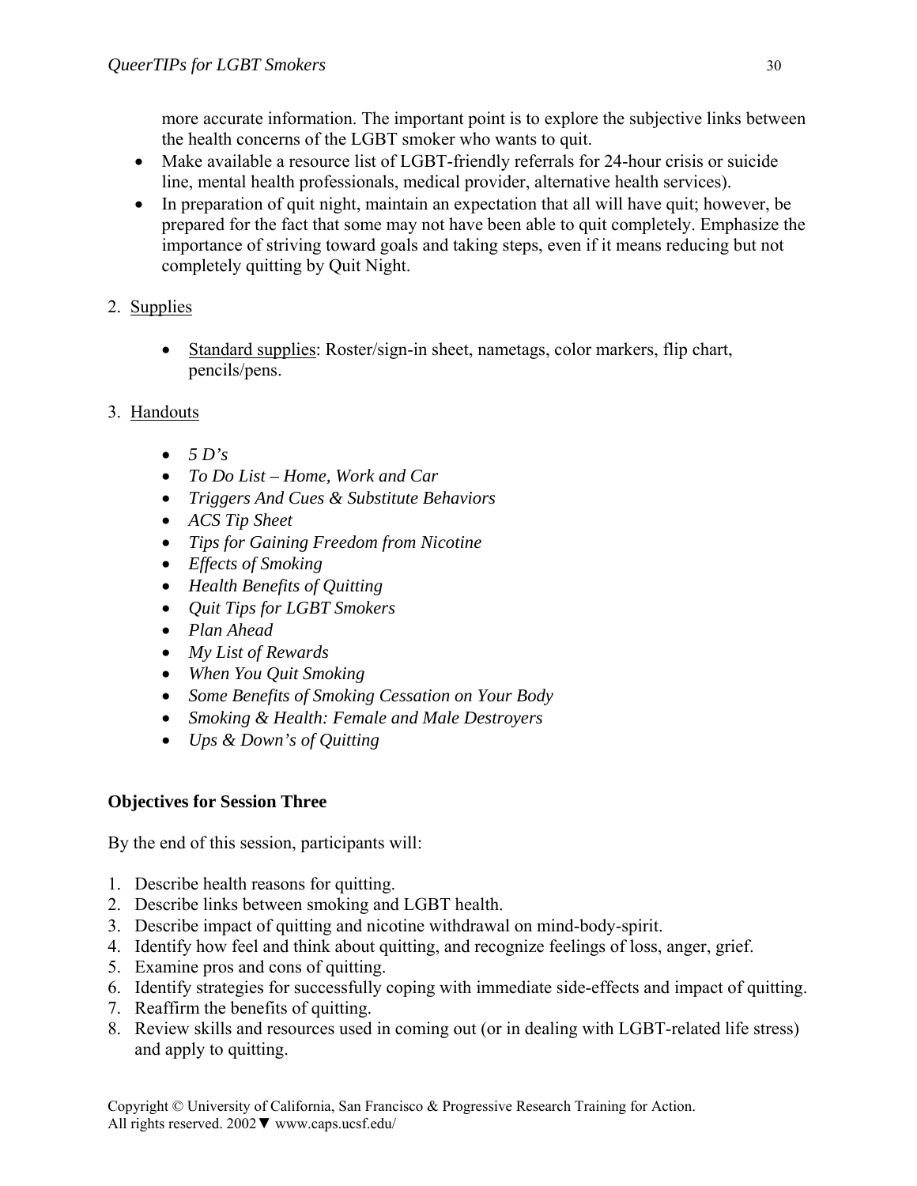more accurate information. The important point is to explore the subjective links between the health concerns of the LGBT smoker who wants to quit.

- Make available a resource list of LGBT-friendly referrals for 24-hour crisis or suicide line, mental health professionals, medical provider, alternative health services).
- In preparation of quit night, maintain an expectation that all will have quit; however, be prepared for the fact that some may not have been able to quit completely. Emphasize the importance of striving toward goals and taking steps, even if it means reducing but not completely quitting by Quit Night.

2. Supplies

    - Standard supplies: Roster/sign-in sheet, nametags, color markers, flip chart, pencils/pens.

3. Handouts

    - *5 D's*
    - *To Do List – Home, Work and Car*
    - *Triggers And Cues & Substitute Behaviors*
    - *ACS Tip Sheet*
    - *Tips for Gaining Freedom from Nicotine*
    - *Effects of Smoking*
    - *Health Benefits of Quitting*
    - *Quit Tips for LGBT Smokers*
    - *Plan Ahead*
    - *My List of Rewards*
    - *When You Quit Smoking*
    - *Some Benefits of Smoking Cessation on Your Body*
    - *Smoking & Health: Female and Male Destroyers*
    - *Ups & Down's of Quitting*

**Objectives for Session Three**

By the end of this session, participants will:

1. Describe health reasons for quitting.
2. Describe links between smoking and LGBT health.
3. Describe impact of quitting and nicotine withdrawal on mind-body-spirit.
4. Identify how feel and think about quitting, and recognize feelings of loss, anger, grief.
5. Examine pros and cons of quitting.
6. Identify strategies for successfully coping with immediate side-effects and impact of quitting.
7. Reaffirm the benefits of quitting.
8. Review skills and resources used in coming out (or in dealing with LGBT-related life stress) and apply to quitting.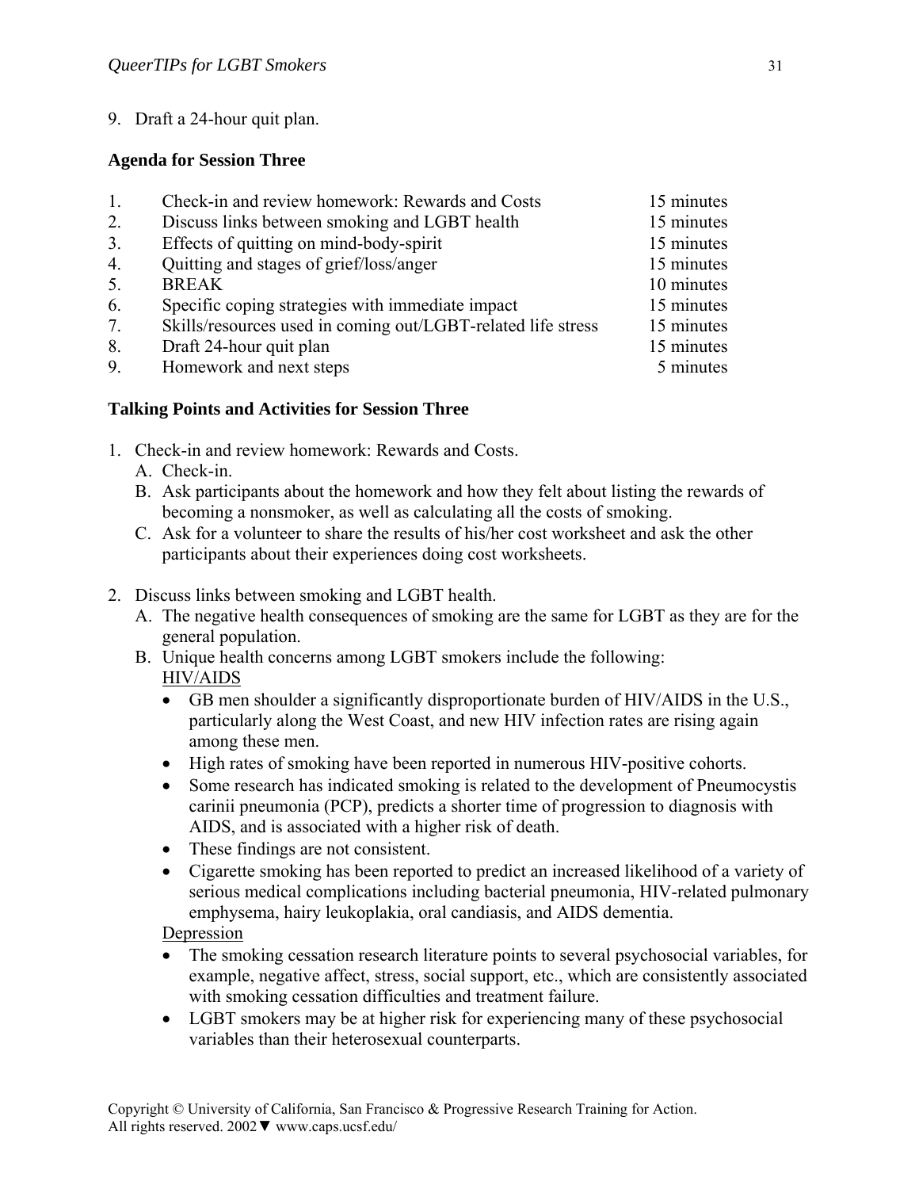9. Draft a 24-hour quit plan.

**Agenda for Session Three**

| | | |
|---|---|---|
| 1. | Check-in and review homework: Rewards and Costs | 15 minutes |
| 2. | Discuss links between smoking and LGBT health | 15 minutes |
| 3. | Effects of quitting on mind-body-spirit | 15 minutes |
| 4. | Quitting and stages of grief/loss/anger | 15 minutes |
| 5. | BREAK | 10 minutes |
| 6. | Specific coping strategies with immediate impact | 15 minutes |
| 7. | Skills/resources used in coming out/LGBT-related life stress | 15 minutes |
| 8. | Draft 24-hour quit plan | 15 minutes |
| 9. | Homework and next steps | 5 minutes |

**Talking Points and Activities for Session Three**

1. Check-in and review homework: Rewards and Costs.
   A. Check-in.
   B. Ask participants about the homework and how they felt about listing the rewards of becoming a nonsmoker, as well as calculating all the costs of smoking.
   C. Ask for a volunteer to share the results of his/her cost worksheet and ask the other participants about their experiences doing cost worksheets.

2. Discuss links between smoking and LGBT health.
   A. The negative health consequences of smoking are the same for LGBT as they are for the general population.
   B. Unique health concerns among LGBT smokers include the following:
      HIV/AIDS
      - GB men shoulder a significantly disproportionate burden of HIV/AIDS in the U.S., particularly along the West Coast, and new HIV infection rates are rising again among these men.
      - High rates of smoking have been reported in numerous HIV-positive cohorts.
      - Some research has indicated smoking is related to the development of Pneumocystis carinii pneumonia (PCP), predicts a shorter time of progression to diagnosis with AIDS, and is associated with a higher risk of death.
      - These findings are not consistent.
      - Cigarette smoking has been reported to predict an increased likelihood of a variety of serious medical complications including bacterial pneumonia, HIV-related pulmonary emphysema, hairy leukoplakia, oral candiasis, and AIDS dementia.

      Depression
      - The smoking cessation research literature points to several psychosocial variables, for example, negative affect, stress, social support, etc., which are consistently associated with smoking cessation difficulties and treatment failure.
      - LGBT smokers may be at higher risk for experiencing many of these psychosocial variables than their heterosexual counterparts.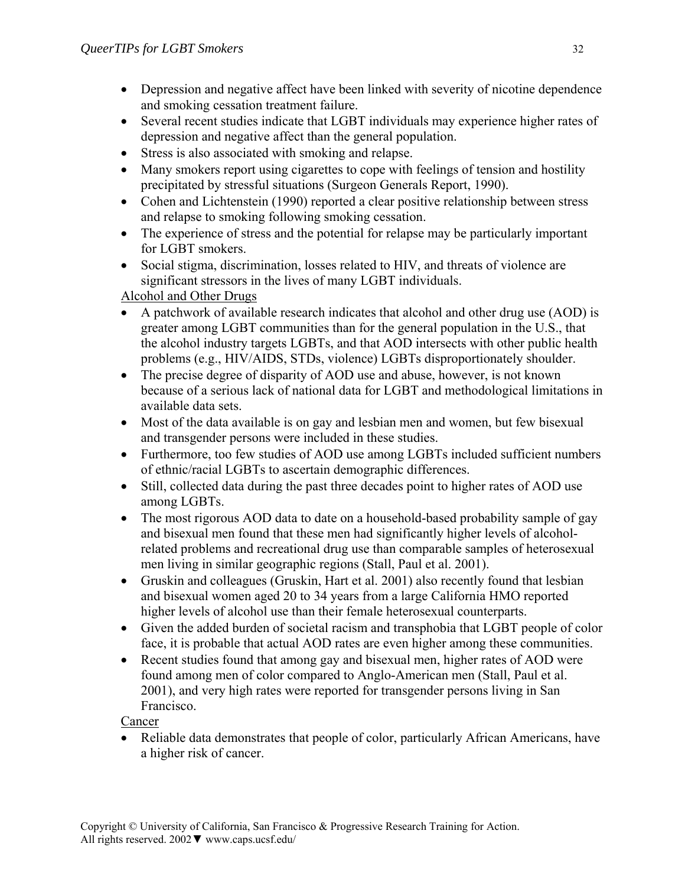- Depression and negative affect have been linked with severity of nicotine dependence and smoking cessation treatment failure.
- Several recent studies indicate that LGBT individuals may experience higher rates of depression and negative affect than the general population.
- Stress is also associated with smoking and relapse.
- Many smokers report using cigarettes to cope with feelings of tension and hostility precipitated by stressful situations (Surgeon Generals Report, 1990).
- Cohen and Lichtenstein (1990) reported a clear positive relationship between stress and relapse to smoking following smoking cessation.
- The experience of stress and the potential for relapse may be particularly important for LGBT smokers.
- Social stigma, discrimination, losses related to HIV, and threats of violence are significant stressors in the lives of many LGBT individuals.

<u>Alcohol and Other Drugs</u>

- A patchwork of available research indicates that alcohol and other drug use (AOD) is greater among LGBT communities than for the general population in the U.S., that the alcohol industry targets LGBTs, and that AOD intersects with other public health problems (e.g., HIV/AIDS, STDs, violence) LGBTs disproportionately shoulder.
- The precise degree of disparity of AOD use and abuse, however, is not known because of a serious lack of national data for LGBT and methodological limitations in available data sets.
- Most of the data available is on gay and lesbian men and women, but few bisexual and transgender persons were included in these studies.
- Furthermore, too few studies of AOD use among LGBTs included sufficient numbers of ethnic/racial LGBTs to ascertain demographic differences.
- Still, collected data during the past three decades point to higher rates of AOD use among LGBTs.
- The most rigorous AOD data to date on a household-based probability sample of gay and bisexual men found that these men had significantly higher levels of alcohol-related problems and recreational drug use than comparable samples of heterosexual men living in similar geographic regions (Stall, Paul et al. 2001).
- Gruskin and colleagues (Gruskin, Hart et al. 2001) also recently found that lesbian and bisexual women aged 20 to 34 years from a large California HMO reported higher levels of alcohol use than their female heterosexual counterparts.
- Given the added burden of societal racism and transphobia that LGBT people of color face, it is probable that actual AOD rates are even higher among these communities.
- Recent studies found that among gay and bisexual men, higher rates of AOD were found among men of color compared to Anglo-American men (Stall, Paul et al. 2001), and very high rates were reported for transgender persons living in San Francisco.

<u>Cancer</u>

- Reliable data demonstrates that people of color, particularly African Americans, have a higher risk of cancer.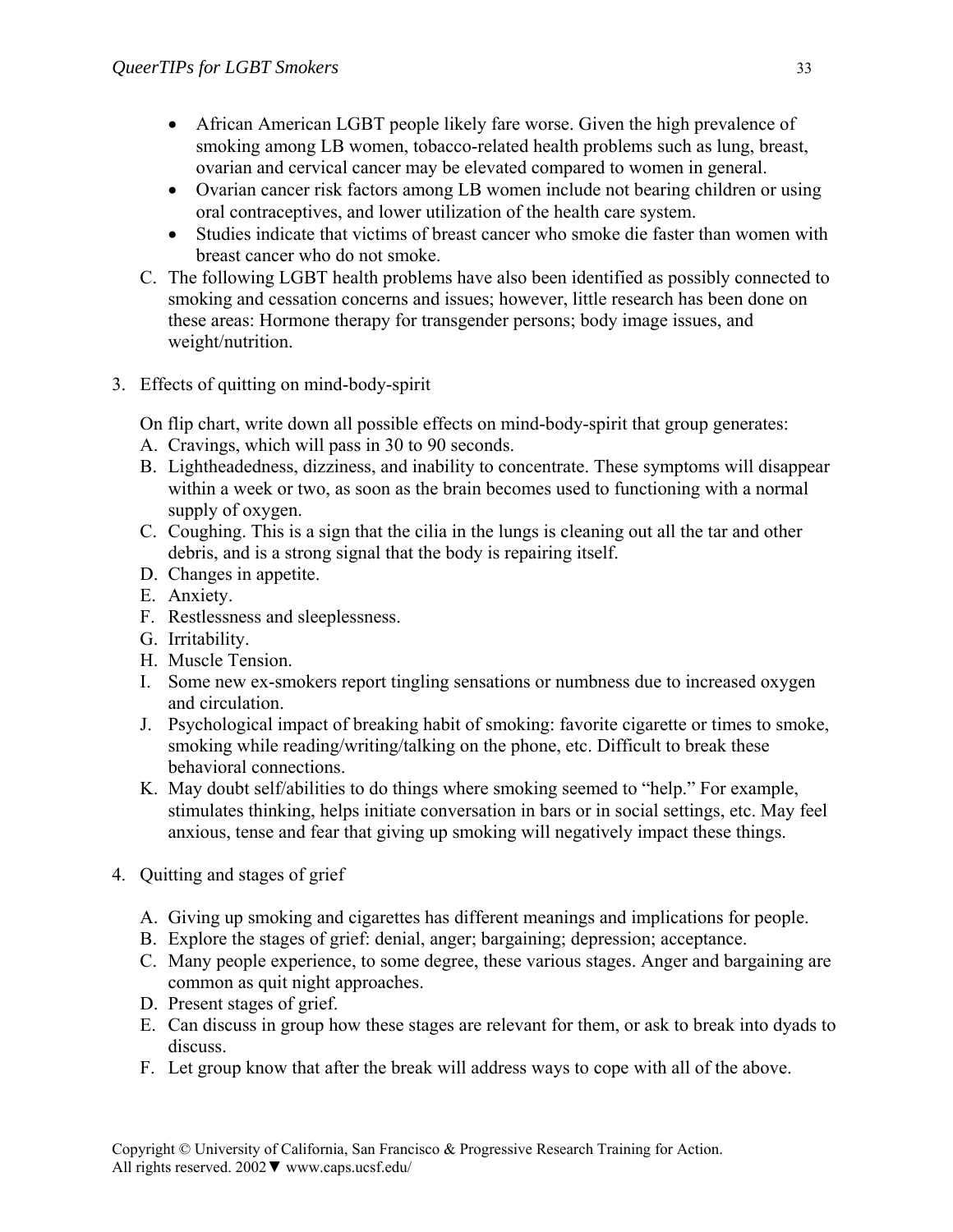- African American LGBT people likely fare worse. Given the high prevalence of smoking among LB women, tobacco-related health problems such as lung, breast, ovarian and cervical cancer may be elevated compared to women in general.
- Ovarian cancer risk factors among LB women include not bearing children or using oral contraceptives, and lower utilization of the health care system.
- Studies indicate that victims of breast cancer who smoke die faster than women with breast cancer who do not smoke.

C. The following LGBT health problems have also been identified as possibly connected to smoking and cessation concerns and issues; however, little research has been done on these areas: Hormone therapy for transgender persons; body image issues, and weight/nutrition.

3. Effects of quitting on mind-body-spirit

   On flip chart, write down all possible effects on mind-body-spirit that group generates:

   A. Cravings, which will pass in 30 to 90 seconds.
   B. Lightheadedness, dizziness, and inability to concentrate. These symptoms will disappear within a week or two, as soon as the brain becomes used to functioning with a normal supply of oxygen.
   C. Coughing. This is a sign that the cilia in the lungs is cleaning out all the tar and other debris, and is a strong signal that the body is repairing itself.
   D. Changes in appetite.
   E. Anxiety.
   F. Restlessness and sleeplessness.
   G. Irritability.
   H. Muscle Tension.
   I. Some new ex-smokers report tingling sensations or numbness due to increased oxygen and circulation.
   J. Psychological impact of breaking habit of smoking: favorite cigarette or times to smoke, smoking while reading/writing/talking on the phone, etc. Difficult to break these behavioral connections.
   K. May doubt self/abilities to do things where smoking seemed to "help." For example, stimulates thinking, helps initiate conversation in bars or in social settings, etc. May feel anxious, tense and fear that giving up smoking will negatively impact these things.

4. Quitting and stages of grief

   A. Giving up smoking and cigarettes has different meanings and implications for people.
   B. Explore the stages of grief: denial, anger; bargaining; depression; acceptance.
   C. Many people experience, to some degree, these various stages. Anger and bargaining are common as quit night approaches.
   D. Present stages of grief.
   E. Can discuss in group how these stages are relevant for them, or ask to break into dyads to discuss.
   F. Let group know that after the break will address ways to cope with all of the above.

Copyright © University of California, San Francisco & Progressive Research Training for Action. All rights reserved. 2002▼ www.caps.ucsf.edu/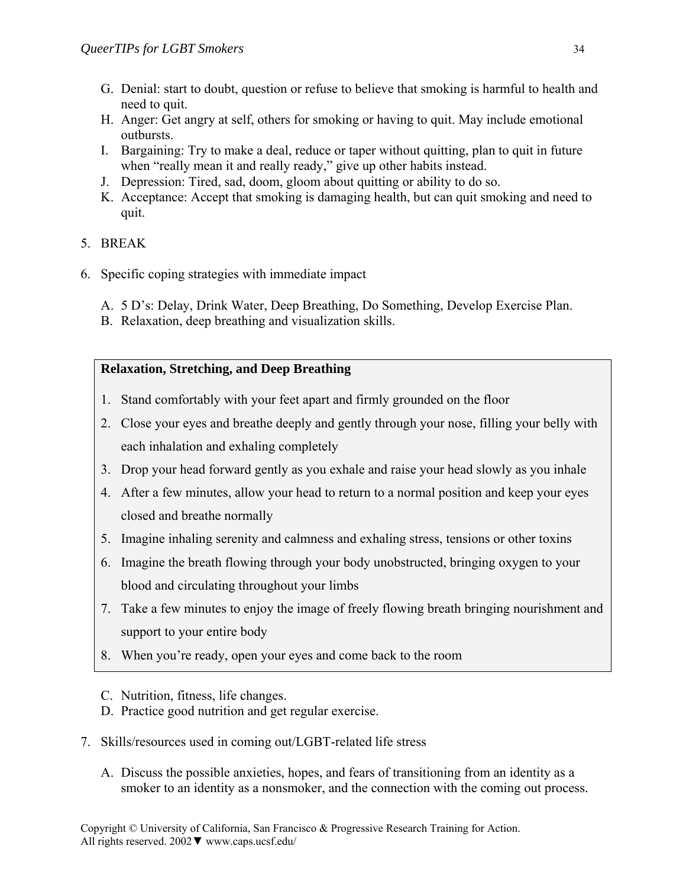G. Denial: start to doubt, question or refuse to believe that smoking is harmful to health and need to quit.
H. Anger: Get angry at self, others for smoking or having to quit. May include emotional outbursts.
I. Bargaining: Try to make a deal, reduce or taper without quitting, plan to quit in future when "really mean it and really ready," give up other habits instead.
J. Depression: Tired, sad, doom, gloom about quitting or ability to do so.
K. Acceptance: Accept that smoking is damaging health, but can quit smoking and need to quit.

5. BREAK

6. Specific coping strategies with immediate impact

   A. 5 D's: Delay, Drink Water, Deep Breathing, Do Something, Develop Exercise Plan.
   B. Relaxation, deep breathing and visualization skills.

**Relaxation, Stretching, and Deep Breathing**

1. Stand comfortably with your feet apart and firmly grounded on the floor
2. Close your eyes and breathe deeply and gently through your nose, filling your belly with each inhalation and exhaling completely
3. Drop your head forward gently as you exhale and raise your head slowly as you inhale
4. After a few minutes, allow your head to return to a normal position and keep your eyes closed and breathe normally
5. Imagine inhaling serenity and calmness and exhaling stress, tensions or other toxins
6. Imagine the breath flowing through your body unobstructed, bringing oxygen to your blood and circulating throughout your limbs
7. Take a few minutes to enjoy the image of freely flowing breath bringing nourishment and support to your entire body
8. When you're ready, open your eyes and come back to the room

   C. Nutrition, fitness, life changes.
   D. Practice good nutrition and get regular exercise.

7. Skills/resources used in coming out/LGBT-related life stress

   A. Discuss the possible anxieties, hopes, and fears of transitioning from an identity as a smoker to an identity as a nonsmoker, and the connection with the coming out process.

Copyright © University of California, San Francisco & Progressive Research Training for Action. All rights reserved. 2002▼ www.caps.ucsf.edu/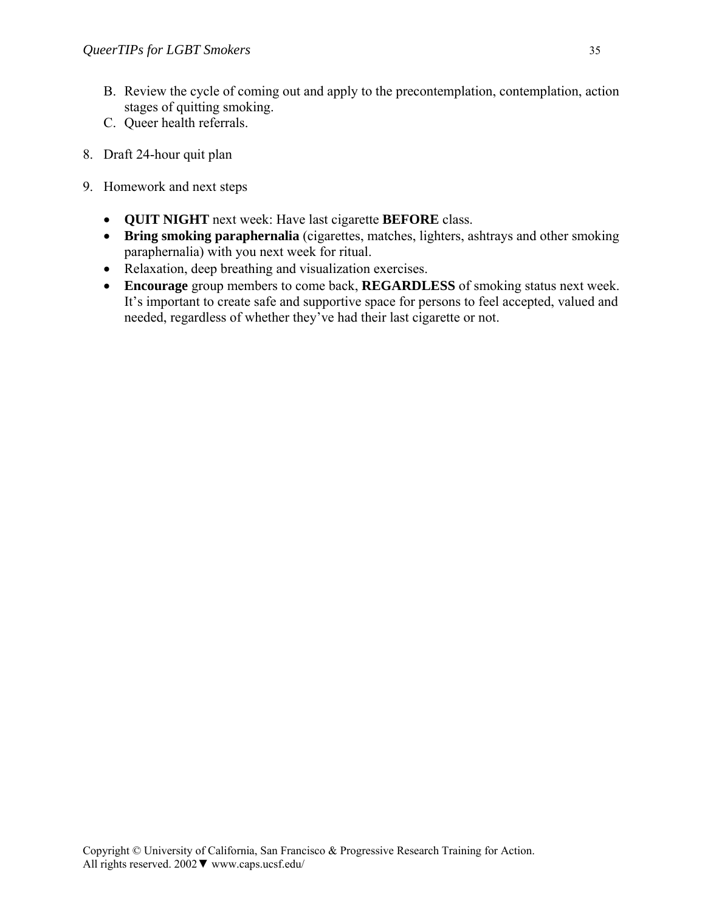B. Review the cycle of coming out and apply to the precontemplation, contemplation, action stages of quitting smoking.
C. Queer health referrals.

8. Draft 24-hour quit plan

9. Homework and next steps

- **QUIT NIGHT** next week: Have last cigarette **BEFORE** class.
- **Bring smoking paraphernalia** (cigarettes, matches, lighters, ashtrays and other smoking paraphernalia) with you next week for ritual.
- Relaxation, deep breathing and visualization exercises.
- **Encourage** group members to come back, **REGARDLESS** of smoking status next week. It's important to create safe and supportive space for persons to feel accepted, valued and needed, regardless of whether they've had their last cigarette or not.

Copyright © University of California, San Francisco & Progressive Research Training for Action. All rights reserved. 2002▼ www.caps.ucsf.edu/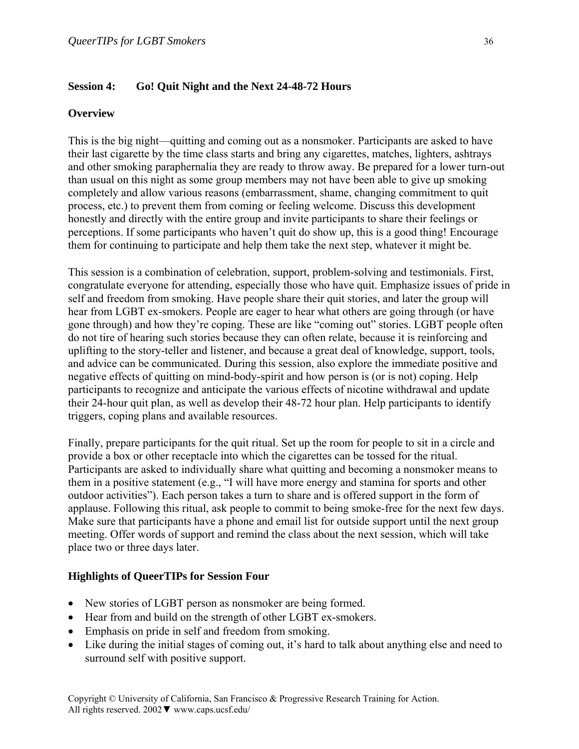## Session 4: Go! Quit Night and the Next 24-48-72 Hours

### Overview

This is the big night—quitting and coming out as a nonsmoker. Participants are asked to have their last cigarette by the time class starts and bring any cigarettes, matches, lighters, ashtrays and other smoking paraphernalia they are ready to throw away. Be prepared for a lower turn-out than usual on this night as some group members may not have been able to give up smoking completely and allow various reasons (embarrassment, shame, changing commitment to quit process, etc.) to prevent them from coming or feeling welcome. Discuss this development honestly and directly with the entire group and invite participants to share their feelings or perceptions. If some participants who haven't quit do show up, this is a good thing! Encourage them for continuing to participate and help them take the next step, whatever it might be.

This session is a combination of celebration, support, problem-solving and testimonials. First, congratulate everyone for attending, especially those who have quit. Emphasize issues of pride in self and freedom from smoking. Have people share their quit stories, and later the group will hear from LGBT ex-smokers. People are eager to hear what others are going through (or have gone through) and how they're coping. These are like "coming out" stories. LGBT people often do not tire of hearing such stories because they can often relate, because it is reinforcing and uplifting to the story-teller and listener, and because a great deal of knowledge, support, tools, and advice can be communicated. During this session, also explore the immediate positive and negative effects of quitting on mind-body-spirit and how person is (or is not) coping. Help participants to recognize and anticipate the various effects of nicotine withdrawal and update their 24-hour quit plan, as well as develop their 48-72 hour plan. Help participants to identify triggers, coping plans and available resources.

Finally, prepare participants for the quit ritual. Set up the room for people to sit in a circle and provide a box or other receptacle into which the cigarettes can be tossed for the ritual. Participants are asked to individually share what quitting and becoming a nonsmoker means to them in a positive statement (e.g., "I will have more energy and stamina for sports and other outdoor activities"). Each person takes a turn to share and is offered support in the form of applause. Following this ritual, ask people to commit to being smoke-free for the next few days. Make sure that participants have a phone and email list for outside support until the next group meeting. Offer words of support and remind the class about the next session, which will take place two or three days later.

### Highlights of QueerTIPs for Session Four

- New stories of LGBT person as nonsmoker are being formed.
- Hear from and build on the strength of other LGBT ex-smokers.
- Emphasis on pride in self and freedom from smoking.
- Like during the initial stages of coming out, it's hard to talk about anything else and need to surround self with positive support.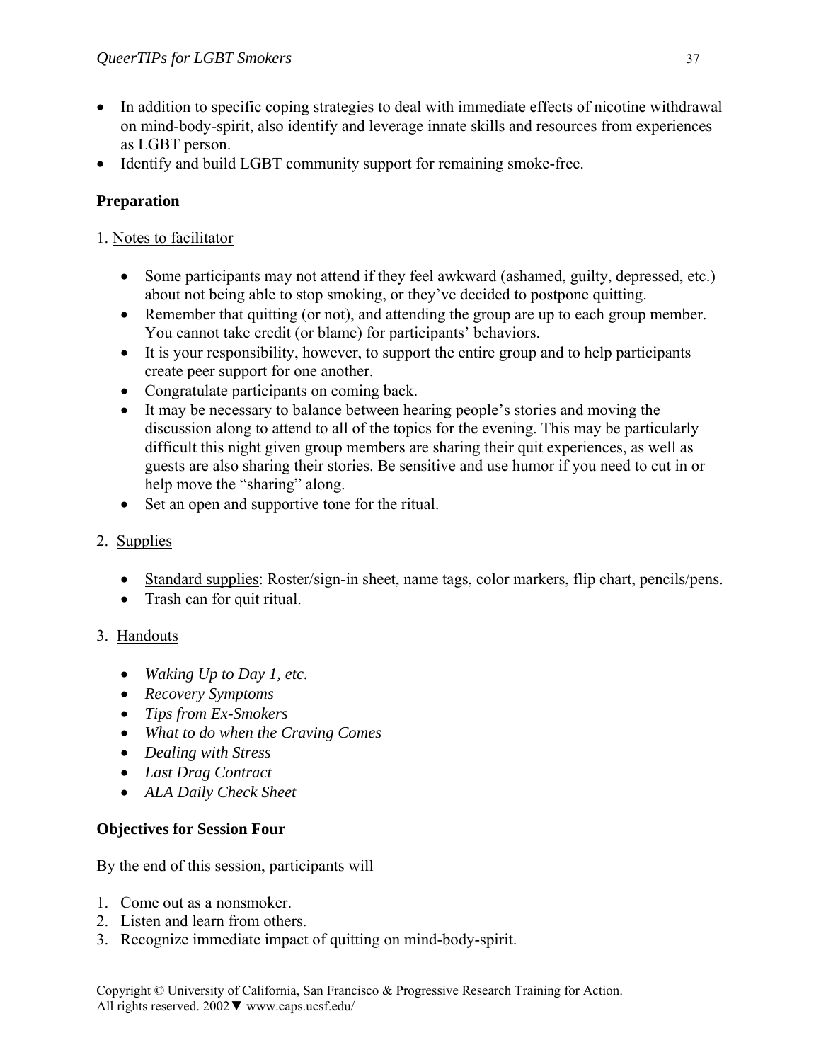- In addition to specific coping strategies to deal with immediate effects of nicotine withdrawal on mind-body-spirit, also identify and leverage innate skills and resources from experiences as LGBT person.
- Identify and build LGBT community support for remaining smoke-free.

**Preparation**

1. Notes to facilitator

   - Some participants may not attend if they feel awkward (ashamed, guilty, depressed, etc.) about not being able to stop smoking, or they've decided to postpone quitting.
   - Remember that quitting (or not), and attending the group are up to each group member. You cannot take credit (or blame) for participants' behaviors.
   - It is your responsibility, however, to support the entire group and to help participants create peer support for one another.
   - Congratulate participants on coming back.
   - It may be necessary to balance between hearing people's stories and moving the discussion along to attend to all of the topics for the evening. This may be particularly difficult this night given group members are sharing their quit experiences, as well as guests are also sharing their stories. Be sensitive and use humor if you need to cut in or help move the "sharing" along.
   - Set an open and supportive tone for the ritual.

2. Supplies

   - Standard supplies: Roster/sign-in sheet, name tags, color markers, flip chart, pencils/pens.
   - Trash can for quit ritual.

3. Handouts

   - *Waking Up to Day 1, etc.*
   - *Recovery Symptoms*
   - *Tips from Ex-Smokers*
   - *What to do when the Craving Comes*
   - *Dealing with Stress*
   - *Last Drag Contract*
   - *ALA Daily Check Sheet*

**Objectives for Session Four**

By the end of this session, participants will

1. Come out as a nonsmoker.
2. Listen and learn from others.
3. Recognize immediate impact of quitting on mind-body-spirit.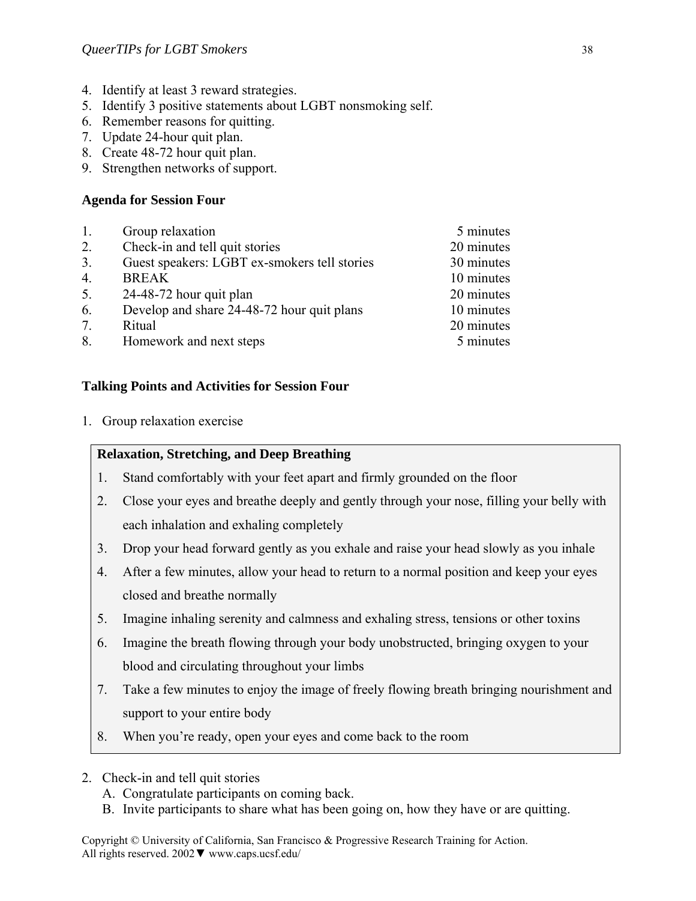4. Identify at least 3 reward strategies.
5. Identify 3 positive statements about LGBT nonsmoking self.
6. Remember reasons for quitting.
7. Update 24-hour quit plan.
8. Create 48-72 hour quit plan.
9. Strengthen networks of support.

**Agenda for Session Four**

| | | |
|---|---|---|
| 1. | Group relaxation | 5 minutes |
| 2. | Check-in and tell quit stories | 20 minutes |
| 3. | Guest speakers: LGBT ex-smokers tell stories | 30 minutes |
| 4. | BREAK | 10 minutes |
| 5. | 24-48-72 hour quit plan | 20 minutes |
| 6. | Develop and share 24-48-72 hour quit plans | 10 minutes |
| 7. | Ritual | 20 minutes |
| 8. | Homework and next steps | 5 minutes |

**Talking Points and Activities for Session Four**

1. Group relaxation exercise

> **Relaxation, Stretching, and Deep Breathing**
>
> 1. Stand comfortably with your feet apart and firmly grounded on the floor
> 2. Close your eyes and breathe deeply and gently through your nose, filling your belly with each inhalation and exhaling completely
> 3. Drop your head forward gently as you exhale and raise your head slowly as you inhale
> 4. After a few minutes, allow your head to return to a normal position and keep your eyes closed and breathe normally
> 5. Imagine inhaling serenity and calmness and exhaling stress, tensions or other toxins
> 6. Imagine the breath flowing through your body unobstructed, bringing oxygen to your blood and circulating throughout your limbs
> 7. Take a few minutes to enjoy the image of freely flowing breath bringing nourishment and support to your entire body
> 8. When you're ready, open your eyes and come back to the room

2. Check-in and tell quit stories
   A. Congratulate participants on coming back.
   B. Invite participants to share what has been going on, how they have or are quitting.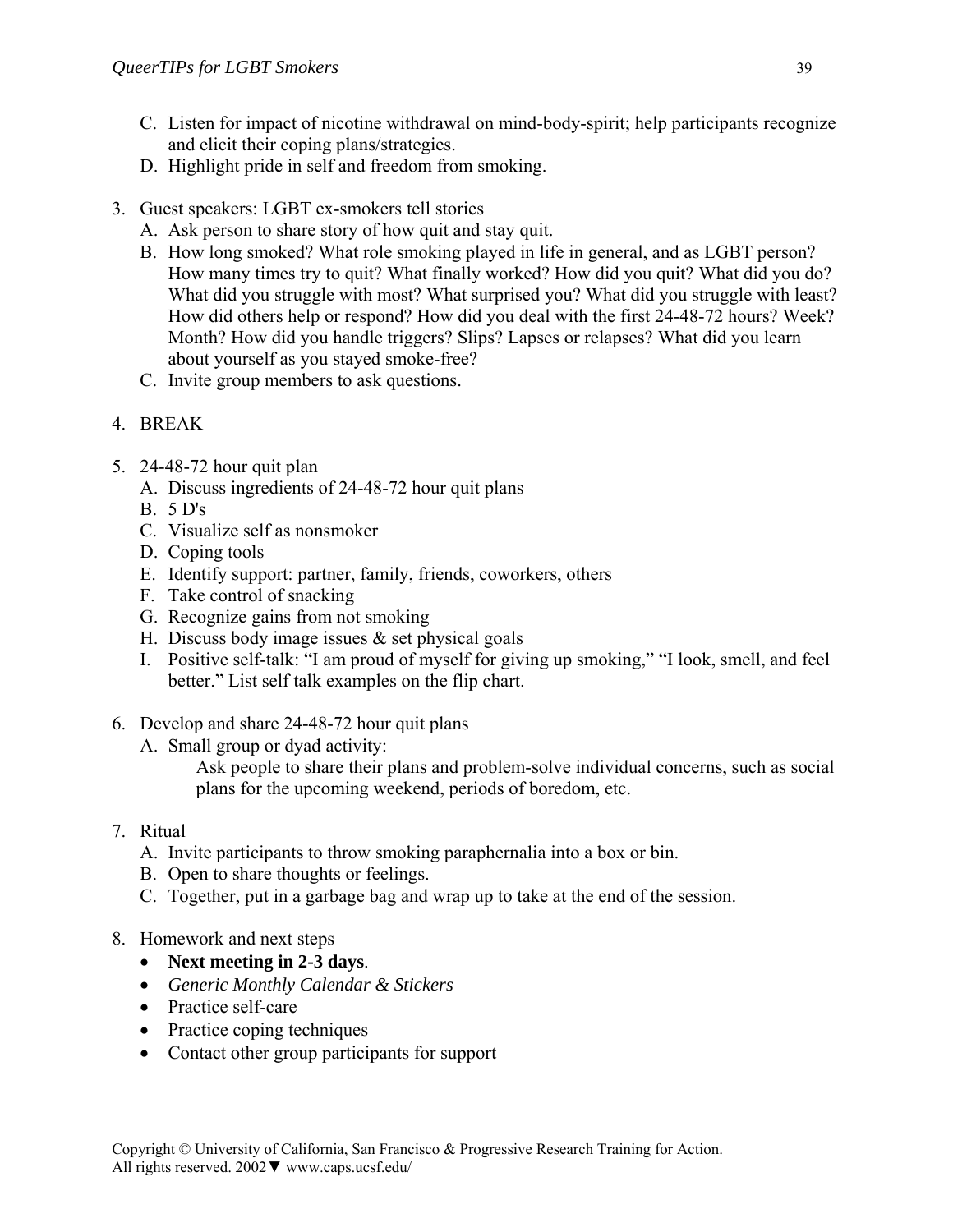C. Listen for impact of nicotine withdrawal on mind-body-spirit; help participants recognize and elicit their coping plans/strategies.
D. Highlight pride in self and freedom from smoking.

3. Guest speakers: LGBT ex-smokers tell stories
   A. Ask person to share story of how quit and stay quit.
   B. How long smoked? What role smoking played in life in general, and as LGBT person? How many times try to quit? What finally worked? How did you quit? What did you do? What did you struggle with most? What surprised you? What did you struggle with least? How did others help or respond? How did you deal with the first 24-48-72 hours? Week? Month? How did you handle triggers? Slips? Lapses or relapses? What did you learn about yourself as you stayed smoke-free?
   C. Invite group members to ask questions.

4. BREAK

5. 24-48-72 hour quit plan
   A. Discuss ingredients of 24-48-72 hour quit plans
   B. 5 D's
   C. Visualize self as nonsmoker
   D. Coping tools
   E. Identify support: partner, family, friends, coworkers, others
   F. Take control of snacking
   G. Recognize gains from not smoking
   H. Discuss body image issues & set physical goals
   I. Positive self-talk: "I am proud of myself for giving up smoking," "I look, smell, and feel better." List self talk examples on the flip chart.

6. Develop and share 24-48-72 hour quit plans
   A. Small group or dyad activity:
      Ask people to share their plans and problem-solve individual concerns, such as social plans for the upcoming weekend, periods of boredom, etc.

7. Ritual
   A. Invite participants to throw smoking paraphernalia into a box or bin.
   B. Open to share thoughts or feelings.
   C. Together, put in a garbage bag and wrap up to take at the end of the session.

8. Homework and next steps
   - **Next meeting in 2-3 days**.
   - *Generic Monthly Calendar & Stickers*
   - Practice self-care
   - Practice coping techniques
   - Contact other group participants for support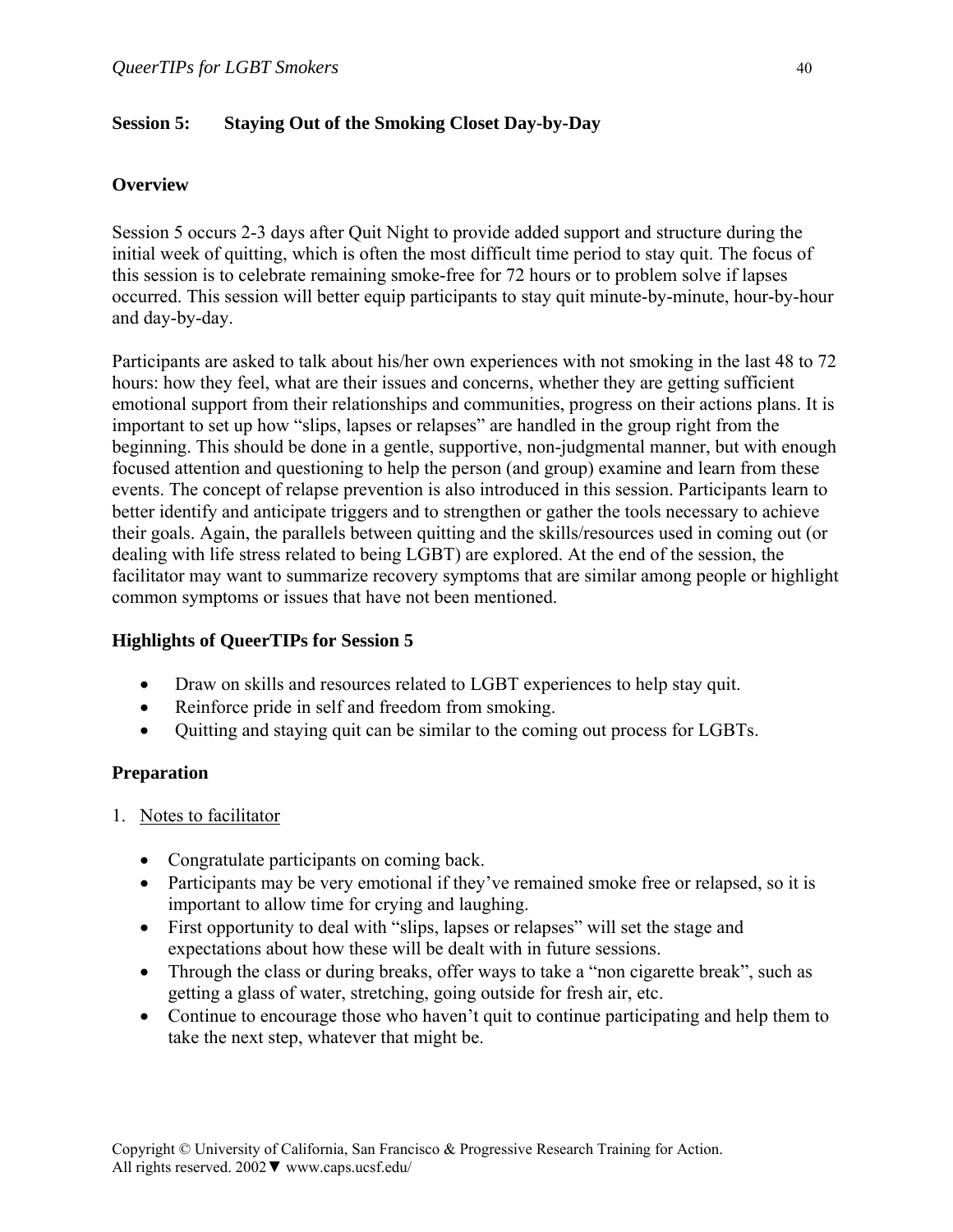## Session 5: Staying Out of the Smoking Closet Day-by-Day

### Overview

Session 5 occurs 2-3 days after Quit Night to provide added support and structure during the initial week of quitting, which is often the most difficult time period to stay quit. The focus of this session is to celebrate remaining smoke-free for 72 hours or to problem solve if lapses occurred. This session will better equip participants to stay quit minute-by-minute, hour-by-hour and day-by-day.

Participants are asked to talk about his/her own experiences with not smoking in the last 48 to 72 hours: how they feel, what are their issues and concerns, whether they are getting sufficient emotional support from their relationships and communities, progress on their actions plans. It is important to set up how "slips, lapses or relapses" are handled in the group right from the beginning. This should be done in a gentle, supportive, non-judgmental manner, but with enough focused attention and questioning to help the person (and group) examine and learn from these events. The concept of relapse prevention is also introduced in this session. Participants learn to better identify and anticipate triggers and to strengthen or gather the tools necessary to achieve their goals. Again, the parallels between quitting and the skills/resources used in coming out (or dealing with life stress related to being LGBT) are explored. At the end of the session, the facilitator may want to summarize recovery symptoms that are similar among people or highlight common symptoms or issues that have not been mentioned.

### Highlights of QueerTIPs for Session 5

- Draw on skills and resources related to LGBT experiences to help stay quit.
- Reinforce pride in self and freedom from smoking.
- Quitting and staying quit can be similar to the coming out process for LGBTs.

### Preparation

1. <u>Notes to facilitator</u>

   - Congratulate participants on coming back.
   - Participants may be very emotional if they've remained smoke free or relapsed, so it is important to allow time for crying and laughing.
   - First opportunity to deal with "slips, lapses or relapses" will set the stage and expectations about how these will be dealt with in future sessions.
   - Through the class or during breaks, offer ways to take a "non cigarette break", such as getting a glass of water, stretching, going outside for fresh air, etc.
   - Continue to encourage those who haven't quit to continue participating and help them to take the next step, whatever that might be.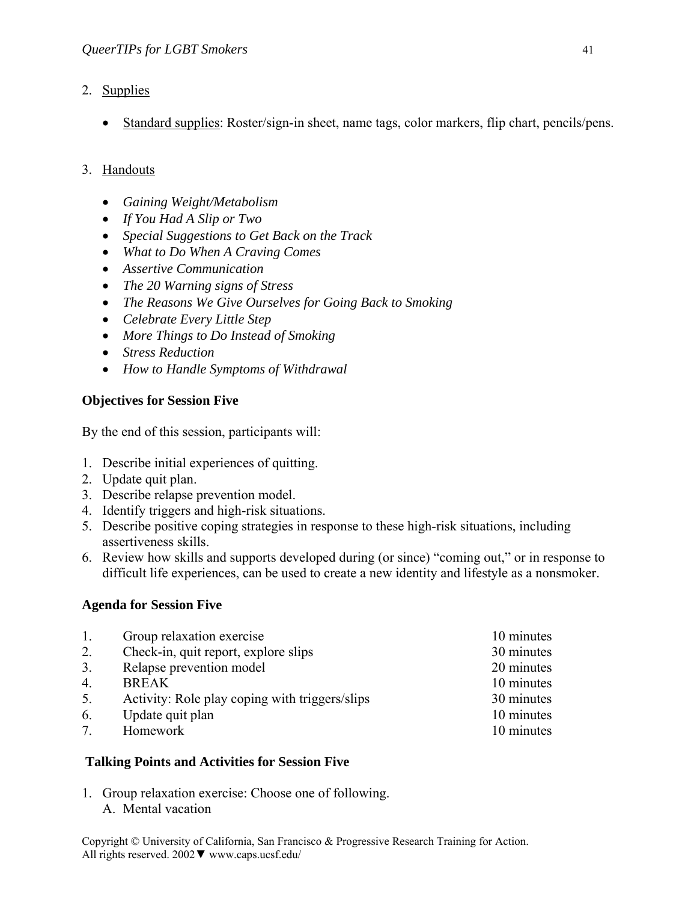2. Supplies

   - Standard supplies: Roster/sign-in sheet, name tags, color markers, flip chart, pencils/pens.

3. Handouts

   - *Gaining Weight/Metabolism*
   - *If You Had A Slip or Two*
   - *Special Suggestions to Get Back on the Track*
   - *What to Do When A Craving Comes*
   - *Assertive Communication*
   - *The 20 Warning signs of Stress*
   - *The Reasons We Give Ourselves for Going Back to Smoking*
   - *Celebrate Every Little Step*
   - *More Things to Do Instead of Smoking*
   - *Stress Reduction*
   - *How to Handle Symptoms of Withdrawal*

**Objectives for Session Five**

By the end of this session, participants will:

1. Describe initial experiences of quitting.
2. Update quit plan.
3. Describe relapse prevention model.
4. Identify triggers and high-risk situations.
5. Describe positive coping strategies in response to these high-risk situations, including assertiveness skills.
6. Review how skills and supports developed during (or since) "coming out," or in response to difficult life experiences, can be used to create a new identity and lifestyle as a nonsmoker.

**Agenda for Session Five**

| | | |
|---|---|---|
| 1. | Group relaxation exercise | 10 minutes |
| 2. | Check-in, quit report, explore slips | 30 minutes |
| 3. | Relapse prevention model | 20 minutes |
| 4. | BREAK | 10 minutes |
| 5. | Activity: Role play coping with triggers/slips | 30 minutes |
| 6. | Update quit plan | 10 minutes |
| 7. | Homework | 10 minutes |

**Talking Points and Activities for Session Five**

1. Group relaxation exercise: Choose one of following.
   A. Mental vacation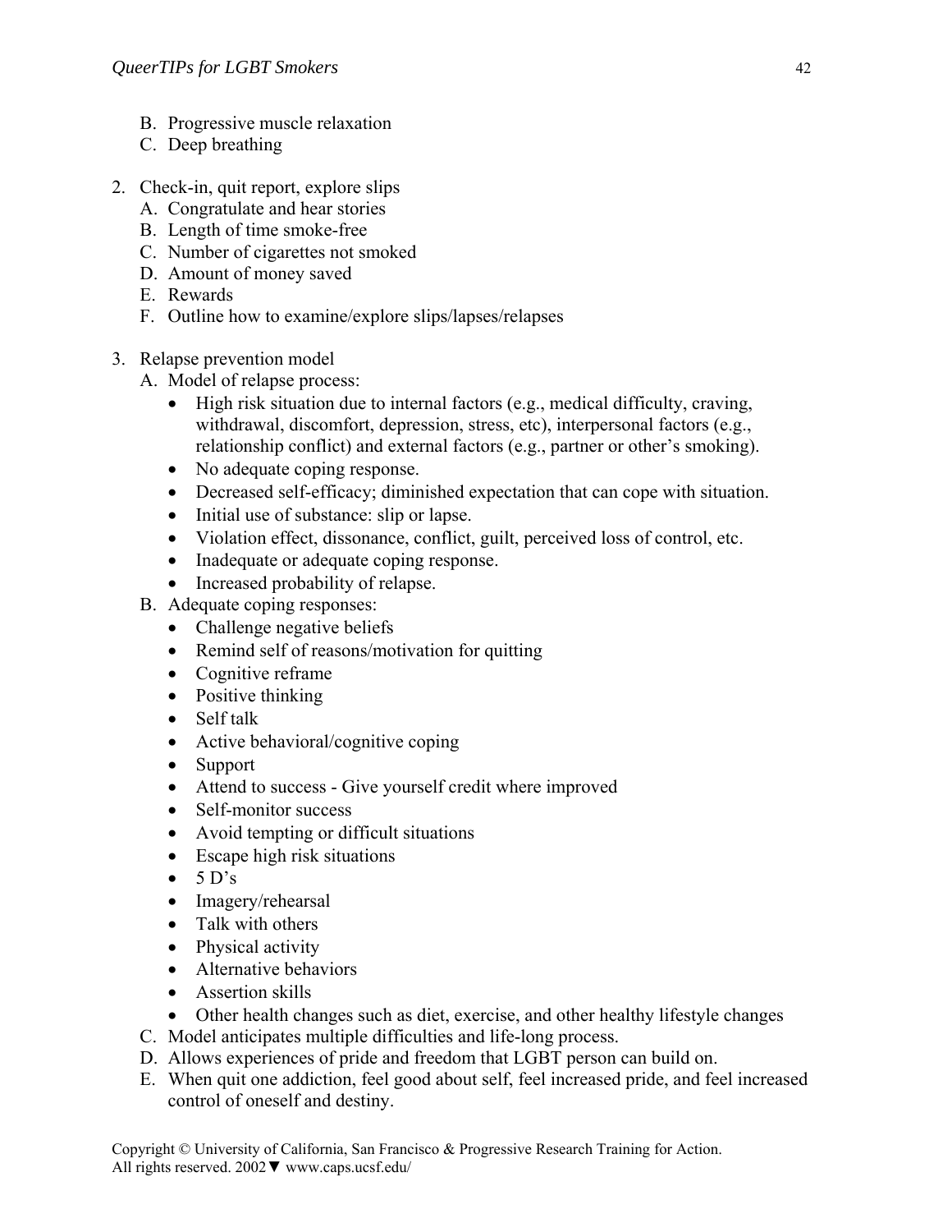B. Progressive muscle relaxation
   C. Deep breathing

2. Check-in, quit report, explore slips
   A. Congratulate and hear stories
   B. Length of time smoke-free
   C. Number of cigarettes not smoked
   D. Amount of money saved
   E. Rewards
   F. Outline how to examine/explore slips/lapses/relapses

3. Relapse prevention model
   A. Model of relapse process:
      - High risk situation due to internal factors (e.g., medical difficulty, craving, withdrawal, discomfort, depression, stress, etc), interpersonal factors (e.g., relationship conflict) and external factors (e.g., partner or other's smoking).
      - No adequate coping response.
      - Decreased self-efficacy; diminished expectation that can cope with situation.
      - Initial use of substance: slip or lapse.
      - Violation effect, dissonance, conflict, guilt, perceived loss of control, etc.
      - Inadequate or adequate coping response.
      - Increased probability of relapse.
   B. Adequate coping responses:
      - Challenge negative beliefs
      - Remind self of reasons/motivation for quitting
      - Cognitive reframe
      - Positive thinking
      - Self talk
      - Active behavioral/cognitive coping
      - Support
      - Attend to success - Give yourself credit where improved
      - Self-monitor success
      - Avoid tempting or difficult situations
      - Escape high risk situations
      - 5 D's
      - Imagery/rehearsal
      - Talk with others
      - Physical activity
      - Alternative behaviors
      - Assertion skills
      - Other health changes such as diet, exercise, and other healthy lifestyle changes
   C. Model anticipates multiple difficulties and life-long process.
   D. Allows experiences of pride and freedom that LGBT person can build on.
   E. When quit one addiction, feel good about self, feel increased pride, and feel increased control of oneself and destiny.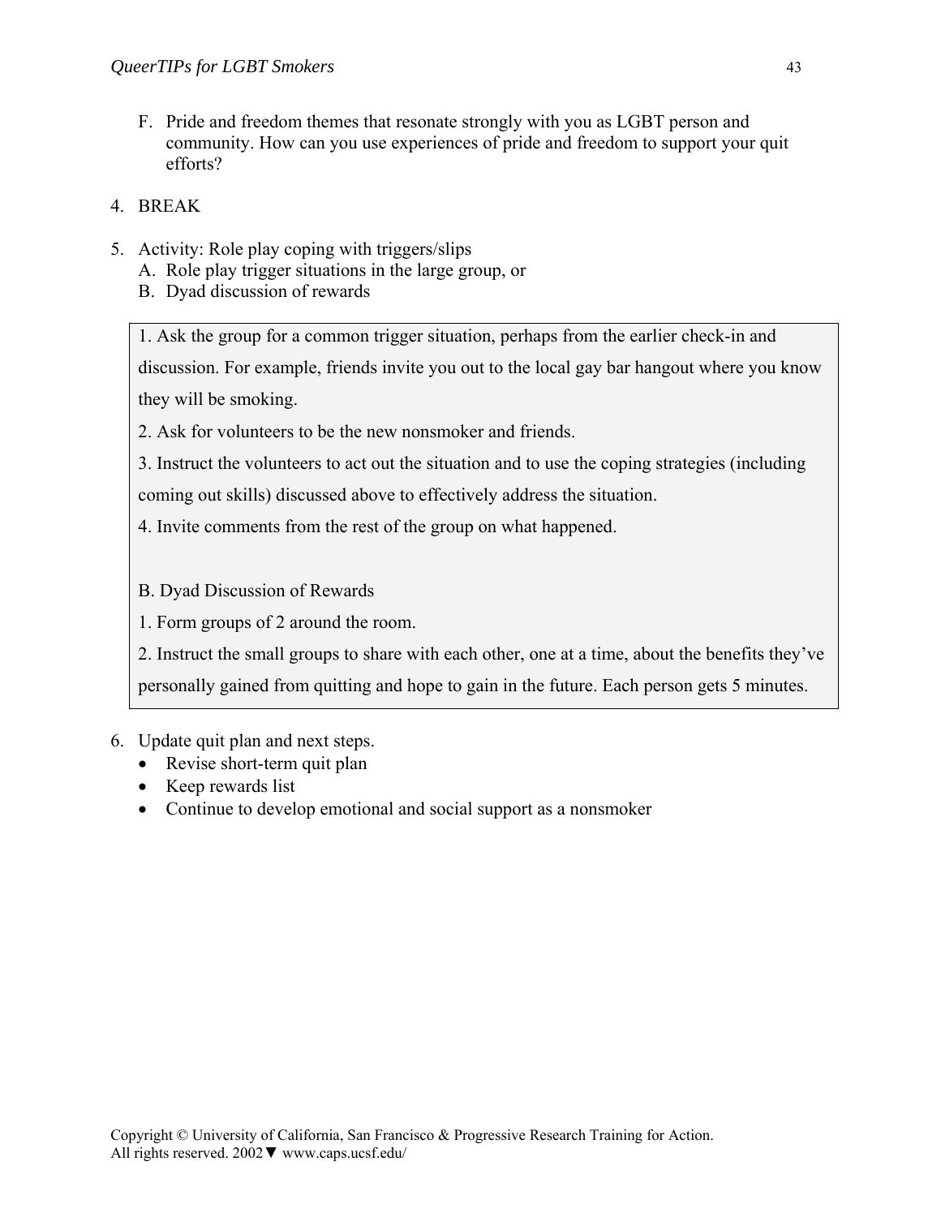F. Pride and freedom themes that resonate strongly with you as LGBT person and community. How can you use experiences of pride and freedom to support your quit efforts?

4. BREAK

5. Activity: Role play coping with triggers/slips
   A. Role play trigger situations in the large group, or
   B. Dyad discussion of rewards

> 1. Ask the group for a common trigger situation, perhaps from the earlier check-in and discussion. For example, friends invite you out to the local gay bar hangout where you know they will be smoking.
>
> 2. Ask for volunteers to be the new nonsmoker and friends.
>
> 3. Instruct the volunteers to act out the situation and to use the coping strategies (including coming out skills) discussed above to effectively address the situation.
>
> 4. Invite comments from the rest of the group on what happened.
>
> B. Dyad Discussion of Rewards
>
> 1. Form groups of 2 around the room.
>
> 2. Instruct the small groups to share with each other, one at a time, about the benefits they've personally gained from quitting and hope to gain in the future. Each person gets 5 minutes.

6. Update quit plan and next steps.
   - Revise short-term quit plan
   - Keep rewards list
   - Continue to develop emotional and social support as a nonsmoker

Copyright © University of California, San Francisco & Progressive Research Training for Action. All rights reserved. 2002▼ www.caps.ucsf.edu/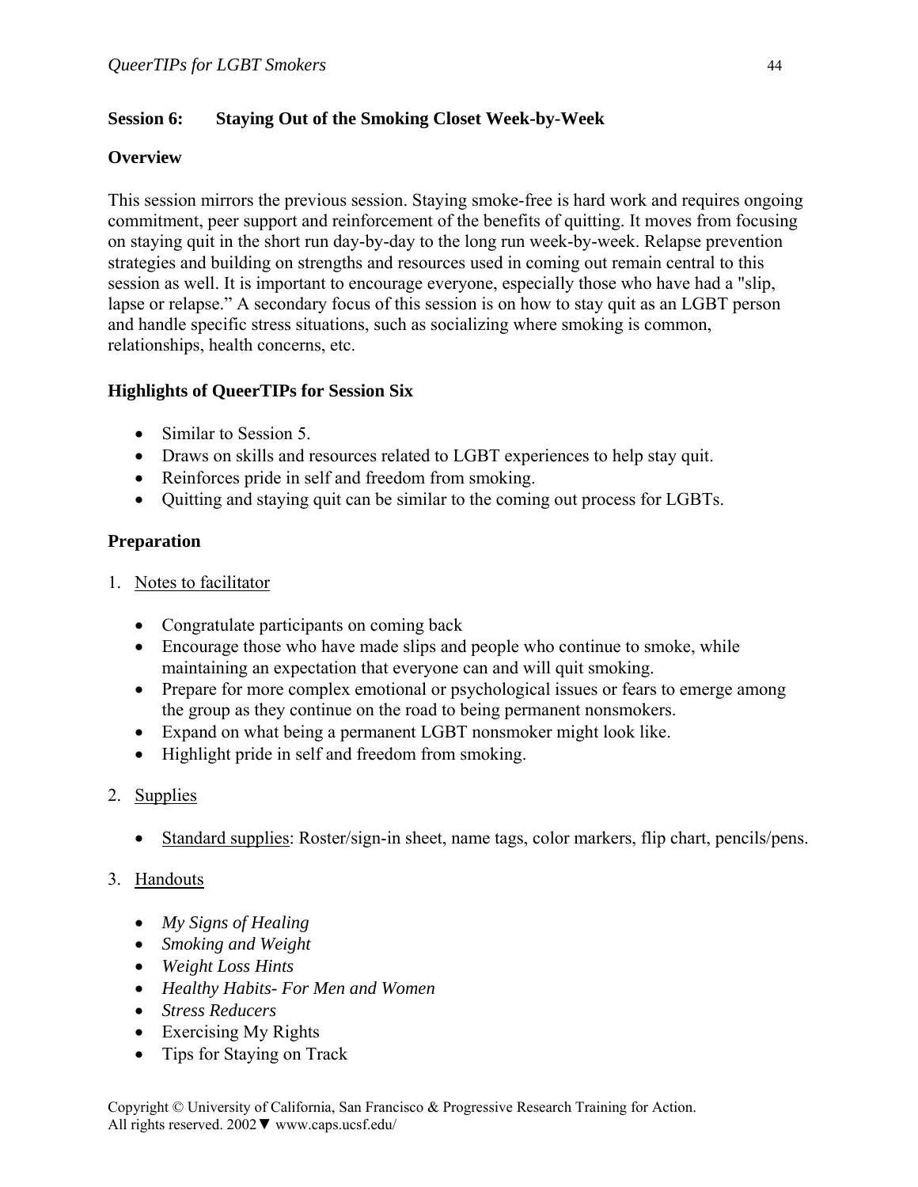## Session 6: Staying Out of the Smoking Closet Week-by-Week

### Overview

This session mirrors the previous session. Staying smoke-free is hard work and requires ongoing commitment, peer support and reinforcement of the benefits of quitting. It moves from focusing on staying quit in the short run day-by-day to the long run week-by-week. Relapse prevention strategies and building on strengths and resources used in coming out remain central to this session as well. It is important to encourage everyone, especially those who have had a "slip, lapse or relapse." A secondary focus of this session is on how to stay quit as an LGBT person and handle specific stress situations, such as socializing where smoking is common, relationships, health concerns, etc.

### Highlights of QueerTIPs for Session Six

- Similar to Session 5.
- Draws on skills and resources related to LGBT experiences to help stay quit.
- Reinforces pride in self and freedom from smoking.
- Quitting and staying quit can be similar to the coming out process for LGBTs.

### Preparation

1. Notes to facilitator

   - Congratulate participants on coming back
   - Encourage those who have made slips and people who continue to smoke, while maintaining an expectation that everyone can and will quit smoking.
   - Prepare for more complex emotional or psychological issues or fears to emerge among the group as they continue on the road to being permanent nonsmokers.
   - Expand on what being a permanent LGBT nonsmoker might look like.
   - Highlight pride in self and freedom from smoking.

2. Supplies

   - Standard supplies: Roster/sign-in sheet, name tags, color markers, flip chart, pencils/pens.

3. Handouts

   - *My Signs of Healing*
   - *Smoking and Weight*
   - *Weight Loss Hints*
   - *Healthy Habits- For Men and Women*
   - *Stress Reducers*
   - Exercising My Rights
   - Tips for Staying on Track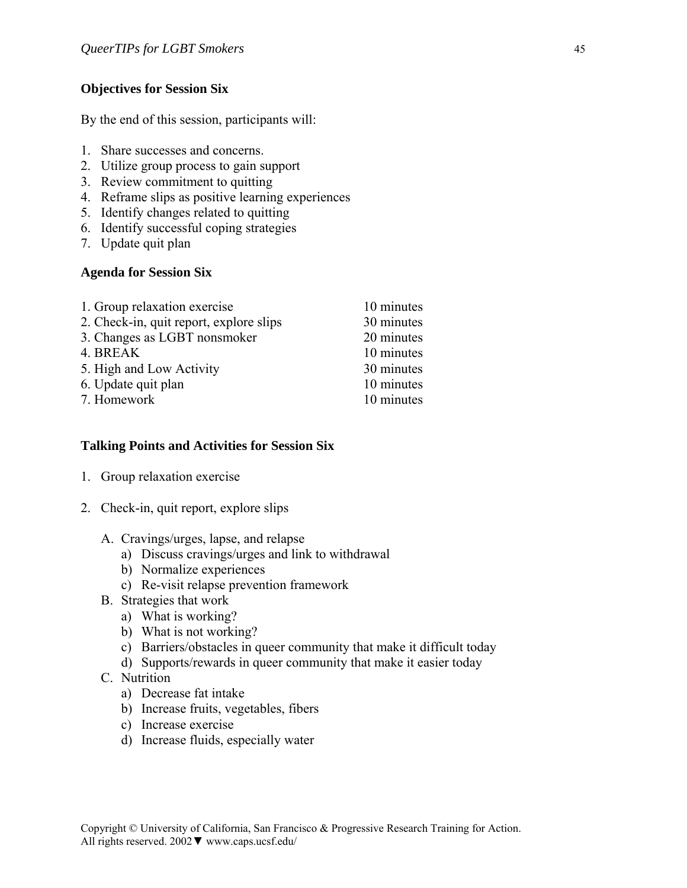**Objectives for Session Six**

By the end of this session, participants will:

1. Share successes and concerns.
2. Utilize group process to gain support
3. Review commitment to quitting
4. Reframe slips as positive learning experiences
5. Identify changes related to quitting
6. Identify successful coping strategies
7. Update quit plan

**Agenda for Session Six**

| | |
|---|---|
| 1. Group relaxation exercise | 10 minutes |
| 2. Check-in, quit report, explore slips | 30 minutes |
| 3. Changes as LGBT nonsmoker | 20 minutes |
| 4. BREAK | 10 minutes |
| 5. High and Low Activity | 30 minutes |
| 6. Update quit plan | 10 minutes |
| 7. Homework | 10 minutes |

**Talking Points and Activities for Session Six**

1. Group relaxation exercise

2. Check-in, quit report, explore slips

   A. Cravings/urges, lapse, and relapse
      a) Discuss cravings/urges and link to withdrawal
      b) Normalize experiences
      c) Re-visit relapse prevention framework

   B. Strategies that work
      a) What is working?
      b) What is not working?
      c) Barriers/obstacles in queer community that make it difficult today
      d) Supports/rewards in queer community that make it easier today

   C. Nutrition
      a) Decrease fat intake
      b) Increase fruits, vegetables, fibers
      c) Increase exercise
      d) Increase fluids, especially water

Copyright © University of California, San Francisco & Progressive Research Training for Action.
All rights reserved. 2002▼ www.caps.ucsf.edu/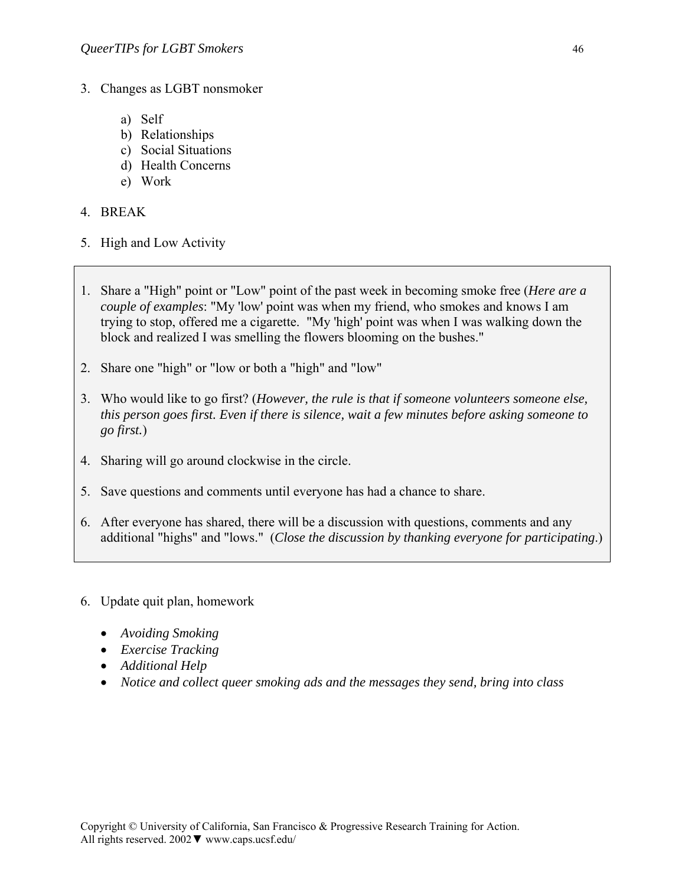3. Changes as LGBT nonsmoker

    a) Self
    b) Relationships
    c) Social Situations
    d) Health Concerns
    e) Work

4. BREAK

5. High and Low Activity

> 1. Share a "High" point or "Low" point of the past week in becoming smoke free (*Here are a couple of examples*: "My 'low' point was when my friend, who smokes and knows I am trying to stop, offered me a cigarette. "My 'high' point was when I was walking down the block and realized I was smelling the flowers blooming on the bushes."
> 2. Share one "high" or "low or both a "high" and "low"
> 3. Who would like to go first? (*However, the rule is that if someone volunteers someone else, this person goes first. Even if there is silence, wait a few minutes before asking someone to go first.*)
> 4. Sharing will go around clockwise in the circle.
> 5. Save questions and comments until everyone has had a chance to share.
> 6. After everyone has shared, there will be a discussion with questions, comments and any additional "highs" and "lows." (*Close the discussion by thanking everyone for participating*.)

6. Update quit plan, homework

    - *Avoiding Smoking*
    - *Exercise Tracking*
    - *Additional Help*
    - *Notice and collect queer smoking ads and the messages they send, bring into class*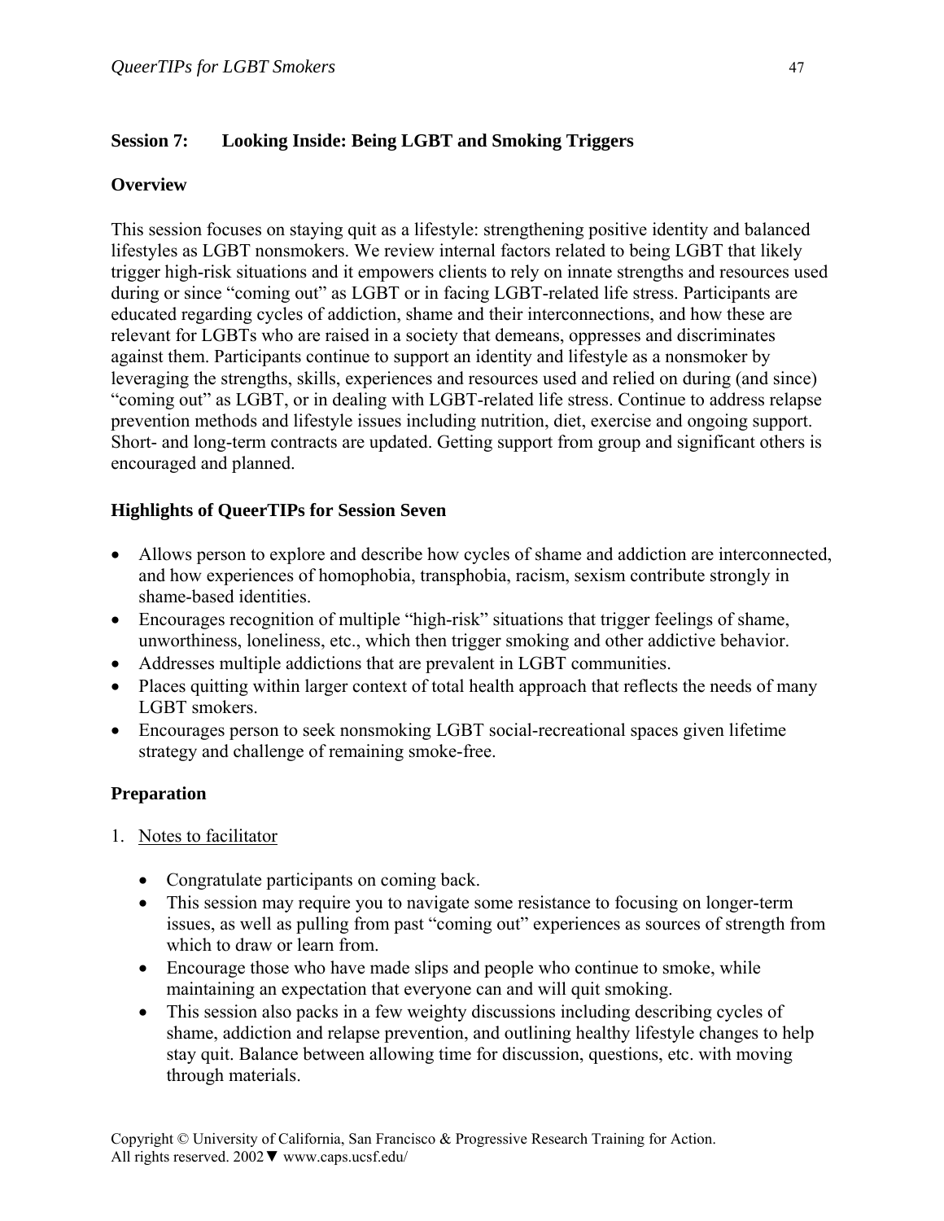## Session 7: Looking Inside: Being LGBT and Smoking Triggers

### Overview

This session focuses on staying quit as a lifestyle: strengthening positive identity and balanced lifestyles as LGBT nonsmokers. We review internal factors related to being LGBT that likely trigger high-risk situations and it empowers clients to rely on innate strengths and resources used during or since "coming out" as LGBT or in facing LGBT-related life stress. Participants are educated regarding cycles of addiction, shame and their interconnections, and how these are relevant for LGBTs who are raised in a society that demeans, oppresses and discriminates against them. Participants continue to support an identity and lifestyle as a nonsmoker by leveraging the strengths, skills, experiences and resources used and relied on during (and since) "coming out" as LGBT, or in dealing with LGBT-related life stress. Continue to address relapse prevention methods and lifestyle issues including nutrition, diet, exercise and ongoing support. Short- and long-term contracts are updated. Getting support from group and significant others is encouraged and planned.

### Highlights of QueerTIPs for Session Seven

- Allows person to explore and describe how cycles of shame and addiction are interconnected, and how experiences of homophobia, transphobia, racism, sexism contribute strongly in shame-based identities.
- Encourages recognition of multiple "high-risk" situations that trigger feelings of shame, unworthiness, loneliness, etc., which then trigger smoking and other addictive behavior.
- Addresses multiple addictions that are prevalent in LGBT communities.
- Places quitting within larger context of total health approach that reflects the needs of many LGBT smokers.
- Encourages person to seek nonsmoking LGBT social-recreational spaces given lifetime strategy and challenge of remaining smoke-free.

### Preparation

1. Notes to facilitator

   - Congratulate participants on coming back.
   - This session may require you to navigate some resistance to focusing on longer-term issues, as well as pulling from past "coming out" experiences as sources of strength from which to draw or learn from.
   - Encourage those who have made slips and people who continue to smoke, while maintaining an expectation that everyone can and will quit smoking.
   - This session also packs in a few weighty discussions including describing cycles of shame, addiction and relapse prevention, and outlining healthy lifestyle changes to help stay quit. Balance between allowing time for discussion, questions, etc. with moving through materials.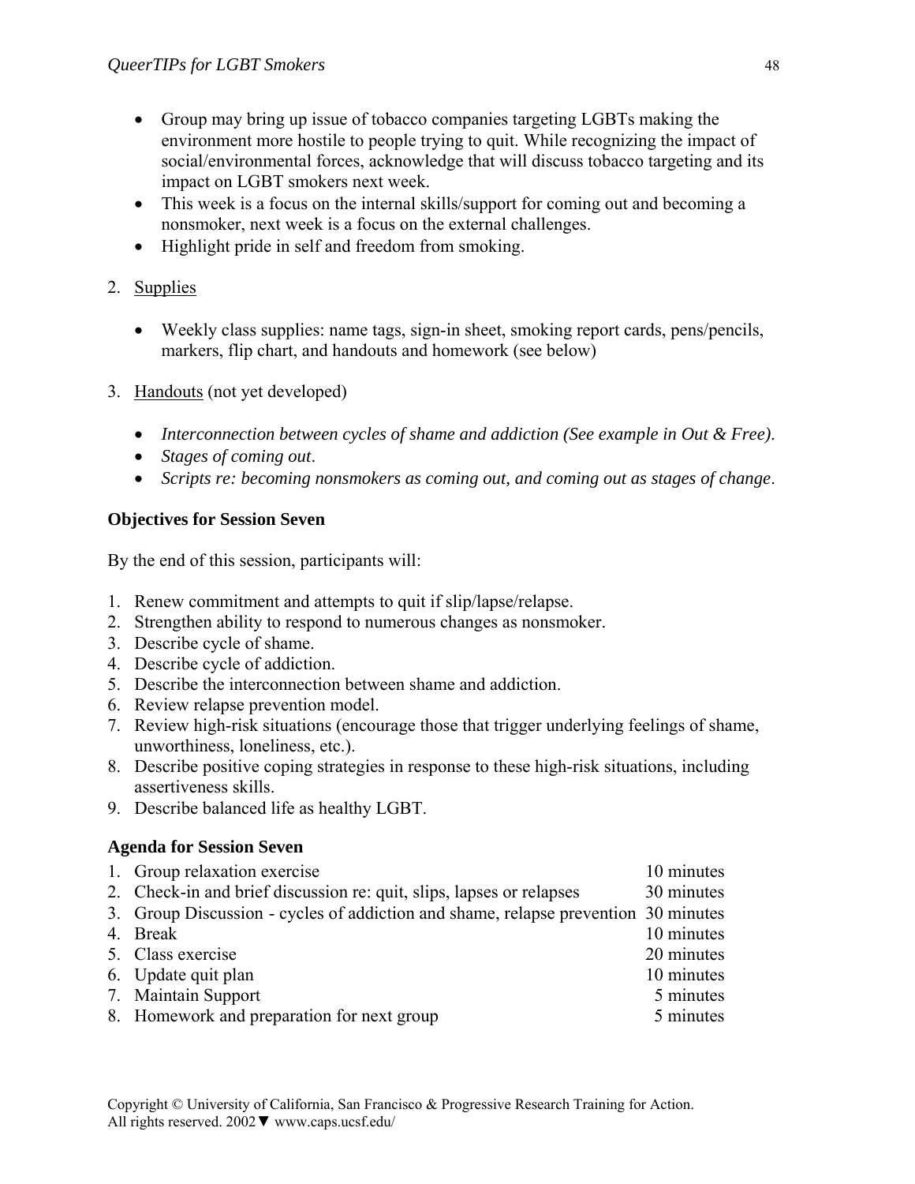- Group may bring up issue of tobacco companies targeting LGBTs making the environment more hostile to people trying to quit. While recognizing the impact of social/environmental forces, acknowledge that will discuss tobacco targeting and its impact on LGBT smokers next week.
- This week is a focus on the internal skills/support for coming out and becoming a nonsmoker, next week is a focus on the external challenges.
- Highlight pride in self and freedom from smoking.

2. <u>Supplies</u>

- Weekly class supplies: name tags, sign-in sheet, smoking report cards, pens/pencils, markers, flip chart, and handouts and homework (see below)

3. <u>Handouts</u> (not yet developed)

- *Interconnection between cycles of shame and addiction (See example in Out & Free).*
- *Stages of coming out*.
- *Scripts re: becoming nonsmokers as coming out, and coming out as stages of change*.

**Objectives for Session Seven**

By the end of this session, participants will:

1. Renew commitment and attempts to quit if slip/lapse/relapse.
2. Strengthen ability to respond to numerous changes as nonsmoker.
3. Describe cycle of shame.
4. Describe cycle of addiction.
5. Describe the interconnection between shame and addiction.
6. Review relapse prevention model.
7. Review high-risk situations (encourage those that trigger underlying feelings of shame, unworthiness, loneliness, etc.).
8. Describe positive coping strategies in response to these high-risk situations, including assertiveness skills.
9. Describe balanced life as healthy LGBT.

**Agenda for Session Seven**

| | |
|---|---|
| 1. Group relaxation exercise | 10 minutes |
| 2. Check-in and brief discussion re: quit, slips, lapses or relapses | 30 minutes |
| 3. Group Discussion - cycles of addiction and shame, relapse prevention | 30 minutes |
| 4. Break | 10 minutes |
| 5. Class exercise | 20 minutes |
| 6. Update quit plan | 10 minutes |
| 7. Maintain Support | 5 minutes |
| 8. Homework and preparation for next group | 5 minutes |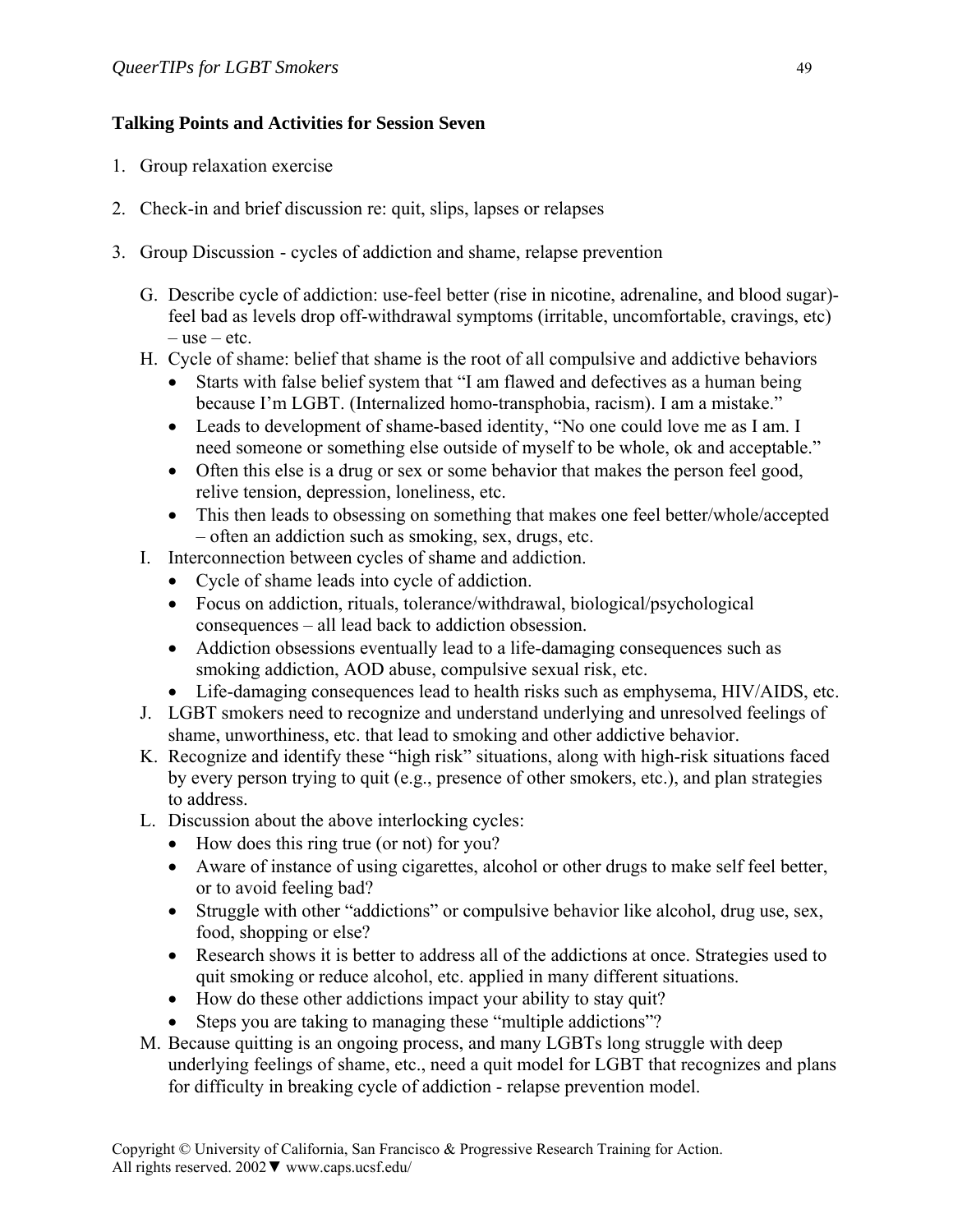**Talking Points and Activities for Session Seven**

1. Group relaxation exercise

2. Check-in and brief discussion re: quit, slips, lapses or relapses

3. Group Discussion - cycles of addiction and shame, relapse prevention

   G. Describe cycle of addiction: use-feel better (rise in nicotine, adrenaline, and blood sugar)-feel bad as levels drop off-withdrawal symptoms (irritable, uncomfortable, cravings, etc) – use – etc.

   H. Cycle of shame: belief that shame is the root of all compulsive and addictive behaviors
      - Starts with false belief system that "I am flawed and defectives as a human being because I'm LGBT. (Internalized homo-transphobia, racism). I am a mistake."
      - Leads to development of shame-based identity, "No one could love me as I am. I need someone or something else outside of myself to be whole, ok and acceptable."
      - Often this else is a drug or sex or some behavior that makes the person feel good, relive tension, depression, loneliness, etc.
      - This then leads to obsessing on something that makes one feel better/whole/accepted – often an addiction such as smoking, sex, drugs, etc.

   I. Interconnection between cycles of shame and addiction.
      - Cycle of shame leads into cycle of addiction.
      - Focus on addiction, rituals, tolerance/withdrawal, biological/psychological consequences – all lead back to addiction obsession.
      - Addiction obsessions eventually lead to a life-damaging consequences such as smoking addiction, AOD abuse, compulsive sexual risk, etc.
      - Life-damaging consequences lead to health risks such as emphysema, HIV/AIDS, etc.

   J. LGBT smokers need to recognize and understand underlying and unresolved feelings of shame, unworthiness, etc. that lead to smoking and other addictive behavior.

   K. Recognize and identify these "high risk" situations, along with high-risk situations faced by every person trying to quit (e.g., presence of other smokers, etc.), and plan strategies to address.

   L. Discussion about the above interlocking cycles:
      - How does this ring true (or not) for you?
      - Aware of instance of using cigarettes, alcohol or other drugs to make self feel better, or to avoid feeling bad?
      - Struggle with other "addictions" or compulsive behavior like alcohol, drug use, sex, food, shopping or else?
      - Research shows it is better to address all of the addictions at once. Strategies used to quit smoking or reduce alcohol, etc. applied in many different situations.
      - How do these other addictions impact your ability to stay quit?
      - Steps you are taking to managing these "multiple addictions"?

   M. Because quitting is an ongoing process, and many LGBTs long struggle with deep underlying feelings of shame, etc., need a quit model for LGBT that recognizes and plans for difficulty in breaking cycle of addiction - relapse prevention model.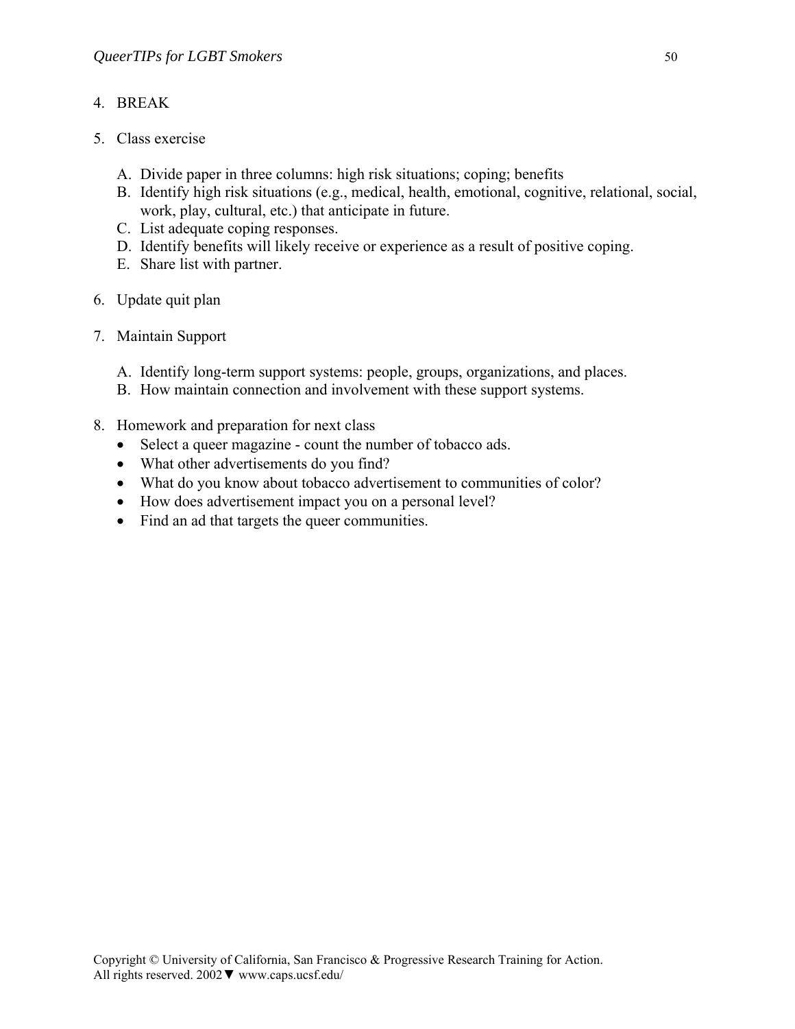4. BREAK

5. Class exercise

   A. Divide paper in three columns: high risk situations; coping; benefits
   B. Identify high risk situations (e.g., medical, health, emotional, cognitive, relational, social, work, play, cultural, etc.) that anticipate in future.
   C. List adequate coping responses.
   D. Identify benefits will likely receive or experience as a result of positive coping.
   E. Share list with partner.

6. Update quit plan

7. Maintain Support

   A. Identify long-term support systems: people, groups, organizations, and places.
   B. How maintain connection and involvement with these support systems.

8. Homework and preparation for next class
   - Select a queer magazine - count the number of tobacco ads.
   - What other advertisements do you find?
   - What do you know about tobacco advertisement to communities of color?
   - How does advertisement impact you on a personal level?
   - Find an ad that targets the queer communities.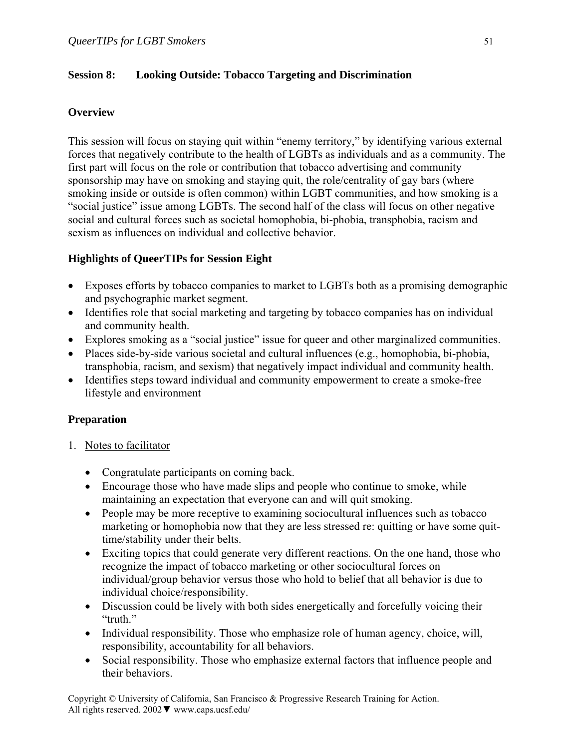## Session 8: Looking Outside: Tobacco Targeting and Discrimination

### Overview

This session will focus on staying quit within "enemy territory," by identifying various external forces that negatively contribute to the health of LGBTs as individuals and as a community. The first part will focus on the role or contribution that tobacco advertising and community sponsorship may have on smoking and staying quit, the role/centrality of gay bars (where smoking inside or outside is often common) within LGBT communities, and how smoking is a "social justice" issue among LGBTs. The second half of the class will focus on other negative social and cultural forces such as societal homophobia, bi-phobia, transphobia, racism and sexism as influences on individual and collective behavior.

### Highlights of QueerTIPs for Session Eight

- Exposes efforts by tobacco companies to market to LGBTs both as a promising demographic and psychographic market segment.
- Identifies role that social marketing and targeting by tobacco companies has on individual and community health.
- Explores smoking as a "social justice" issue for queer and other marginalized communities.
- Places side-by-side various societal and cultural influences (e.g., homophobia, bi-phobia, transphobia, racism, and sexism) that negatively impact individual and community health.
- Identifies steps toward individual and community empowerment to create a smoke-free lifestyle and environment

### Preparation

1. Notes to facilitator

    - Congratulate participants on coming back.
    - Encourage those who have made slips and people who continue to smoke, while maintaining an expectation that everyone can and will quit smoking.
    - People may be more receptive to examining sociocultural influences such as tobacco marketing or homophobia now that they are less stressed re: quitting or have some quit-time/stability under their belts.
    - Exciting topics that could generate very different reactions. On the one hand, those who recognize the impact of tobacco marketing or other sociocultural forces on individual/group behavior versus those who hold to belief that all behavior is due to individual choice/responsibility.
    - Discussion could be lively with both sides energetically and forcefully voicing their "truth."
    - Individual responsibility. Those who emphasize role of human agency, choice, will, responsibility, accountability for all behaviors.
    - Social responsibility. Those who emphasize external factors that influence people and their behaviors.

Copyright © University of California, San Francisco & Progressive Research Training for Action. All rights reserved. 2002▼ www.caps.ucsf.edu/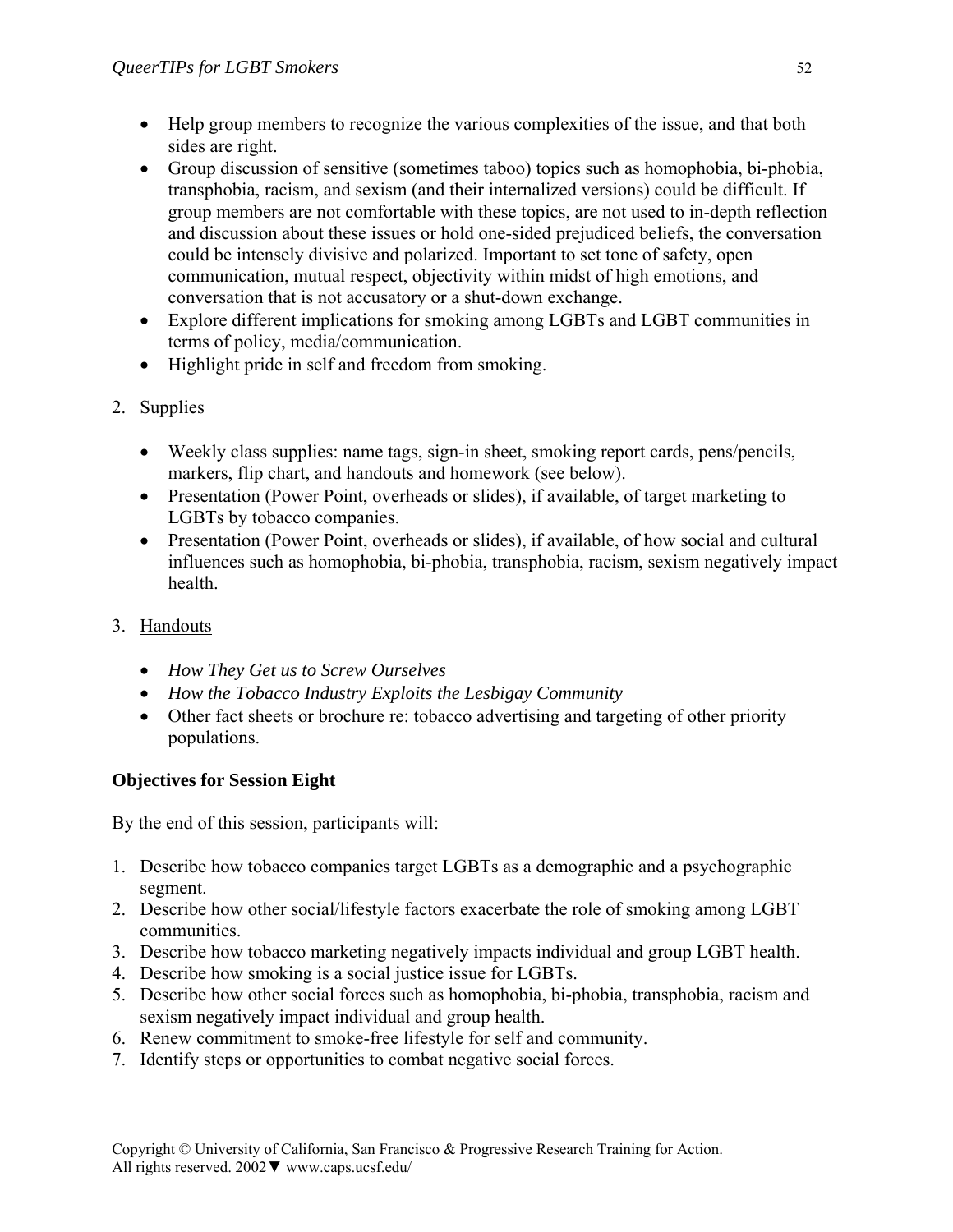- Help group members to recognize the various complexities of the issue, and that both sides are right.
- Group discussion of sensitive (sometimes taboo) topics such as homophobia, bi-phobia, transphobia, racism, and sexism (and their internalized versions) could be difficult. If group members are not comfortable with these topics, are not used to in-depth reflection and discussion about these issues or hold one-sided prejudiced beliefs, the conversation could be intensely divisive and polarized. Important to set tone of safety, open communication, mutual respect, objectivity within midst of high emotions, and conversation that is not accusatory or a shut-down exchange.
- Explore different implications for smoking among LGBTs and LGBT communities in terms of policy, media/communication.
- Highlight pride in self and freedom from smoking.

2. <u>Supplies</u>

- Weekly class supplies: name tags, sign-in sheet, smoking report cards, pens/pencils, markers, flip chart, and handouts and homework (see below).
- Presentation (Power Point, overheads or slides), if available, of target marketing to LGBTs by tobacco companies.
- Presentation (Power Point, overheads or slides), if available, of how social and cultural influences such as homophobia, bi-phobia, transphobia, racism, sexism negatively impact health.

3. <u>Handouts</u>

- *How They Get us to Screw Ourselves*
- *How the Tobacco Industry Exploits the Lesbigay Community*
- Other fact sheets or brochure re: tobacco advertising and targeting of other priority populations.

**Objectives for Session Eight**

By the end of this session, participants will:

1. Describe how tobacco companies target LGBTs as a demographic and a psychographic segment.
2. Describe how other social/lifestyle factors exacerbate the role of smoking among LGBT communities.
3. Describe how tobacco marketing negatively impacts individual and group LGBT health.
4. Describe how smoking is a social justice issue for LGBTs.
5. Describe how other social forces such as homophobia, bi-phobia, transphobia, racism and sexism negatively impact individual and group health.
6. Renew commitment to smoke-free lifestyle for self and community.
7. Identify steps or opportunities to combat negative social forces.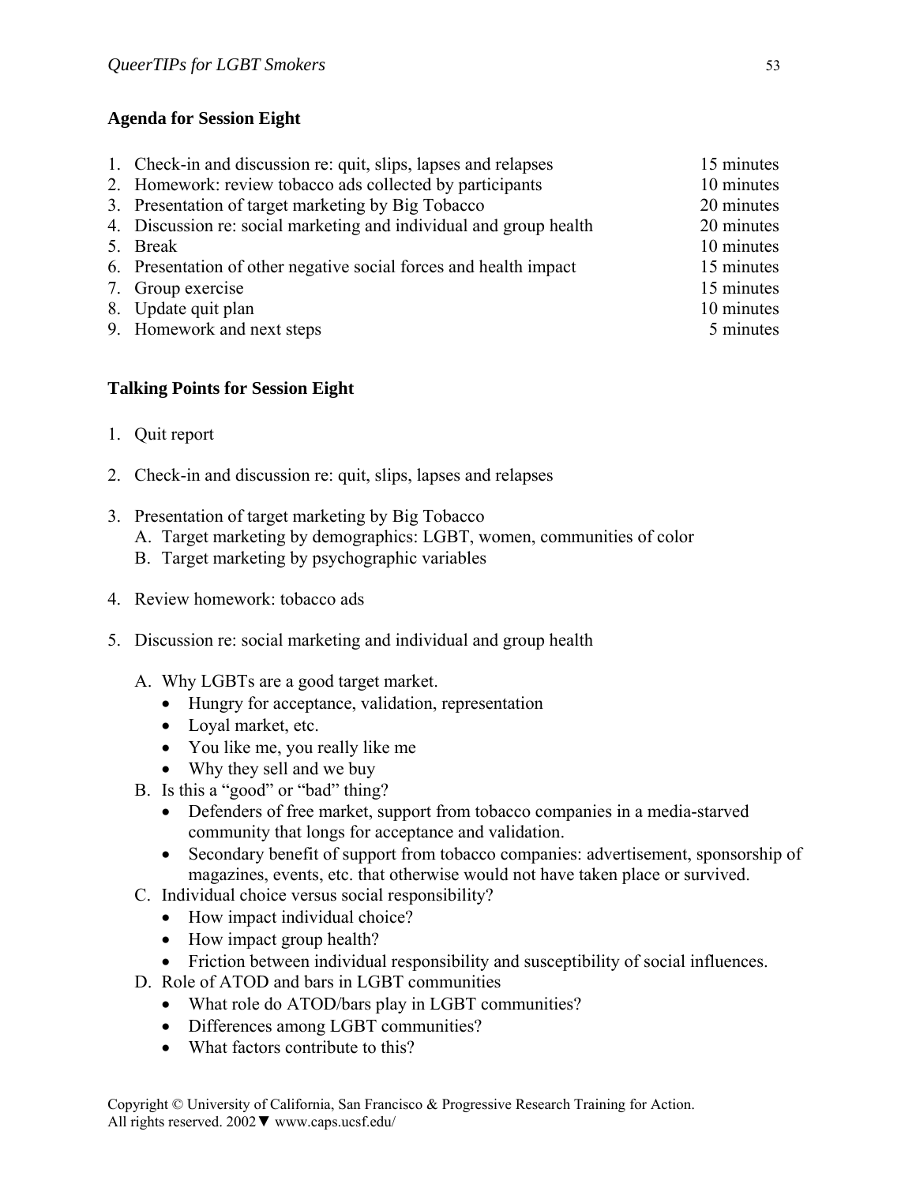**Agenda for Session Eight**

| | | |
|---|---|---|
| 1. | Check-in and discussion re: quit, slips, lapses and relapses | 15 minutes |
| 2. | Homework: review tobacco ads collected by participants | 10 minutes |
| 3. | Presentation of target marketing by Big Tobacco | 20 minutes |
| 4. | Discussion re: social marketing and individual and group health | 20 minutes |
| 5. | Break | 10 minutes |
| 6. | Presentation of other negative social forces and health impact | 15 minutes |
| 7. | Group exercise | 15 minutes |
| 8. | Update quit plan | 10 minutes |
| 9. | Homework and next steps | 5 minutes |

**Talking Points for Session Eight**

1. Quit report

2. Check-in and discussion re: quit, slips, lapses and relapses

3. Presentation of target marketing by Big Tobacco
   A. Target marketing by demographics: LGBT, women, communities of color
   B. Target marketing by psychographic variables

4. Review homework: tobacco ads

5. Discussion re: social marketing and individual and group health

   A. Why LGBTs are a good target market.
      - Hungry for acceptance, validation, representation
      - Loyal market, etc.
      - You like me, you really like me
      - Why they sell and we buy
   B. Is this a "good" or "bad" thing?
      - Defenders of free market, support from tobacco companies in a media-starved community that longs for acceptance and validation.
      - Secondary benefit of support from tobacco companies: advertisement, sponsorship of magazines, events, etc. that otherwise would not have taken place or survived.
   C. Individual choice versus social responsibility?
      - How impact individual choice?
      - How impact group health?
      - Friction between individual responsibility and susceptibility of social influences.
   D. Role of ATOD and bars in LGBT communities
      - What role do ATOD/bars play in LGBT communities?
      - Differences among LGBT communities?
      - What factors contribute to this?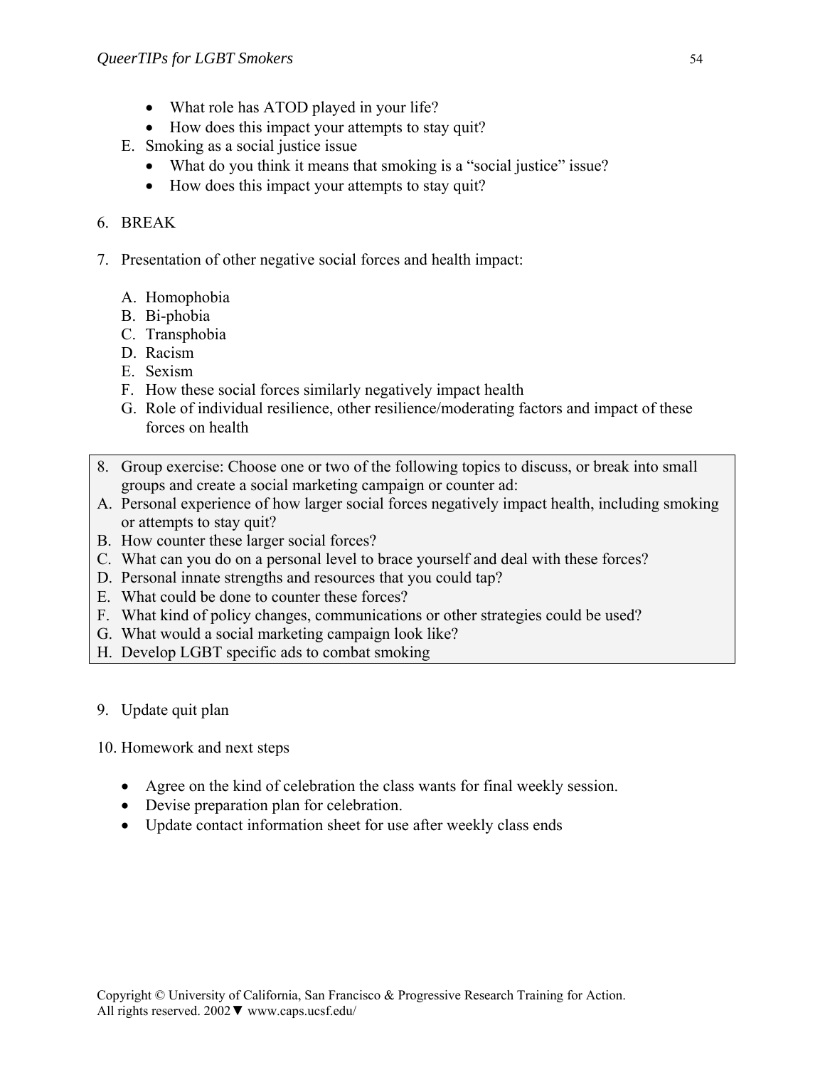- What role has ATOD played in your life?
- How does this impact your attempts to stay quit?

E. Smoking as a social justice issue
   - What do you think it means that smoking is a "social justice" issue?
   - How does this impact your attempts to stay quit?

6. BREAK

7. Presentation of other negative social forces and health impact:

   A. Homophobia
   B. Bi-phobia
   C. Transphobia
   D. Racism
   E. Sexism
   F. How these social forces similarly negatively impact health
   G. Role of individual resilience, other resilience/moderating factors and impact of these forces on health

8. Group exercise: Choose one or two of the following topics to discuss, or break into small groups and create a social marketing campaign or counter ad:

   A. Personal experience of how larger social forces negatively impact health, including smoking or attempts to stay quit?
   B. How counter these larger social forces?
   C. What can you do on a personal level to brace yourself and deal with these forces?
   D. Personal innate strengths and resources that you could tap?
   E. What could be done to counter these forces?
   F. What kind of policy changes, communications or other strategies could be used?
   G. What would a social marketing campaign look like?
   H. Develop LGBT specific ads to combat smoking

9. Update quit plan

10. Homework and next steps

    - Agree on the kind of celebration the class wants for final weekly session.
    - Devise preparation plan for celebration.
    - Update contact information sheet for use after weekly class ends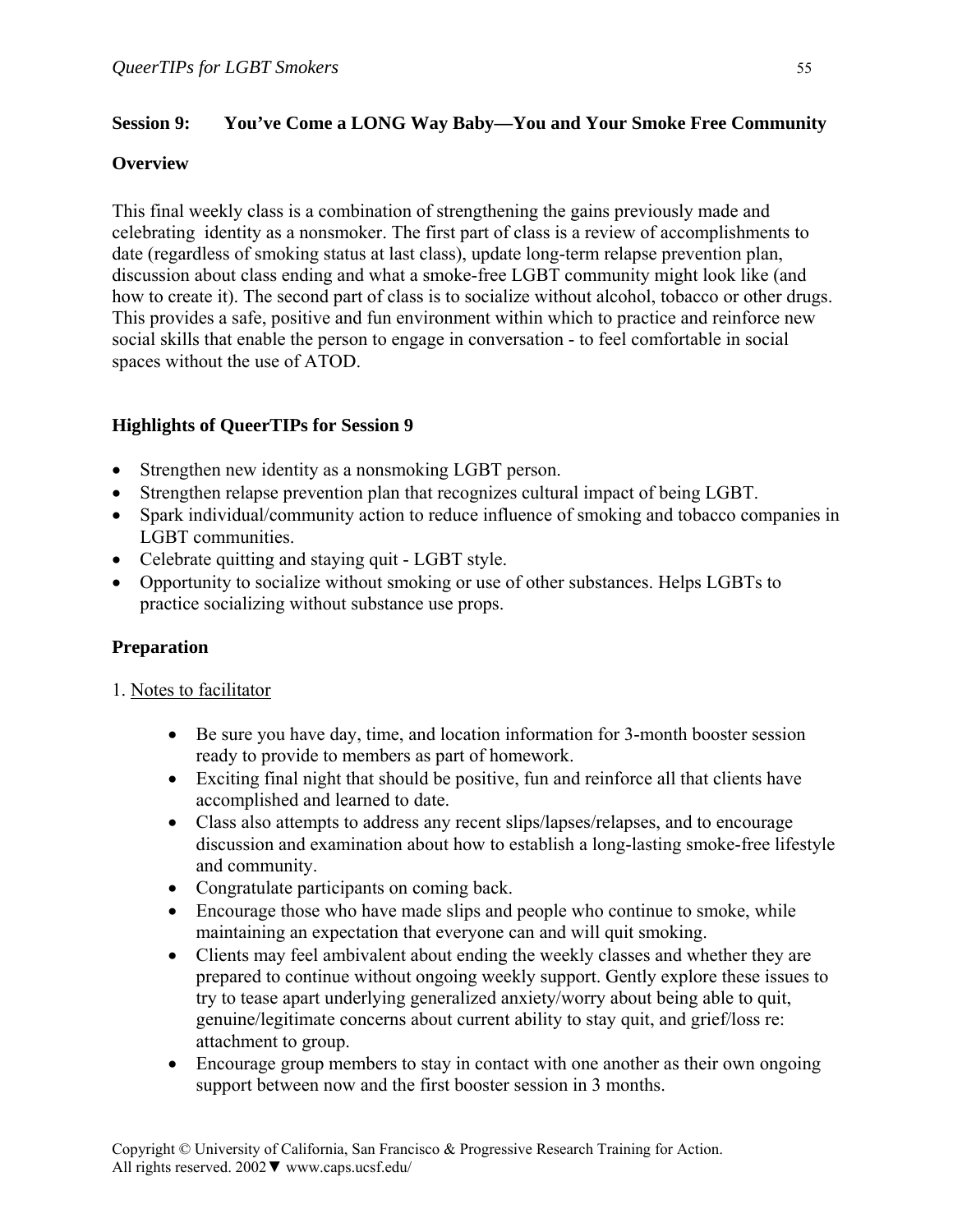**Session 9: You've Come a LONG Way Baby—You and Your Smoke Free Community**

**Overview**

This final weekly class is a combination of strengthening the gains previously made and celebrating identity as a nonsmoker. The first part of class is a review of accomplishments to date (regardless of smoking status at last class), update long-term relapse prevention plan, discussion about class ending and what a smoke-free LGBT community might look like (and how to create it). The second part of class is to socialize without alcohol, tobacco or other drugs. This provides a safe, positive and fun environment within which to practice and reinforce new social skills that enable the person to engage in conversation - to feel comfortable in social spaces without the use of ATOD.

**Highlights of QueerTIPs for Session 9**

- Strengthen new identity as a nonsmoking LGBT person.
- Strengthen relapse prevention plan that recognizes cultural impact of being LGBT.
- Spark individual/community action to reduce influence of smoking and tobacco companies in LGBT communities.
- Celebrate quitting and staying quit - LGBT style.
- Opportunity to socialize without smoking or use of other substances. Helps LGBTs to practice socializing without substance use props.

**Preparation**

1. Notes to facilitator

- Be sure you have day, time, and location information for 3-month booster session ready to provide to members as part of homework.
- Exciting final night that should be positive, fun and reinforce all that clients have accomplished and learned to date.
- Class also attempts to address any recent slips/lapses/relapses, and to encourage discussion and examination about how to establish a long-lasting smoke-free lifestyle and community.
- Congratulate participants on coming back.
- Encourage those who have made slips and people who continue to smoke, while maintaining an expectation that everyone can and will quit smoking.
- Clients may feel ambivalent about ending the weekly classes and whether they are prepared to continue without ongoing weekly support. Gently explore these issues to try to tease apart underlying generalized anxiety/worry about being able to quit, genuine/legitimate concerns about current ability to stay quit, and grief/loss re: attachment to group.
- Encourage group members to stay in contact with one another as their own ongoing support between now and the first booster session in 3 months.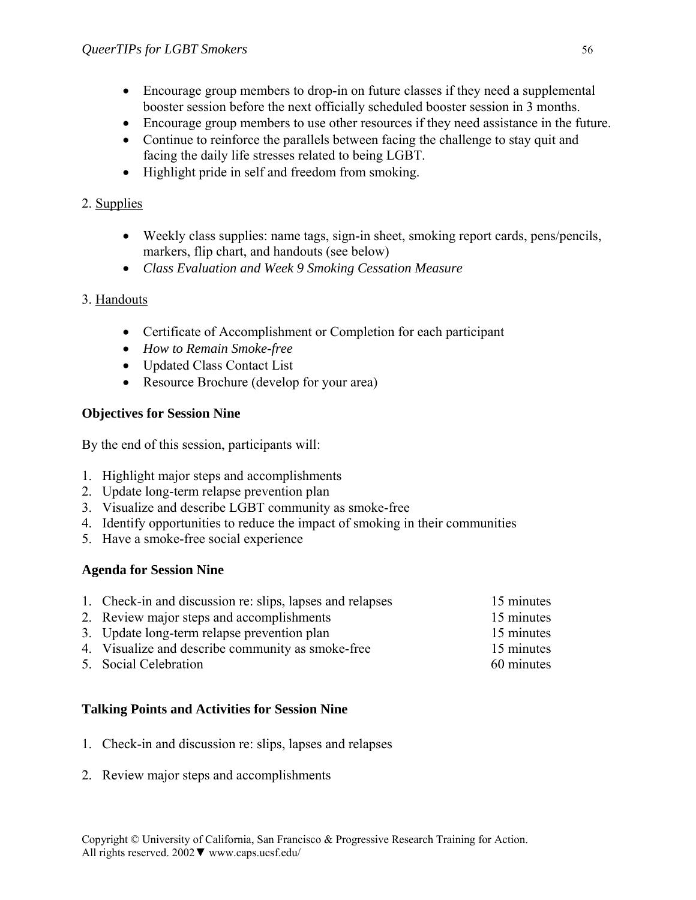- Encourage group members to drop-in on future classes if they need a supplemental booster session before the next officially scheduled booster session in 3 months.
- Encourage group members to use other resources if they need assistance in the future.
- Continue to reinforce the parallels between facing the challenge to stay quit and facing the daily life stresses related to being LGBT.
- Highlight pride in self and freedom from smoking.

2. <u>Supplies</u>

- Weekly class supplies: name tags, sign-in sheet, smoking report cards, pens/pencils, markers, flip chart, and handouts (see below)
- *Class Evaluation and Week 9 Smoking Cessation Measure*

3. <u>Handouts</u>

- Certificate of Accomplishment or Completion for each participant
- *How to Remain Smoke-free*
- Updated Class Contact List
- Resource Brochure (develop for your area)

**Objectives for Session Nine**

By the end of this session, participants will:

1. Highlight major steps and accomplishments
2. Update long-term relapse prevention plan
3. Visualize and describe LGBT community as smoke-free
4. Identify opportunities to reduce the impact of smoking in their communities
5. Have a smoke-free social experience

**Agenda for Session Nine**

| | |
|---|---|
| 1. Check-in and discussion re: slips, lapses and relapses | 15 minutes |
| 2. Review major steps and accomplishments | 15 minutes |
| 3. Update long-term relapse prevention plan | 15 minutes |
| 4. Visualize and describe community as smoke-free | 15 minutes |
| 5. Social Celebration | 60 minutes |

**Talking Points and Activities for Session Nine**

1. Check-in and discussion re: slips, lapses and relapses

2. Review major steps and accomplishments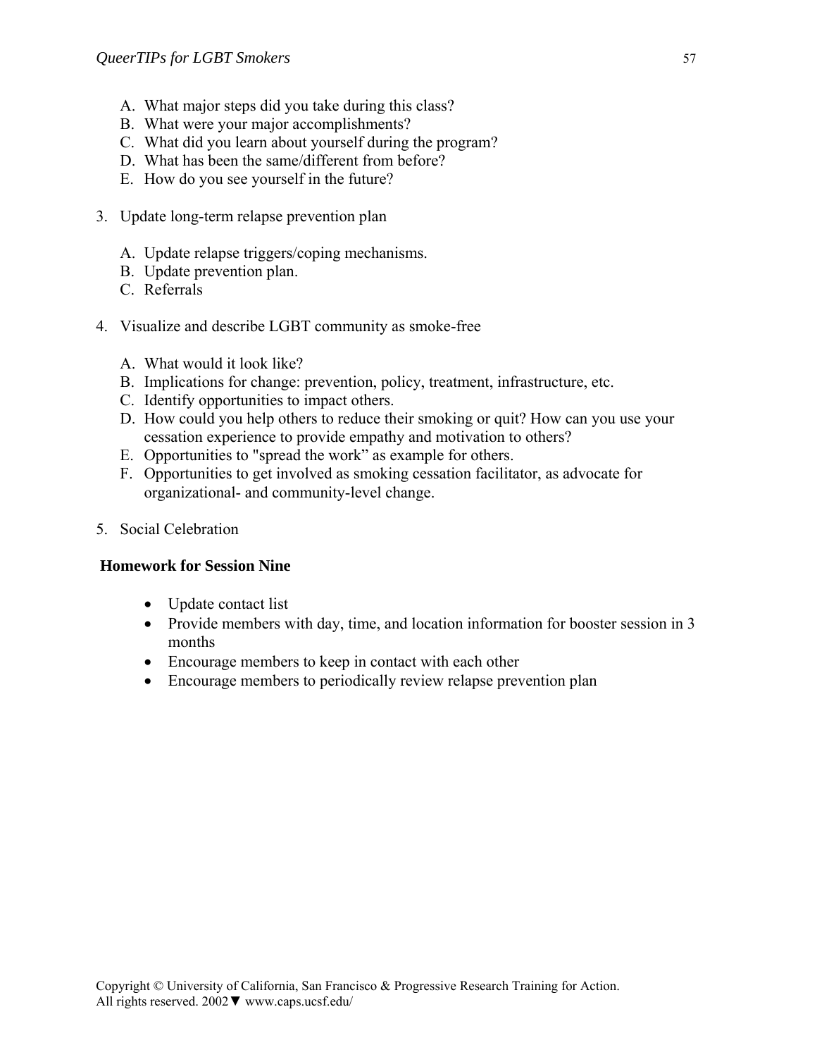A. What major steps did you take during this class?
   B. What were your major accomplishments?
   C. What did you learn about yourself during the program?
   D. What has been the same/different from before?
   E. How do you see yourself in the future?

3. Update long-term relapse prevention plan

   A. Update relapse triggers/coping mechanisms.
   B. Update prevention plan.
   C. Referrals

4. Visualize and describe LGBT community as smoke-free

   A. What would it look like?
   B. Implications for change: prevention, policy, treatment, infrastructure, etc.
   C. Identify opportunities to impact others.
   D. How could you help others to reduce their smoking or quit? How can you use your cessation experience to provide empathy and motivation to others?
   E. Opportunities to "spread the work" as example for others.
   F. Opportunities to get involved as smoking cessation facilitator, as advocate for organizational- and community-level change.

5. Social Celebration

**Homework for Session Nine**

- Update contact list
- Provide members with day, time, and location information for booster session in 3 months
- Encourage members to keep in contact with each other
- Encourage members to periodically review relapse prevention plan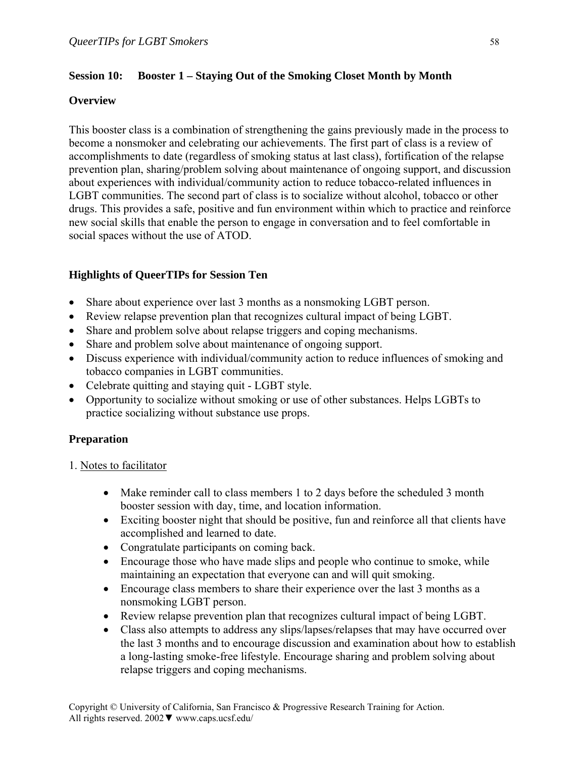**Session 10: Booster 1 – Staying Out of the Smoking Closet Month by Month**

**Overview**

This booster class is a combination of strengthening the gains previously made in the process to become a nonsmoker and celebrating our achievements. The first part of class is a review of accomplishments to date (regardless of smoking status at last class), fortification of the relapse prevention plan, sharing/problem solving about maintenance of ongoing support, and discussion about experiences with individual/community action to reduce tobacco-related influences in LGBT communities. The second part of class is to socialize without alcohol, tobacco or other drugs. This provides a safe, positive and fun environment within which to practice and reinforce new social skills that enable the person to engage in conversation and to feel comfortable in social spaces without the use of ATOD.

**Highlights of QueerTIPs for Session Ten**

- Share about experience over last 3 months as a nonsmoking LGBT person.
- Review relapse prevention plan that recognizes cultural impact of being LGBT.
- Share and problem solve about relapse triggers and coping mechanisms.
- Share and problem solve about maintenance of ongoing support.
- Discuss experience with individual/community action to reduce influences of smoking and tobacco companies in LGBT communities.
- Celebrate quitting and staying quit - LGBT style.
- Opportunity to socialize without smoking or use of other substances. Helps LGBTs to practice socializing without substance use props.

**Preparation**

1. Notes to facilitator

- Make reminder call to class members 1 to 2 days before the scheduled 3 month booster session with day, time, and location information.
- Exciting booster night that should be positive, fun and reinforce all that clients have accomplished and learned to date.
- Congratulate participants on coming back.
- Encourage those who have made slips and people who continue to smoke, while maintaining an expectation that everyone can and will quit smoking.
- Encourage class members to share their experience over the last 3 months as a nonsmoking LGBT person.
- Review relapse prevention plan that recognizes cultural impact of being LGBT.
- Class also attempts to address any slips/lapses/relapses that may have occurred over the last 3 months and to encourage discussion and examination about how to establish a long-lasting smoke-free lifestyle. Encourage sharing and problem solving about relapse triggers and coping mechanisms.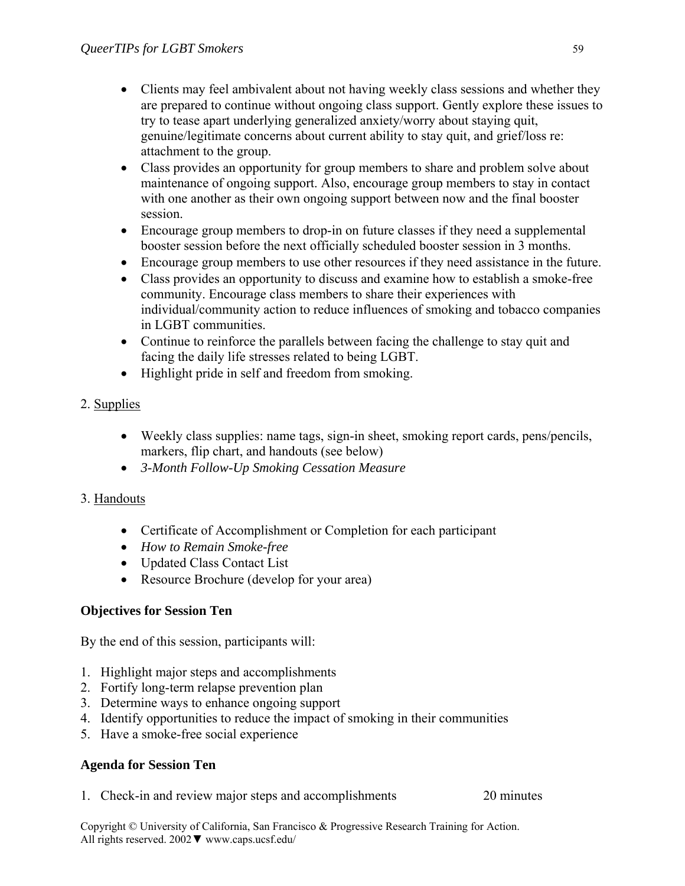- Clients may feel ambivalent about not having weekly class sessions and whether they are prepared to continue without ongoing class support. Gently explore these issues to try to tease apart underlying generalized anxiety/worry about staying quit, genuine/legitimate concerns about current ability to stay quit, and grief/loss re: attachment to the group.
- Class provides an opportunity for group members to share and problem solve about maintenance of ongoing support. Also, encourage group members to stay in contact with one another as their own ongoing support between now and the final booster session.
- Encourage group members to drop-in on future classes if they need a supplemental booster session before the next officially scheduled booster session in 3 months.
- Encourage group members to use other resources if they need assistance in the future.
- Class provides an opportunity to discuss and examine how to establish a smoke-free community. Encourage class members to share their experiences with individual/community action to reduce influences of smoking and tobacco companies in LGBT communities.
- Continue to reinforce the parallels between facing the challenge to stay quit and facing the daily life stresses related to being LGBT.
- Highlight pride in self and freedom from smoking.

2. Supplies

- Weekly class supplies: name tags, sign-in sheet, smoking report cards, pens/pencils, markers, flip chart, and handouts (see below)
- *3-Month Follow-Up Smoking Cessation Measure*

3. Handouts

- Certificate of Accomplishment or Completion for each participant
- *How to Remain Smoke-free*
- Updated Class Contact List
- Resource Brochure (develop for your area)

**Objectives for Session Ten**

By the end of this session, participants will:

1. Highlight major steps and accomplishments
2. Fortify long-term relapse prevention plan
3. Determine ways to enhance ongoing support
4. Identify opportunities to reduce the impact of smoking in their communities
5. Have a smoke-free social experience

**Agenda for Session Ten**

1. Check-in and review major steps and accomplishments 20 minutes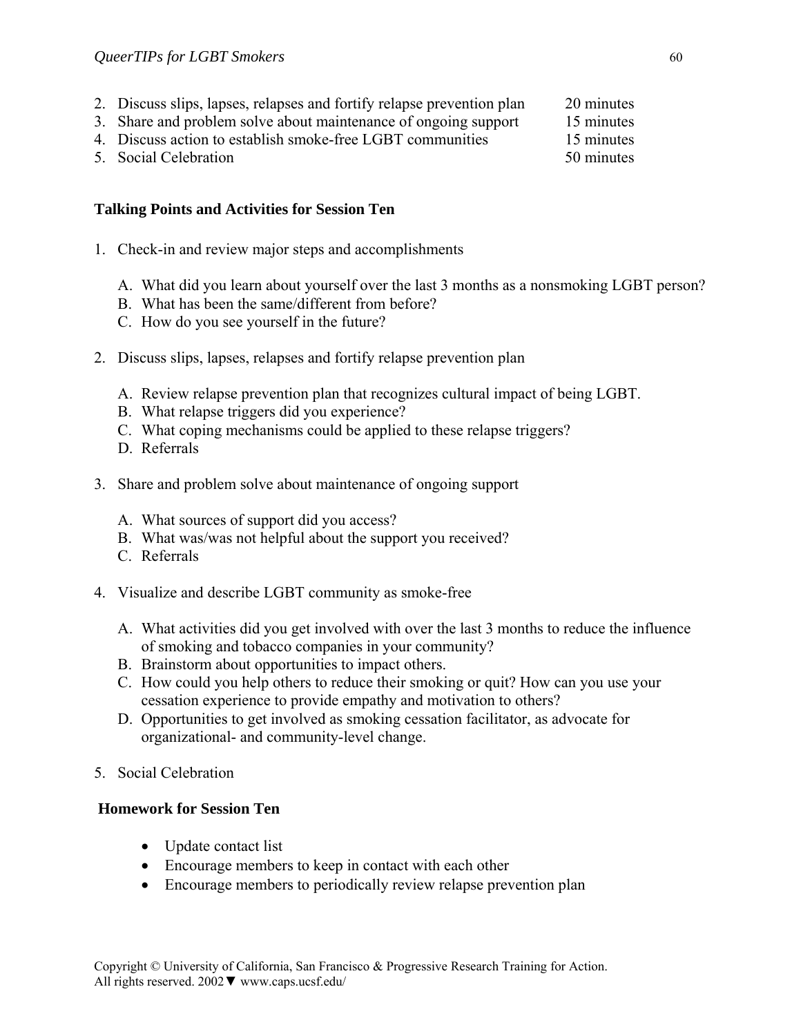2. Discuss slips, lapses, relapses and fortify relapse prevention plan 20 minutes
3. Share and problem solve about maintenance of ongoing support 15 minutes
4. Discuss action to establish smoke-free LGBT communities 15 minutes
5. Social Celebration 50 minutes

**Talking Points and Activities for Session Ten**

1. Check-in and review major steps and accomplishments

   A. What did you learn about yourself over the last 3 months as a nonsmoking LGBT person?
   B. What has been the same/different from before?
   C. How do you see yourself in the future?

2. Discuss slips, lapses, relapses and fortify relapse prevention plan

   A. Review relapse prevention plan that recognizes cultural impact of being LGBT.
   B. What relapse triggers did you experience?
   C. What coping mechanisms could be applied to these relapse triggers?
   D. Referrals

3. Share and problem solve about maintenance of ongoing support

   A. What sources of support did you access?
   B. What was/was not helpful about the support you received?
   C. Referrals

4. Visualize and describe LGBT community as smoke-free

   A. What activities did you get involved with over the last 3 months to reduce the influence of smoking and tobacco companies in your community?
   B. Brainstorm about opportunities to impact others.
   C. How could you help others to reduce their smoking or quit? How can you use your cessation experience to provide empathy and motivation to others?
   D. Opportunities to get involved as smoking cessation facilitator, as advocate for organizational- and community-level change.

5. Social Celebration

**Homework for Session Ten**

- Update contact list
- Encourage members to keep in contact with each other
- Encourage members to periodically review relapse prevention plan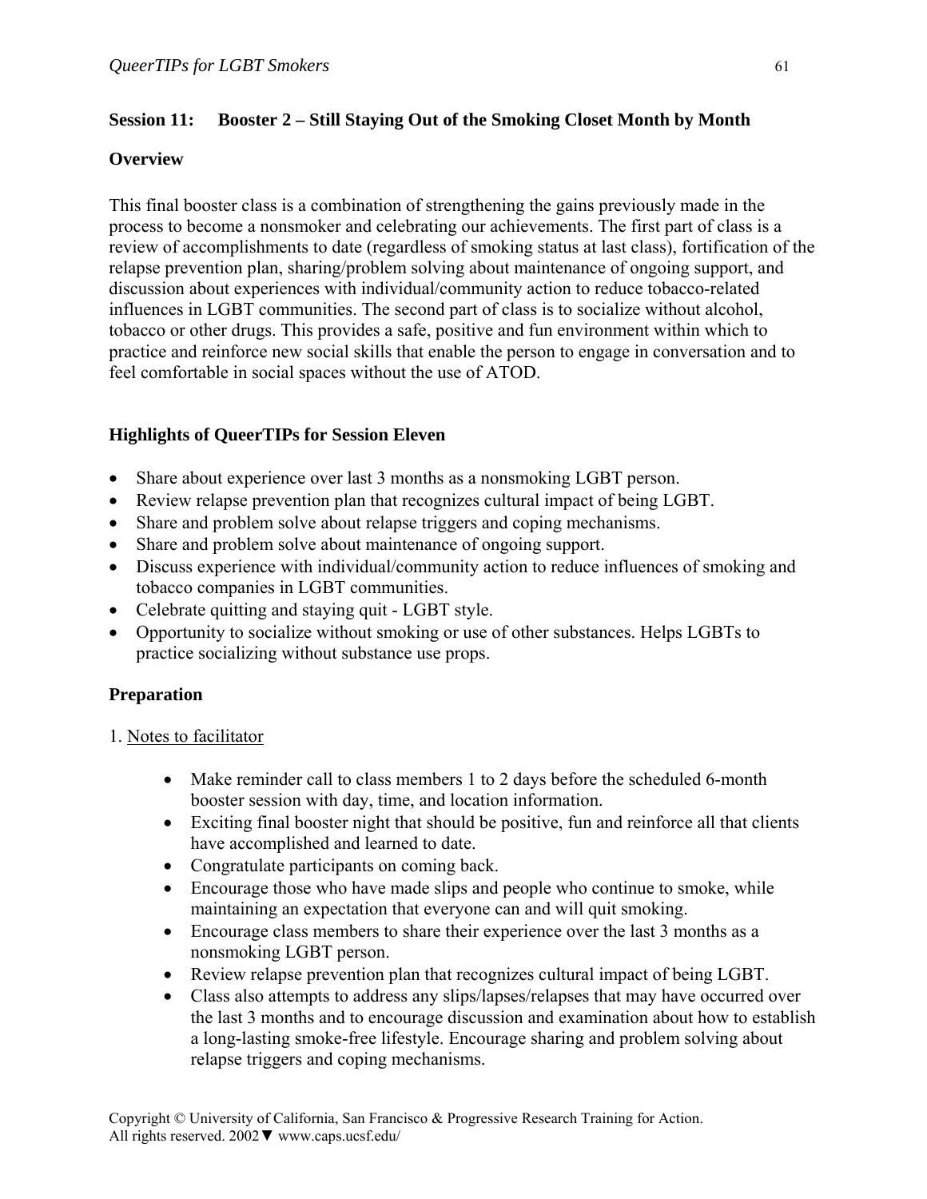**Session 11: Booster 2 – Still Staying Out of the Smoking Closet Month by Month**

**Overview**

This final booster class is a combination of strengthening the gains previously made in the process to become a nonsmoker and celebrating our achievements. The first part of class is a review of accomplishments to date (regardless of smoking status at last class), fortification of the relapse prevention plan, sharing/problem solving about maintenance of ongoing support, and discussion about experiences with individual/community action to reduce tobacco-related influences in LGBT communities. The second part of class is to socialize without alcohol, tobacco or other drugs. This provides a safe, positive and fun environment within which to practice and reinforce new social skills that enable the person to engage in conversation and to feel comfortable in social spaces without the use of ATOD.

**Highlights of QueerTIPs for Session Eleven**

- Share about experience over last 3 months as a nonsmoking LGBT person.
- Review relapse prevention plan that recognizes cultural impact of being LGBT.
- Share and problem solve about relapse triggers and coping mechanisms.
- Share and problem solve about maintenance of ongoing support.
- Discuss experience with individual/community action to reduce influences of smoking and tobacco companies in LGBT communities.
- Celebrate quitting and staying quit - LGBT style.
- Opportunity to socialize without smoking or use of other substances. Helps LGBTs to practice socializing without substance use props.

**Preparation**

1. Notes to facilitator

   - Make reminder call to class members 1 to 2 days before the scheduled 6-month booster session with day, time, and location information.
   - Exciting final booster night that should be positive, fun and reinforce all that clients have accomplished and learned to date.
   - Congratulate participants on coming back.
   - Encourage those who have made slips and people who continue to smoke, while maintaining an expectation that everyone can and will quit smoking.
   - Encourage class members to share their experience over the last 3 months as a nonsmoking LGBT person.
   - Review relapse prevention plan that recognizes cultural impact of being LGBT.
   - Class also attempts to address any slips/lapses/relapses that may have occurred over the last 3 months and to encourage discussion and examination about how to establish a long-lasting smoke-free lifestyle. Encourage sharing and problem solving about relapse triggers and coping mechanisms.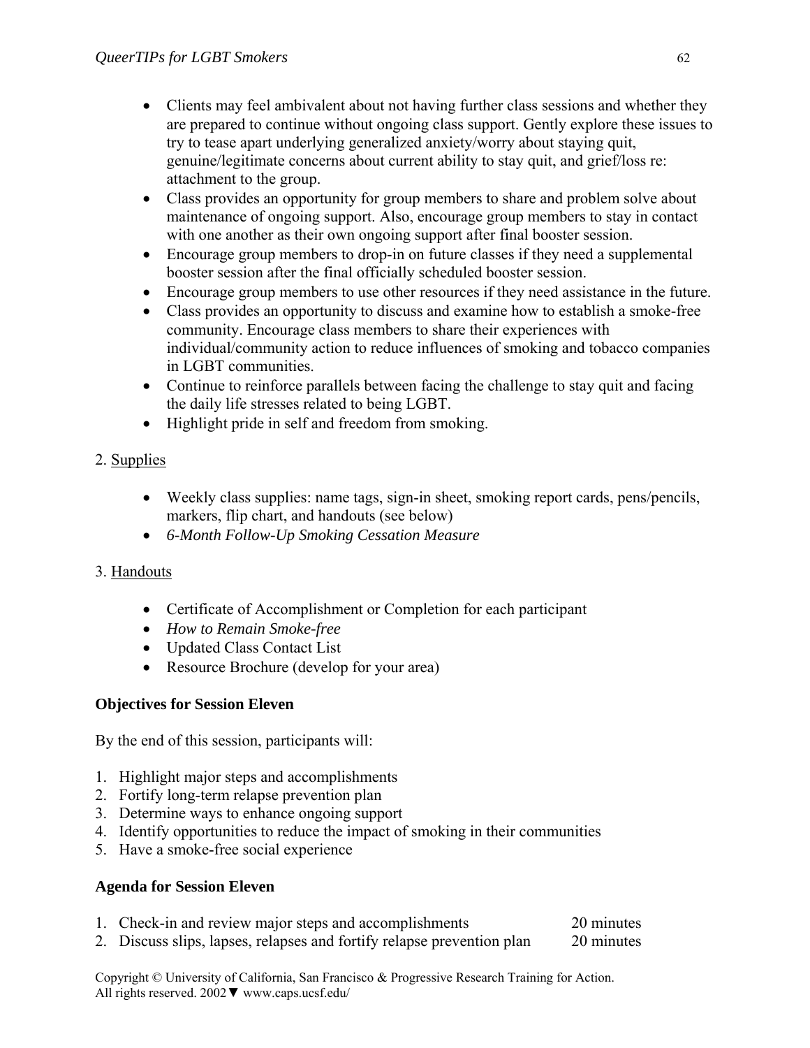- Clients may feel ambivalent about not having further class sessions and whether they are prepared to continue without ongoing class support. Gently explore these issues to try to tease apart underlying generalized anxiety/worry about staying quit, genuine/legitimate concerns about current ability to stay quit, and grief/loss re: attachment to the group.
- Class provides an opportunity for group members to share and problem solve about maintenance of ongoing support. Also, encourage group members to stay in contact with one another as their own ongoing support after final booster session.
- Encourage group members to drop-in on future classes if they need a supplemental booster session after the final officially scheduled booster session.
- Encourage group members to use other resources if they need assistance in the future.
- Class provides an opportunity to discuss and examine how to establish a smoke-free community. Encourage class members to share their experiences with individual/community action to reduce influences of smoking and tobacco companies in LGBT communities.
- Continue to reinforce parallels between facing the challenge to stay quit and facing the daily life stresses related to being LGBT.
- Highlight pride in self and freedom from smoking.

2. <u>Supplies</u>

- Weekly class supplies: name tags, sign-in sheet, smoking report cards, pens/pencils, markers, flip chart, and handouts (see below)
- *6-Month Follow-Up Smoking Cessation Measure*

3. <u>Handouts</u>

- Certificate of Accomplishment or Completion for each participant
- *How to Remain Smoke-free*
- Updated Class Contact List
- Resource Brochure (develop for your area)

**Objectives for Session Eleven**

By the end of this session, participants will:

1. Highlight major steps and accomplishments
2. Fortify long-term relapse prevention plan
3. Determine ways to enhance ongoing support
4. Identify opportunities to reduce the impact of smoking in their communities
5. Have a smoke-free social experience

**Agenda for Session Eleven**

1. Check-in and review major steps and accomplishments — 20 minutes
2. Discuss slips, lapses, relapses and fortify relapse prevention plan — 20 minutes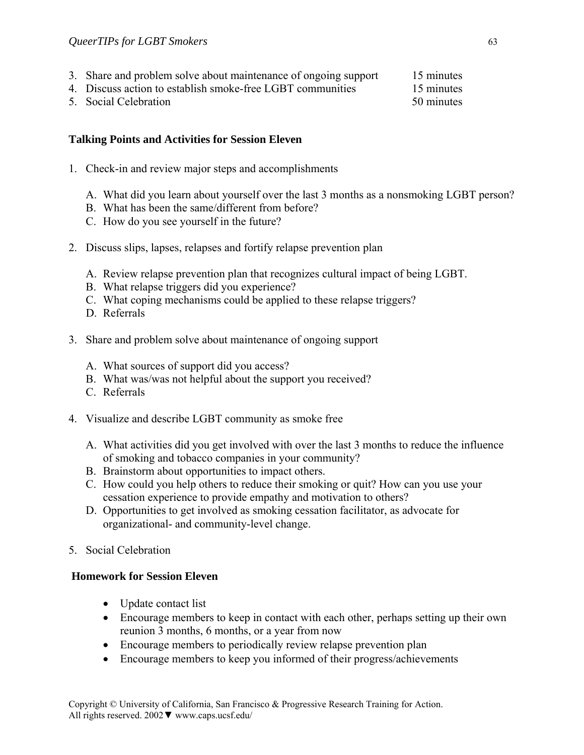3. Share and problem solve about maintenance of ongoing support 15 minutes
4. Discuss action to establish smoke-free LGBT communities 15 minutes
5. Social Celebration 50 minutes

**Talking Points and Activities for Session Eleven**

1. Check-in and review major steps and accomplishments

   A. What did you learn about yourself over the last 3 months as a nonsmoking LGBT person?
   B. What has been the same/different from before?
   C. How do you see yourself in the future?

2. Discuss slips, lapses, relapses and fortify relapse prevention plan

   A. Review relapse prevention plan that recognizes cultural impact of being LGBT.
   B. What relapse triggers did you experience?
   C. What coping mechanisms could be applied to these relapse triggers?
   D. Referrals

3. Share and problem solve about maintenance of ongoing support

   A. What sources of support did you access?
   B. What was/was not helpful about the support you received?
   C. Referrals

4. Visualize and describe LGBT community as smoke free

   A. What activities did you get involved with over the last 3 months to reduce the influence of smoking and tobacco companies in your community?
   B. Brainstorm about opportunities to impact others.
   C. How could you help others to reduce their smoking or quit? How can you use your cessation experience to provide empathy and motivation to others?
   D. Opportunities to get involved as smoking cessation facilitator, as advocate for organizational- and community-level change.

5. Social Celebration

**Homework for Session Eleven**

- Update contact list
- Encourage members to keep in contact with each other, perhaps setting up their own reunion 3 months, 6 months, or a year from now
- Encourage members to periodically review relapse prevention plan
- Encourage members to keep you informed of their progress/achievements